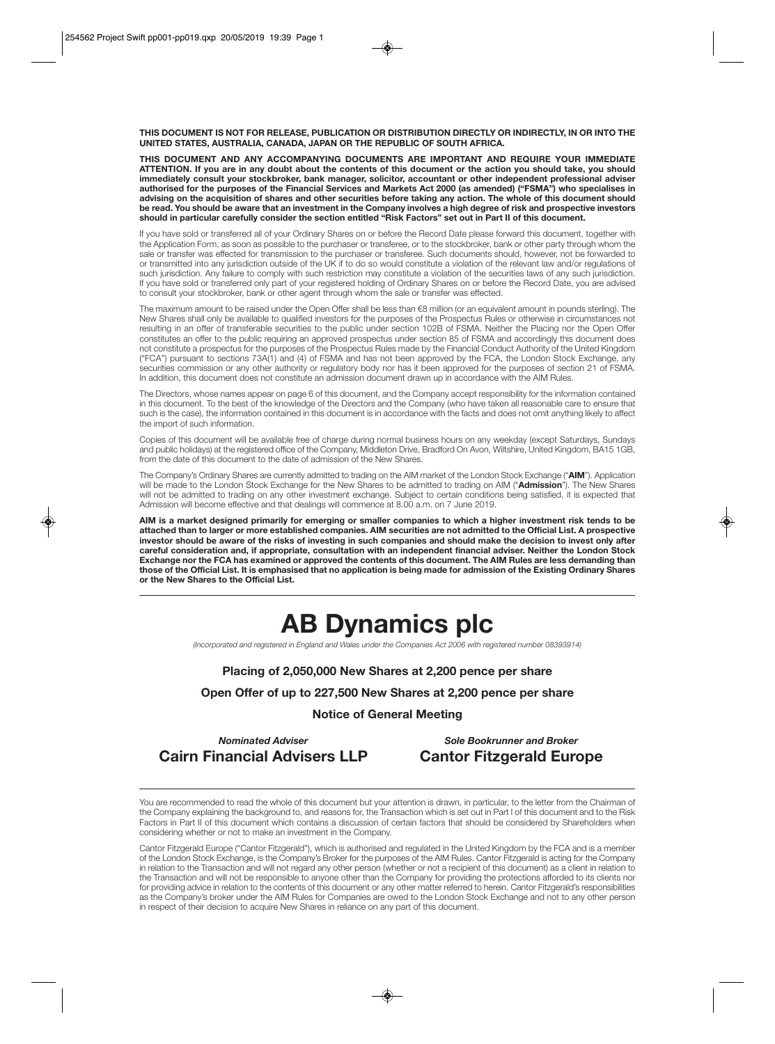**THIS DOCUMENT IS NOT FOR RELEASE, PUBLICATION OR DISTRIBUTION DIRECTLY OR INDIRECTLY, IN OR INTO THE UNITED STATES, AUSTRALIA, CANADA, JAPAN OR THE REPUBLIC OF SOUTH AFRICA.**

**THIS DOCUMENT AND ANY ACCOMPANYING DOCUMENTS ARE IMPORTANT AND REQUIRE YOUR IMMEDIATE ATTENTION. If you are in any doubt about the contents of this document or the action you should take, you should immediately consult your stockbroker, bank manager, solicitor, accountant or other independent professional adviser authorised for the purposes of the Financial Services and Markets Act 2000 (as amended) ("FSMA") who specialises in advising on the acquisition of shares and other securities before taking any action. The whole of this document should be read. You should be aware that an investment in the Company involves a high degree of risk and prospective investors should in particular carefully consider the section entitled "Risk Factors" set out in Part II of this document.**

If you have sold or transferred all of your Ordinary Shares on or before the Record Date please forward this document, together with the Application Form, as soon as possible to the purchaser or transferee, or to the stockbroker, bank or other party through whom the sale or transfer was effected for transmission to the purchaser or transferee. Such documents should, however, not be forwarded to or transmitted into any jurisdiction outside of the UK if to do so would constitute a violation of the relevant law and/or regulations of such jurisdiction. Any failure to comply with such restriction may constitute a violation of the securities laws of any such jurisdiction. If you have sold or transferred only part of your registered holding of Ordinary Shares on or before the Record Date, you are advised to consult your stockbroker, bank or other agent through whom the sale or transfer was effected.

The maximum amount to be raised under the Open Offer shall be less than €8 million (or an equivalent amount in pounds sterling). The New Shares shall only be available to qualified investors for the purposes of the Prospectus Rules or otherwise in circumstances not resulting in an offer of transferable securities to the public under section 102B of FSMA. Neither the Placing nor the Open Offer constitutes an offer to the public requiring an approved prospectus under section 85 of FSMA and accordingly this document does not constitute a prospectus for the purposes of the Prospectus Rules made by the Financial Conduct Authority of the United Kingdom ("FCA") pursuant to sections 73A(1) and (4) of FSMA and has not been approved by the FCA, the London Stock Exchange, any securities commission or any other authority or regulatory body nor has it been approved for the purposes of section 21 of FSMA. In addition, this document does not constitute an admission document drawn up in accordance with the AIM Rules.

The Directors, whose names appear on page 6 of this document, and the Company accept responsibility for the information contained in this document. To the best of the knowledge of the Directors and the Company (who have taken all reasonable care to ensure that such is the case), the information contained in this document is in accordance with the facts and does not omit anything likely to affect the import of such information.

Copies of this document will be available free of charge during normal business hours on any weekday (except Saturdays, Sundays and public holidays) at the registered office of the Company, Middleton Drive, Bradford On Avon, Wiltshire, United Kingdom, BA15 1GB, from the date of this document to the date of admission of the New Shares.

The Company's Ordinary Shares are currently admitted to trading on the AIM market of the London Stock Exchange ("**AIM**"). Application will be made to the London Stock Exchange for the New Shares to be admitted to trading on AIM ("**Admission**"). The New Shares will not be admitted to trading on any other investment exchange. Subject to certain conditions being satisfied, it is expected that Admission will become effective and that dealings will commence at 8.00 a.m. on 7 June 2019.

**AIM is a market designed primarily for emerging or smaller companies to which a higher investment risk tends to be attached than to larger or more established companies. AIM securities are not admitted to the Official List. A prospective investor should be aware of the risks of investing in such companies and should make the decision to invest only after careful consideration and, if appropriate, consultation with an independent financial adviser. Neither the London Stock Exchange nor the FCA has examined or approved the contents of this document. The AIM Rules are less demanding than those of the Official List. It is emphasised that no application is being made for admission of the Existing Ordinary Shares or the New Shares to the Official List.**

# AB Dynamics plc

*(Incorporated and registered in England and Wales under the Companies Act 2006 with registered number 08393914)*

**Placing of 2,050,000 New Shares at 2,200 pence per share**

**Open Offer of up to 227,500 New Shares at 2,200 pence per share**

**Notice of General Meeting**

| *Nominated Adviser* | *Sole Bookrunner and Broker* |
|---|---|
| **Cairn Financial Advisers LLP** | **Cantor Fitzgerald Europe** |

You are recommended to read the whole of this document but your attention is drawn, in particular, to the letter from the Chairman of the Company explaining the background to, and reasons for, the Transaction which is set out in Part I of this document and to the Risk Factors in Part II of this document which contains a discussion of certain factors that should be considered by Shareholders when considering whether or not to make an investment in the Company.

Cantor Fitzgerald Europe ("Cantor Fitzgerald"), which is authorised and regulated in the United Kingdom by the FCA and is a member of the London Stock Exchange, is the Company's Broker for the purposes of the AIM Rules. Cantor Fitzgerald is acting for the Company in relation to the Transaction and will not regard any other person (whether or not a recipient of this document) as a client in relation to the Transaction and will not be responsible to anyone other than the Company for providing the protections afforded to its clients nor for providing advice in relation to the contents of this document or any other matter referred to herein. Cantor Fitzgerald's responsibilities as the Company's broker under the AIM Rules for Companies are owed to the London Stock Exchange and not to any other person in respect of their decision to acquire New Shares in reliance on any part of this document.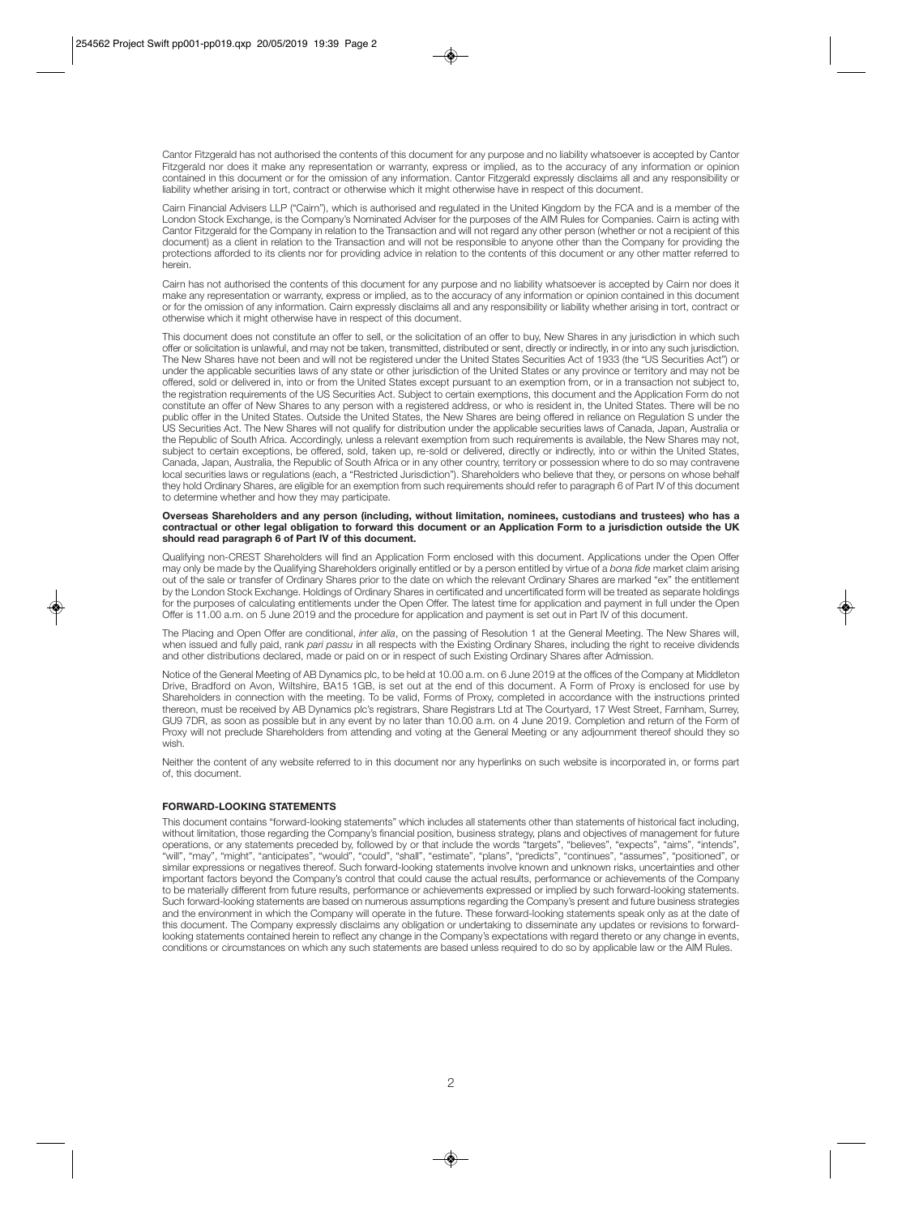Cantor Fitzgerald has not authorised the contents of this document for any purpose and no liability whatsoever is accepted by Cantor Fitzgerald nor does it make any representation or warranty, express or implied, as to the accuracy of any information or opinion contained in this document or for the omission of any information. Cantor Fitzgerald expressly disclaims all and any responsibility or liability whether arising in tort, contract or otherwise which it might otherwise have in respect of this document.

Cairn Financial Advisers LLP ("Cairn"), which is authorised and regulated in the United Kingdom by the FCA and is a member of the London Stock Exchange, is the Company's Nominated Adviser for the purposes of the AIM Rules for Companies. Cairn is acting with Cantor Fitzgerald for the Company in relation to the Transaction and will not regard any other person (whether or not a recipient of this document) as a client in relation to the Transaction and will not be responsible to anyone other than the Company for providing the protections afforded to its clients nor for providing advice in relation to the contents of this document or any other matter referred to herein.

Cairn has not authorised the contents of this document for any purpose and no liability whatsoever is accepted by Cairn nor does it make any representation or warranty, express or implied, as to the accuracy of any information or opinion contained in this document or for the omission of any information. Cairn expressly disclaims all and any responsibility or liability whether arising in tort, contract or otherwise which it might otherwise have in respect of this document.

This document does not constitute an offer to sell, or the solicitation of an offer to buy, New Shares in any jurisdiction in which such offer or solicitation is unlawful, and may not be taken, transmitted, distributed or sent, directly or indirectly, in or into any such jurisdiction. The New Shares have not been and will not be registered under the United States Securities Act of 1933 (the "US Securities Act") or under the applicable securities laws of any state or other jurisdiction of the United States or any province or territory and may not be offered, sold or delivered in, into or from the United States except pursuant to an exemption from, or in a transaction not subject to, the registration requirements of the US Securities Act. Subject to certain exemptions, this document and the Application Form do not constitute an offer of New Shares to any person with a registered address, or who is resident in, the United States. There will be no public offer in the United States. Outside the United States, the New Shares are being offered in reliance on Regulation S under the US Securities Act. The New Shares will not qualify for distribution under the applicable securities laws of Canada, Japan, Australia or the Republic of South Africa. Accordingly, unless a relevant exemption from such requirements is available, the New Shares may not, subject to certain exceptions, be offered, sold, taken up, re-sold or delivered, directly or indirectly, into or within the United States, Canada, Japan, Australia, the Republic of South Africa or in any other country, territory or possession where to do so may contravene local securities laws or regulations (each, a "Restricted Jurisdiction"). Shareholders who believe that they, or persons on whose behalf they hold Ordinary Shares, are eligible for an exemption from such requirements should refer to paragraph 6 of Part IV of this document to determine whether and how they may participate.

**Overseas Shareholders and any person (including, without limitation, nominees, custodians and trustees) who has a contractual or other legal obligation to forward this document or an Application Form to a jurisdiction outside the UK should read paragraph 6 of Part IV of this document.**

Qualifying non-CREST Shareholders will find an Application Form enclosed with this document. Applications under the Open Offer may only be made by the Qualifying Shareholders originally entitled or by a person entitled by virtue of a *bona fide* market claim arising out of the sale or transfer of Ordinary Shares prior to the date on which the relevant Ordinary Shares are marked "ex" the entitlement by the London Stock Exchange. Holdings of Ordinary Shares in certificated and uncertificated form will be treated as separate holdings for the purposes of calculating entitlements under the Open Offer. The latest time for application and payment in full under the Open Offer is 11.00 a.m. on 5 June 2019 and the procedure for application and payment is set out in Part IV of this document.

The Placing and Open Offer are conditional, *inter alia*, on the passing of Resolution 1 at the General Meeting. The New Shares will, when issued and fully paid, rank *pari passu* in all respects with the Existing Ordinary Shares, including the right to receive dividends and other distributions declared, made or paid on or in respect of such Existing Ordinary Shares after Admission.

Notice of the General Meeting of AB Dynamics plc, to be held at 10.00 a.m. on 6 June 2019 at the offices of the Company at Middleton Drive, Bradford on Avon, Wiltshire, BA15 1GB, is set out at the end of this document. A Form of Proxy is enclosed for use by Shareholders in connection with the meeting. To be valid, Forms of Proxy, completed in accordance with the instructions printed thereon, must be received by AB Dynamics plc's registrars, Share Registrars Ltd at The Courtyard, 17 West Street, Farnham, Surrey, GU9 7DR, as soon as possible but in any event by no later than 10.00 a.m. on 4 June 2019. Completion and return of the Form of Proxy will not preclude Shareholders from attending and voting at the General Meeting or any adjournment thereof should they so wish.

Neither the content of any website referred to in this document nor any hyperlinks on such website is incorporated in, or forms part of, this document.

**FORWARD-LOOKING STATEMENTS**

This document contains "forward-looking statements" which includes all statements other than statements of historical fact including, without limitation, those regarding the Company's financial position, business strategy, plans and objectives of management for future operations, or any statements preceded by, followed by or that include the words "targets", "believes", "expects", "aims", "intends", "will", "may", "might", "anticipates", "would", "could", "shall", "estimate", "plans", "predicts", "continues", "assumes", "positioned", or similar expressions or negatives thereof. Such forward-looking statements involve known and unknown risks, uncertainties and other important factors beyond the Company's control that could cause the actual results, performance or achievements of the Company to be materially different from future results, performance or achievements expressed or implied by such forward-looking statements. Such forward-looking statements are based on numerous assumptions regarding the Company's present and future business strategies and the environment in which the Company will operate in the future. These forward-looking statements speak only as at the date of this document. The Company expressly disclaims any obligation or undertaking to disseminate any updates or revisions to forward-looking statements contained herein to reflect any change in the Company's expectations with regard thereto or any change in events, conditions or circumstances on which any such statements are based unless required to do so by applicable law or the AIM Rules.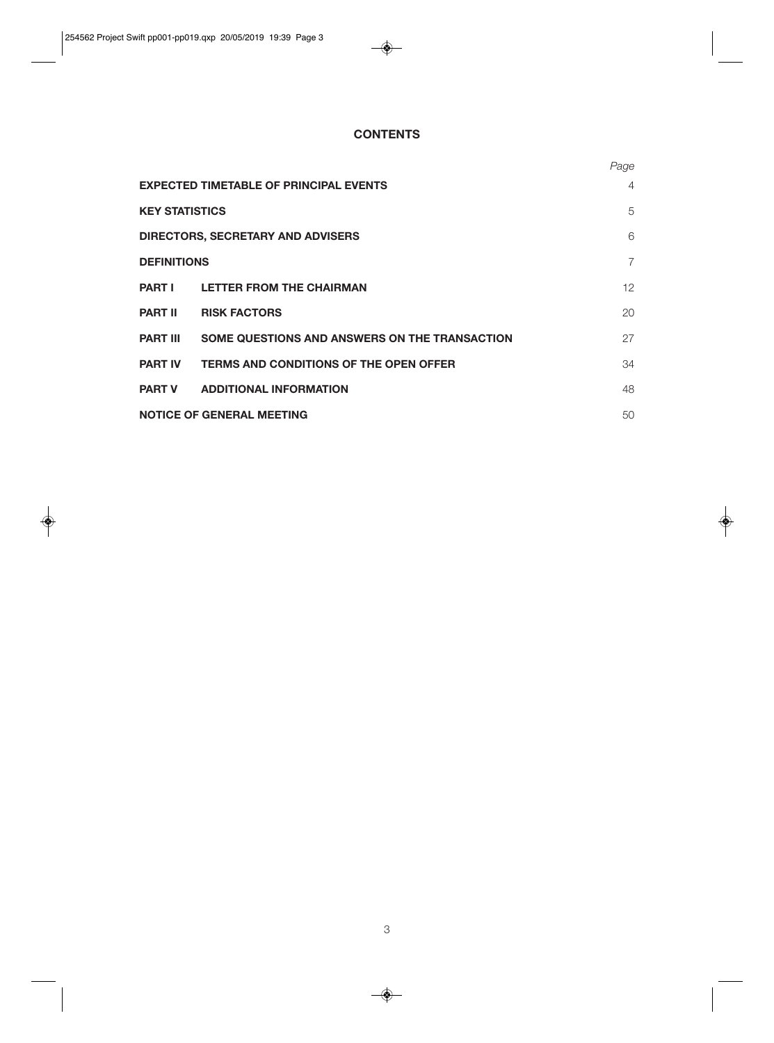# CONTENTS

| | | Page |
|---|---|---|
| **EXPECTED TIMETABLE OF PRINCIPAL EVENTS** | | 4 |
| **KEY STATISTICS** | | 5 |
| **DIRECTORS, SECRETARY AND ADVISERS** | | 6 |
| **DEFINITIONS** | | 7 |
| **PART I** | **LETTER FROM THE CHAIRMAN** | 12 |
| **PART II** | **RISK FACTORS** | 20 |
| **PART III** | **SOME QUESTIONS AND ANSWERS ON THE TRANSACTION** | 27 |
| **PART IV** | **TERMS AND CONDITIONS OF THE OPEN OFFER** | 34 |
| **PART V** | **ADDITIONAL INFORMATION** | 48 |
| **NOTICE OF GENERAL MEETING** | | 50 |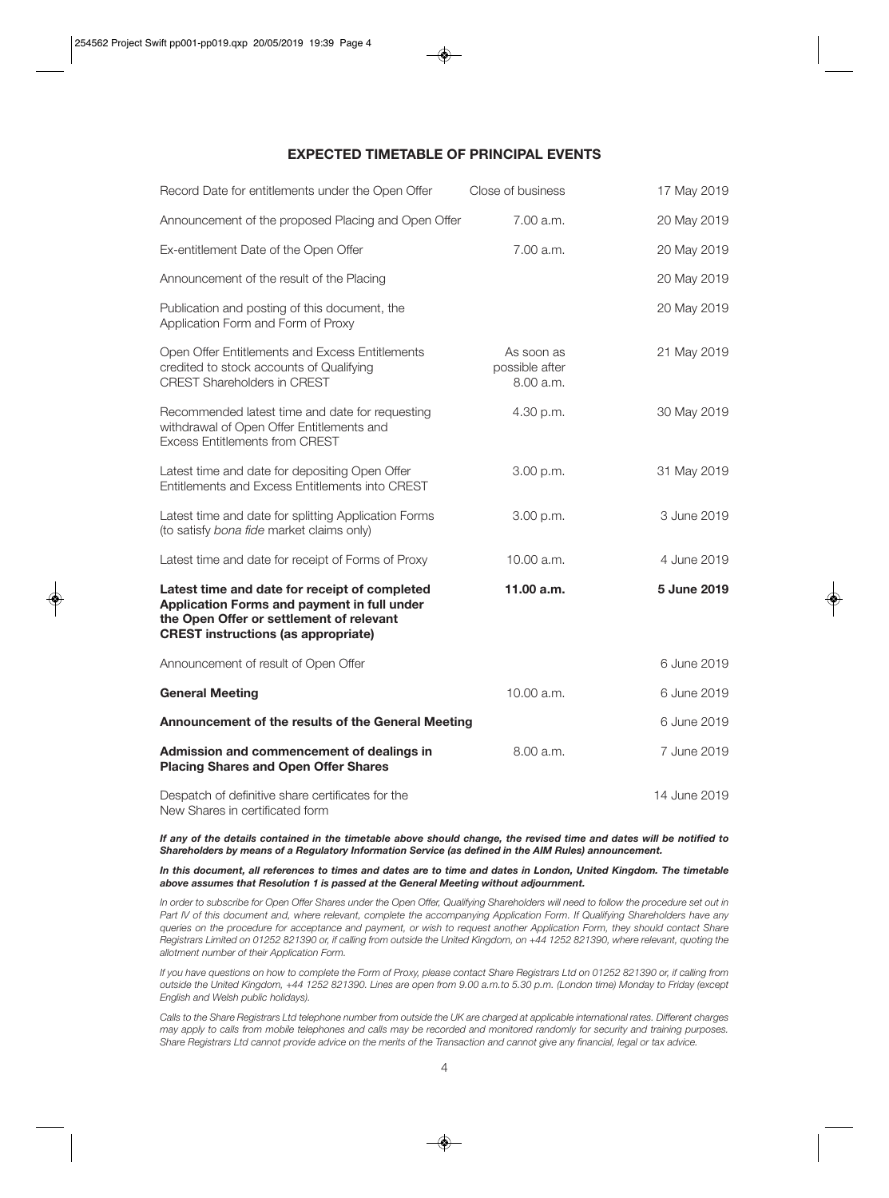## EXPECTED TIMETABLE OF PRINCIPAL EVENTS

| Event | Time | Date |
|---|---|---|
| Record Date for entitlements under the Open Offer | Close of business | 17 May 2019 |
| Announcement of the proposed Placing and Open Offer | 7.00 a.m. | 20 May 2019 |
| Ex-entitlement Date of the Open Offer | 7.00 a.m. | 20 May 2019 |
| Announcement of the result of the Placing | | 20 May 2019 |
| Publication and posting of this document, the Application Form and Form of Proxy | | 20 May 2019 |
| Open Offer Entitlements and Excess Entitlements credited to stock accounts of Qualifying CREST Shareholders in CREST | As soon as possible after 8.00 a.m. | 21 May 2019 |
| Recommended latest time and date for requesting withdrawal of Open Offer Entitlements and Excess Entitlements from CREST | 4.30 p.m. | 30 May 2019 |
| Latest time and date for depositing Open Offer Entitlements and Excess Entitlements into CREST | 3.00 p.m. | 31 May 2019 |
| Latest time and date for splitting Application Forms (to satisfy *bona fide* market claims only) | 3.00 p.m. | 3 June 2019 |
| Latest time and date for receipt of Forms of Proxy | 10.00 a.m. | 4 June 2019 |
| **Latest time and date for receipt of completed Application Forms and payment in full under the Open Offer or settlement of relevant CREST instructions (as appropriate)** | **11.00 a.m.** | **5 June 2019** |
| Announcement of result of Open Offer | | 6 June 2019 |
| **General Meeting** | 10.00 a.m. | 6 June 2019 |
| **Announcement of the results of the General Meeting** | | 6 June 2019 |
| **Admission and commencement of dealings in Placing Shares and Open Offer Shares** | 8.00 a.m. | 7 June 2019 |
| Despatch of definitive share certificates for the New Shares in certificated form | | 14 June 2019 |

***If any of the details contained in the timetable above should change, the revised time and dates will be notified to Shareholders by means of a Regulatory Information Service (as defined in the AIM Rules) announcement.***

***In this document, all references to times and dates are to time and dates in London, United Kingdom. The timetable above assumes that Resolution 1 is passed at the General Meeting without adjournment.***

*In order to subscribe for Open Offer Shares under the Open Offer, Qualifying Shareholders will need to follow the procedure set out in Part IV of this document and, where relevant, complete the accompanying Application Form. If Qualifying Shareholders have any queries on the procedure for acceptance and payment, or wish to request another Application Form, they should contact Share Registrars Limited on 01252 821390 or, if calling from outside the United Kingdom, on +44 1252 821390, where relevant, quoting the allotment number of their Application Form.*

*If you have questions on how to complete the Form of Proxy, please contact Share Registrars Ltd on 01252 821390 or, if calling from outside the United Kingdom, +44 1252 821390. Lines are open from 9.00 a.m.to 5.30 p.m. (London time) Monday to Friday (except English and Welsh public holidays).*

*Calls to the Share Registrars Ltd telephone number from outside the UK are charged at applicable international rates. Different charges may apply to calls from mobile telephones and calls may be recorded and monitored randomly for security and training purposes. Share Registrars Ltd cannot provide advice on the merits of the Transaction and cannot give any financial, legal or tax advice.*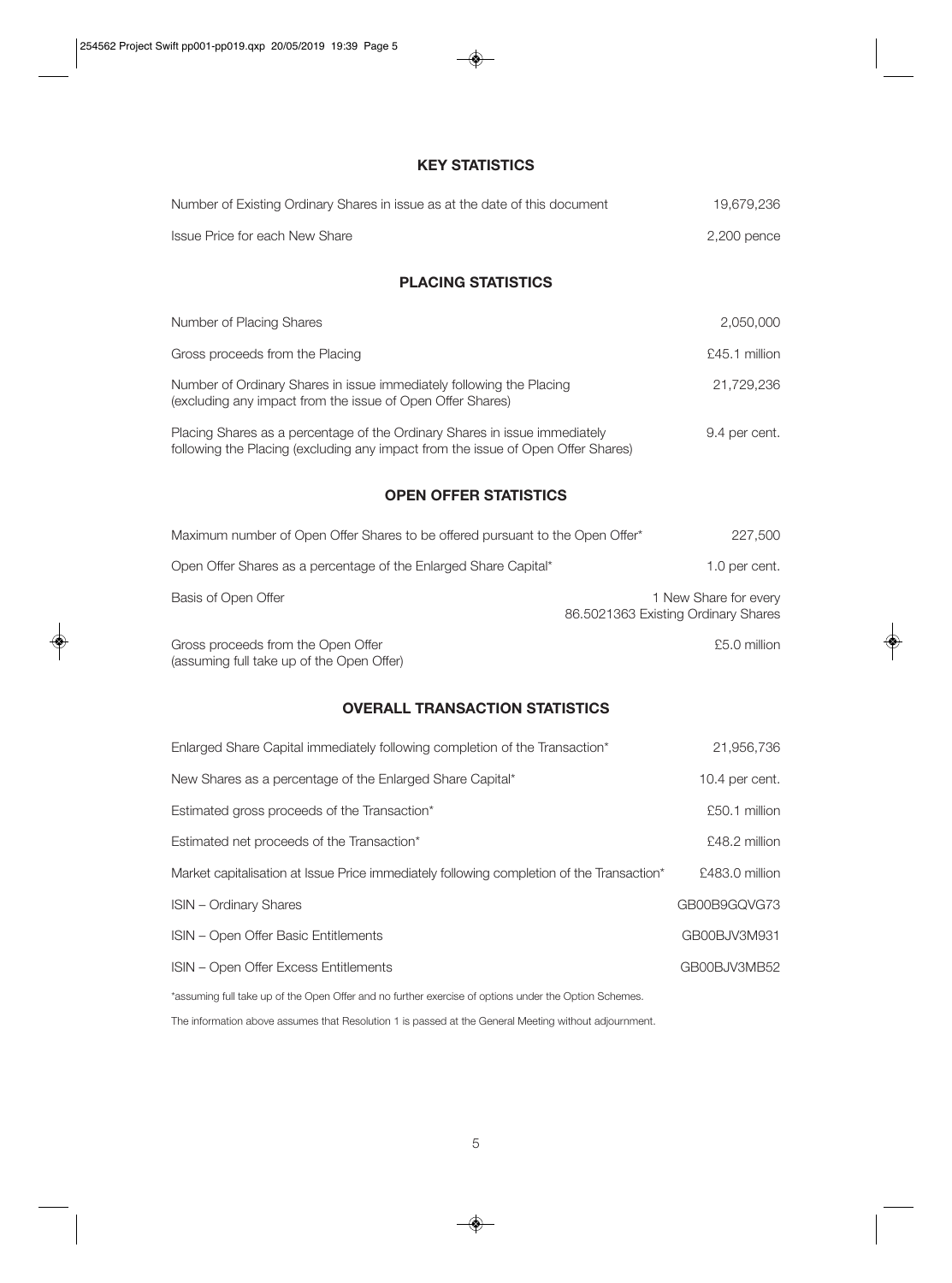## KEY STATISTICS

| | |
|---|---|
| Number of Existing Ordinary Shares in issue as at the date of this document | 19,679,236 |
| Issue Price for each New Share | 2,200 pence |

## PLACING STATISTICS

| | |
|---|---|
| Number of Placing Shares | 2,050,000 |
| Gross proceeds from the Placing | £45.1 million |
| Number of Ordinary Shares in issue immediately following the Placing (excluding any impact from the issue of Open Offer Shares) | 21,729,236 |
| Placing Shares as a percentage of the Ordinary Shares in issue immediately following the Placing (excluding any impact from the issue of Open Offer Shares) | 9.4 per cent. |

## OPEN OFFER STATISTICS

| | |
|---|---|
| Maximum number of Open Offer Shares to be offered pursuant to the Open Offer* | 227,500 |
| Open Offer Shares as a percentage of the Enlarged Share Capital* | 1.0 per cent. |
| Basis of Open Offer | 1 New Share for every 86.5021363 Existing Ordinary Shares |
| Gross proceeds from the Open Offer (assuming full take up of the Open Offer) | £5.0 million |

## OVERALL TRANSACTION STATISTICS

| | |
|---|---|
| Enlarged Share Capital immediately following completion of the Transaction* | 21,956,736 |
| New Shares as a percentage of the Enlarged Share Capital* | 10.4 per cent. |
| Estimated gross proceeds of the Transaction* | £50.1 million |
| Estimated net proceeds of the Transaction* | £48.2 million |
| Market capitalisation at Issue Price immediately following completion of the Transaction* | £483.0 million |
| ISIN – Ordinary Shares | GB00B9GQVG73 |
| ISIN – Open Offer Basic Entitlements | GB00BJV3M931 |
| ISIN – Open Offer Excess Entitlements | GB00BJV3MB52 |

*assuming full take up of the Open Offer and no further exercise of options under the Option Schemes.

The information above assumes that Resolution 1 is passed at the General Meeting without adjournment.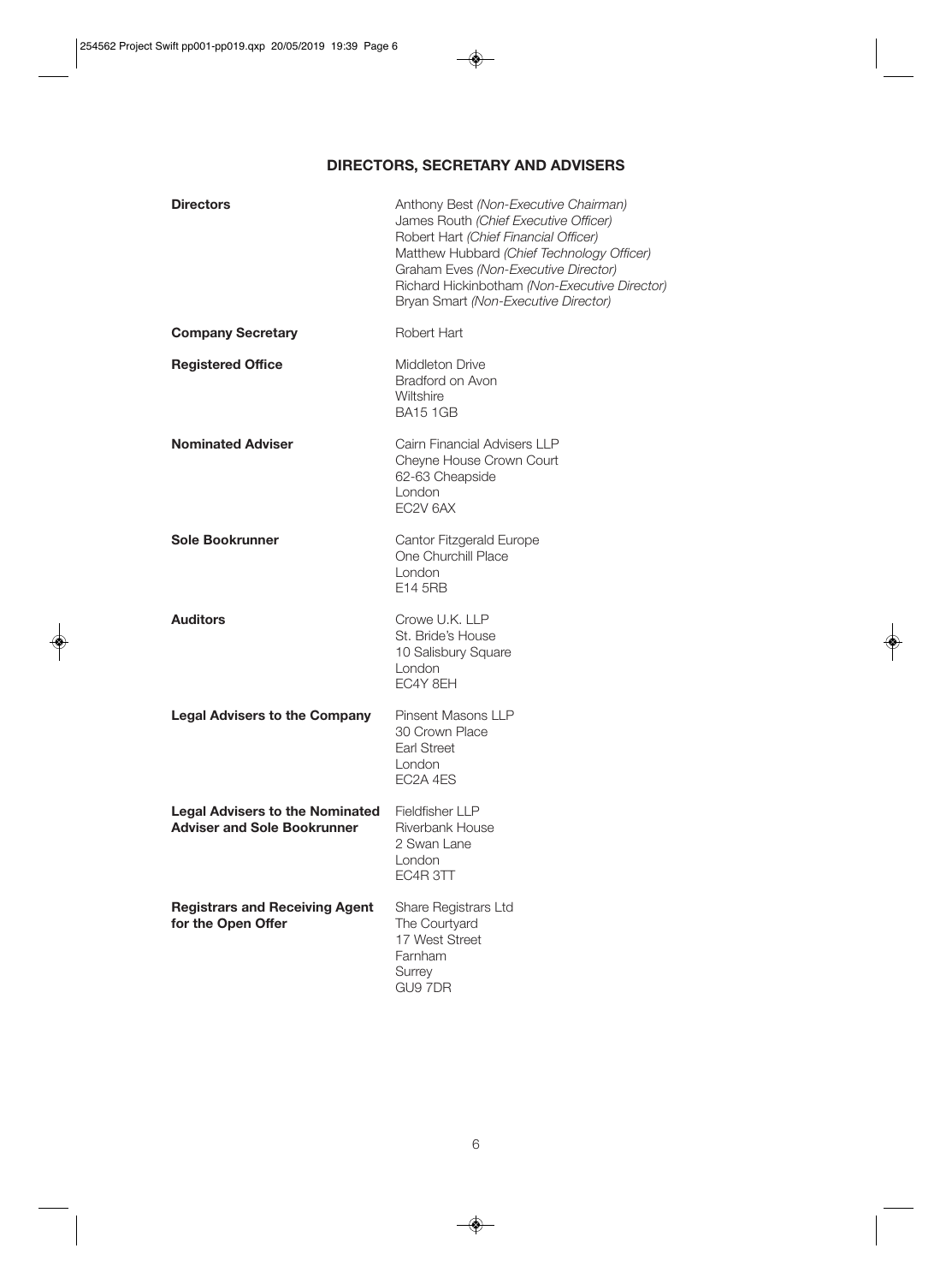## DIRECTORS, SECRETARY AND ADVISERS

| | |
|---|---|
| **Directors** | Anthony Best *(Non-Executive Chairman)*<br>James Routh *(Chief Executive Officer)*<br>Robert Hart *(Chief Financial Officer)*<br>Matthew Hubbard *(Chief Technology Officer)*<br>Graham Eves *(Non-Executive Director)*<br>Richard Hickinbotham *(Non-Executive Director)*<br>Bryan Smart *(Non-Executive Director)* |
| **Company Secretary** | Robert Hart |
| **Registered Office** | Middleton Drive<br>Bradford on Avon<br>Wiltshire<br>BA15 1GB |
| **Nominated Adviser** | Cairn Financial Advisers LLP<br>Cheyne House Crown Court<br>62-63 Cheapside<br>London<br>EC2V 6AX |
| **Sole Bookrunner** | Cantor Fitzgerald Europe<br>One Churchill Place<br>London<br>E14 5RB |
| **Auditors** | Crowe U.K. LLP<br>St. Bride's House<br>10 Salisbury Square<br>London<br>EC4Y 8EH |
| **Legal Advisers to the Company** | Pinsent Masons LLP<br>30 Crown Place<br>Earl Street<br>London<br>EC2A 4ES |
| **Legal Advisers to the Nominated Adviser and Sole Bookrunner** | Fieldfisher LLP<br>Riverbank House<br>2 Swan Lane<br>London<br>EC4R 3TT |
| **Registrars and Receiving Agent for the Open Offer** | Share Registrars Ltd<br>The Courtyard<br>17 West Street<br>Farnham<br>Surrey<br>GU9 7DR |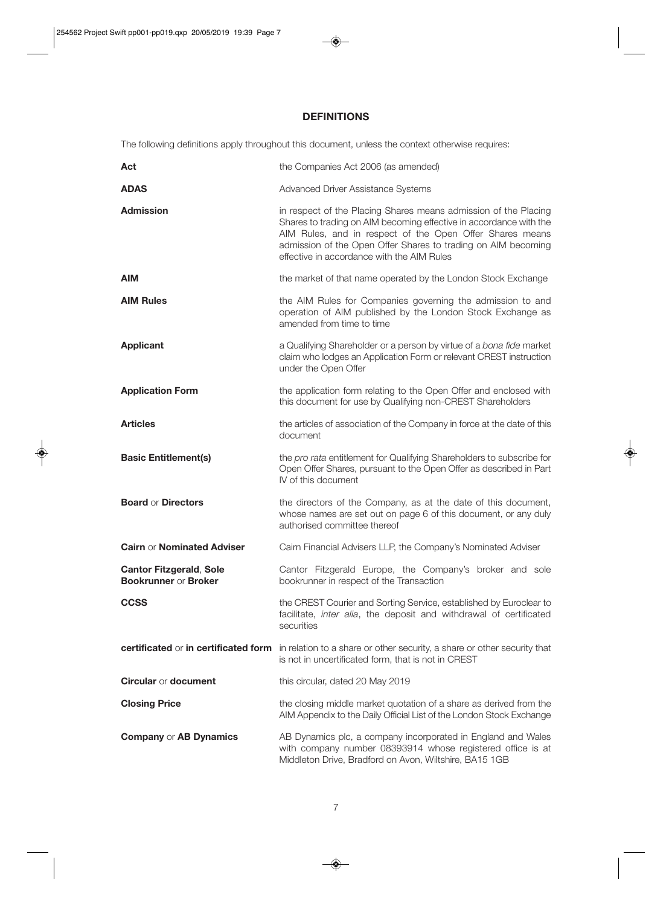## DEFINITIONS

The following definitions apply throughout this document, unless the context otherwise requires:

| | |
|---|---|
| **Act** | the Companies Act 2006 (as amended) |
| **ADAS** | Advanced Driver Assistance Systems |
| **Admission** | in respect of the Placing Shares means admission of the Placing Shares to trading on AIM becoming effective in accordance with the AIM Rules, and in respect of the Open Offer Shares means admission of the Open Offer Shares to trading on AIM becoming effective in accordance with the AIM Rules |
| **AIM** | the market of that name operated by the London Stock Exchange |
| **AIM Rules** | the AIM Rules for Companies governing the admission to and operation of AIM published by the London Stock Exchange as amended from time to time |
| **Applicant** | a Qualifying Shareholder or a person by virtue of a *bona fide* market claim who lodges an Application Form or relevant CREST instruction under the Open Offer |
| **Application Form** | the application form relating to the Open Offer and enclosed with this document for use by Qualifying non-CREST Shareholders |
| **Articles** | the articles of association of the Company in force at the date of this document |
| **Basic Entitlement(s)** | the *pro rata* entitlement for Qualifying Shareholders to subscribe for Open Offer Shares, pursuant to the Open Offer as described in Part IV of this document |
| **Board** or **Directors** | the directors of the Company, as at the date of this document, whose names are set out on page 6 of this document, or any duly authorised committee thereof |
| **Cairn** or **Nominated Adviser** | Cairn Financial Advisers LLP, the Company's Nominated Adviser |
| **Cantor Fitzgerald**, **Sole Bookrunner** or **Broker** | Cantor Fitzgerald Europe, the Company's broker and sole bookrunner in respect of the Transaction |
| **CCSS** | the CREST Courier and Sorting Service, established by Euroclear to facilitate, *inter alia*, the deposit and withdrawal of certificated securities |
| **certificated** or **in certificated form** | in relation to a share or other security, a share or other security that is not in uncertificated form, that is not in CREST |
| **Circular** or **document** | this circular, dated 20 May 2019 |
| **Closing Price** | the closing middle market quotation of a share as derived from the AIM Appendix to the Daily Official List of the London Stock Exchange |
| **Company** or **AB Dynamics** | AB Dynamics plc, a company incorporated in England and Wales with company number 08393914 whose registered office is at Middleton Drive, Bradford on Avon, Wiltshire, BA15 1GB |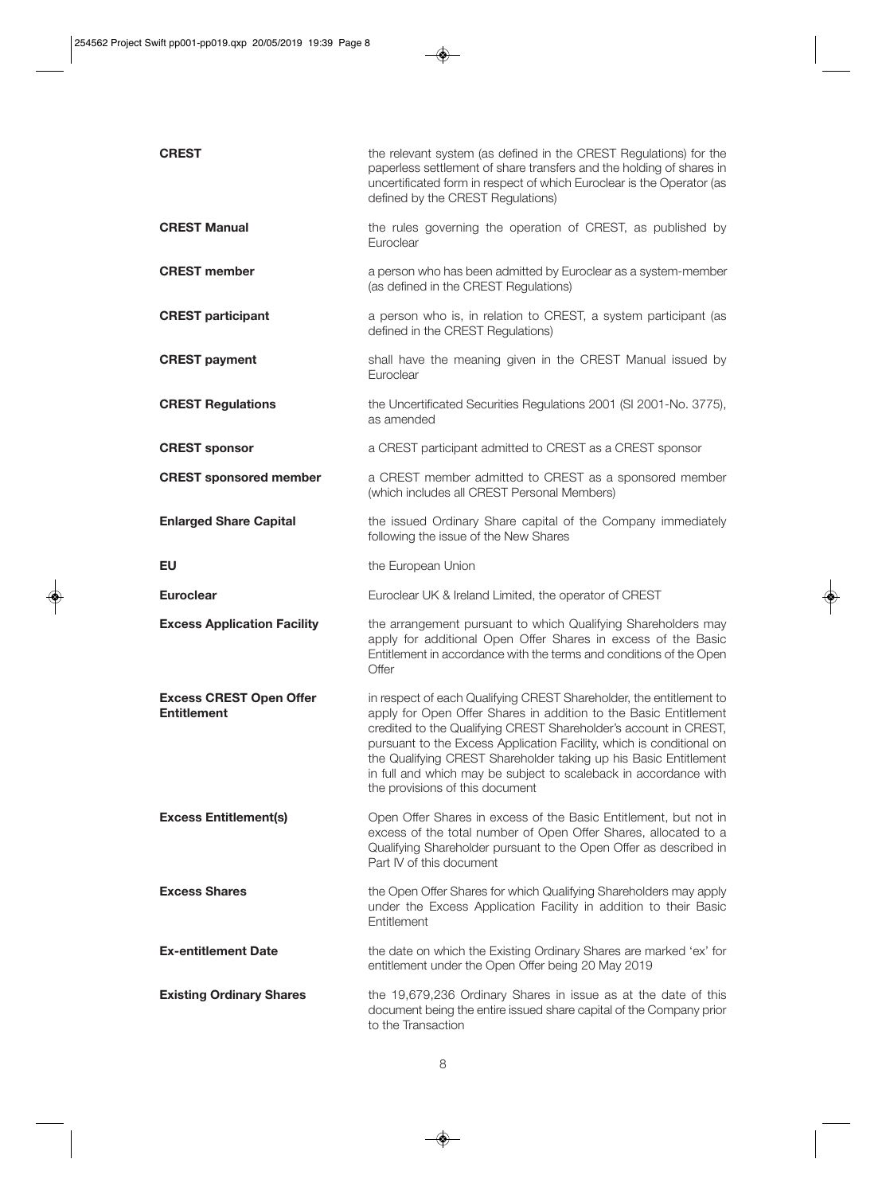| | |
|---|---|
| **CREST** | the relevant system (as defined in the CREST Regulations) for the paperless settlement of share transfers and the holding of shares in uncertificated form in respect of which Euroclear is the Operator (as defined by the CREST Regulations) |
| **CREST Manual** | the rules governing the operation of CREST, as published by Euroclear |
| **CREST member** | a person who has been admitted by Euroclear as a system-member (as defined in the CREST Regulations) |
| **CREST participant** | a person who is, in relation to CREST, a system participant (as defined in the CREST Regulations) |
| **CREST payment** | shall have the meaning given in the CREST Manual issued by Euroclear |
| **CREST Regulations** | the Uncertificated Securities Regulations 2001 (SI 2001-No. 3775), as amended |
| **CREST sponsor** | a CREST participant admitted to CREST as a CREST sponsor |
| **CREST sponsored member** | a CREST member admitted to CREST as a sponsored member (which includes all CREST Personal Members) |
| **Enlarged Share Capital** | the issued Ordinary Share capital of the Company immediately following the issue of the New Shares |
| **EU** | the European Union |
| **Euroclear** | Euroclear UK & Ireland Limited, the operator of CREST |
| **Excess Application Facility** | the arrangement pursuant to which Qualifying Shareholders may apply for additional Open Offer Shares in excess of the Basic Entitlement in accordance with the terms and conditions of the Open Offer |
| **Excess CREST Open Offer Entitlement** | in respect of each Qualifying CREST Shareholder, the entitlement to apply for Open Offer Shares in addition to the Basic Entitlement credited to the Qualifying CREST Shareholder's account in CREST, pursuant to the Excess Application Facility, which is conditional on the Qualifying CREST Shareholder taking up his Basic Entitlement in full and which may be subject to scaleback in accordance with the provisions of this document |
| **Excess Entitlement(s)** | Open Offer Shares in excess of the Basic Entitlement, but not in excess of the total number of Open Offer Shares, allocated to a Qualifying Shareholder pursuant to the Open Offer as described in Part IV of this document |
| **Excess Shares** | the Open Offer Shares for which Qualifying Shareholders may apply under the Excess Application Facility in addition to their Basic Entitlement |
| **Ex-entitlement Date** | the date on which the Existing Ordinary Shares are marked 'ex' for entitlement under the Open Offer being 20 May 2019 |
| **Existing Ordinary Shares** | the 19,679,236 Ordinary Shares in issue as at the date of this document being the entire issued share capital of the Company prior to the Transaction |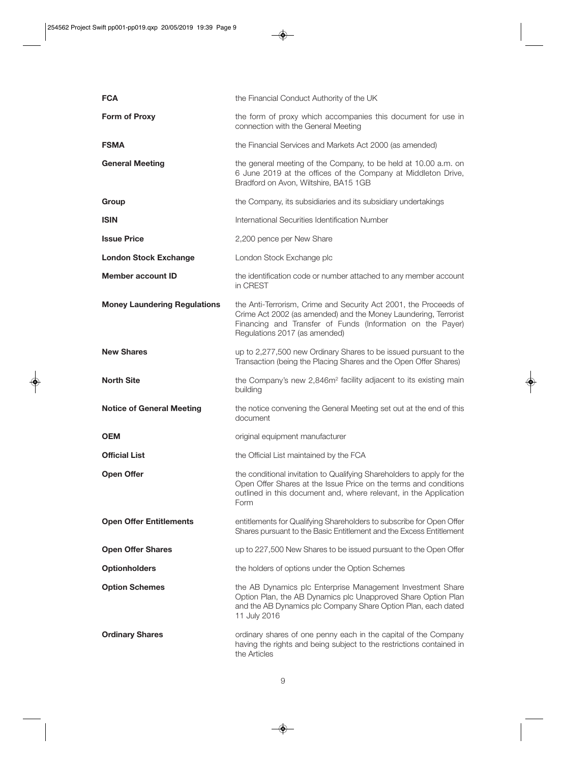| | |
|---|---|
| **FCA** | the Financial Conduct Authority of the UK |
| **Form of Proxy** | the form of proxy which accompanies this document for use in connection with the General Meeting |
| **FSMA** | the Financial Services and Markets Act 2000 (as amended) |
| **General Meeting** | the general meeting of the Company, to be held at 10.00 a.m. on 6 June 2019 at the offices of the Company at Middleton Drive, Bradford on Avon, Wiltshire, BA15 1GB |
| **Group** | the Company, its subsidiaries and its subsidiary undertakings |
| **ISIN** | International Securities Identification Number |
| **Issue Price** | 2,200 pence per New Share |
| **London Stock Exchange** | London Stock Exchange plc |
| **Member account ID** | the identification code or number attached to any member account in CREST |
| **Money Laundering Regulations** | the Anti-Terrorism, Crime and Security Act 2001, the Proceeds of Crime Act 2002 (as amended) and the Money Laundering, Terrorist Financing and Transfer of Funds (Information on the Payer) Regulations 2017 (as amended) |
| **New Shares** | up to 2,277,500 new Ordinary Shares to be issued pursuant to the Transaction (being the Placing Shares and the Open Offer Shares) |
| **North Site** | the Company's new 2,846m$^2$ facility adjacent to its existing main building |
| **Notice of General Meeting** | the notice convening the General Meeting set out at the end of this document |
| **OEM** | original equipment manufacturer |
| **Official List** | the Official List maintained by the FCA |
| **Open Offer** | the conditional invitation to Qualifying Shareholders to apply for the Open Offer Shares at the Issue Price on the terms and conditions outlined in this document and, where relevant, in the Application Form |
| **Open Offer Entitlements** | entitlements for Qualifying Shareholders to subscribe for Open Offer Shares pursuant to the Basic Entitlement and the Excess Entitlement |
| **Open Offer Shares** | up to 227,500 New Shares to be issued pursuant to the Open Offer |
| **Optionholders** | the holders of options under the Option Schemes |
| **Option Schemes** | the AB Dynamics plc Enterprise Management Investment Share Option Plan, the AB Dynamics plc Unapproved Share Option Plan and the AB Dynamics plc Company Share Option Plan, each dated 11 July 2016 |
| **Ordinary Shares** | ordinary shares of one penny each in the capital of the Company having the rights and being subject to the restrictions contained in the Articles |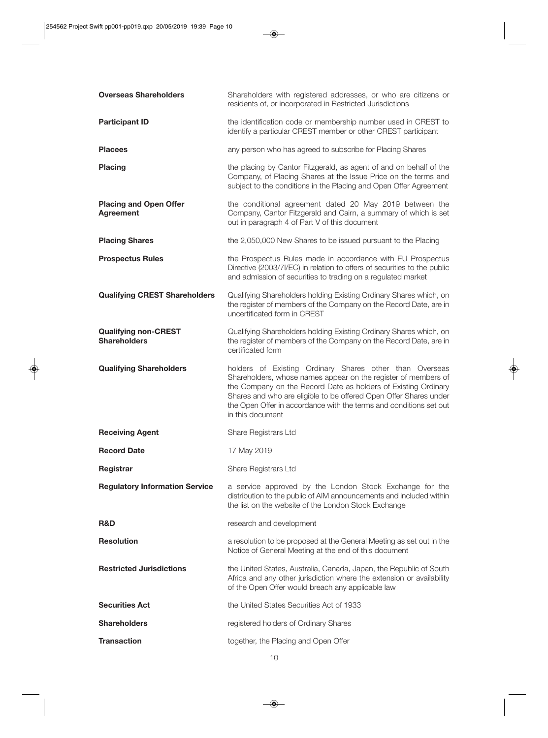| | |
|---|---|
| **Overseas Shareholders** | Shareholders with registered addresses, or who are citizens or residents of, or incorporated in Restricted Jurisdictions |
| **Participant ID** | the identification code or membership number used in CREST to identify a particular CREST member or other CREST participant |
| **Placees** | any person who has agreed to subscribe for Placing Shares |
| **Placing** | the placing by Cantor Fitzgerald, as agent of and on behalf of the Company, of Placing Shares at the Issue Price on the terms and subject to the conditions in the Placing and Open Offer Agreement |
| **Placing and Open Offer Agreement** | the conditional agreement dated 20 May 2019 between the Company, Cantor Fitzgerald and Cairn, a summary of which is set out in paragraph 4 of Part V of this document |
| **Placing Shares** | the 2,050,000 New Shares to be issued pursuant to the Placing |
| **Prospectus Rules** | the Prospectus Rules made in accordance with EU Prospectus Directive (2003/7l/EC) in relation to offers of securities to the public and admission of securities to trading on a regulated market |
| **Qualifying CREST Shareholders** | Qualifying Shareholders holding Existing Ordinary Shares which, on the register of members of the Company on the Record Date, are in uncertificated form in CREST |
| **Qualifying non-CREST Shareholders** | Qualifying Shareholders holding Existing Ordinary Shares which, on the register of members of the Company on the Record Date, are in certificated form |
| **Qualifying Shareholders** | holders of Existing Ordinary Shares other than Overseas Shareholders, whose names appear on the register of members of the Company on the Record Date as holders of Existing Ordinary Shares and who are eligible to be offered Open Offer Shares under the Open Offer in accordance with the terms and conditions set out in this document |
| **Receiving Agent** | Share Registrars Ltd |
| **Record Date** | 17 May 2019 |
| **Registrar** | Share Registrars Ltd |
| **Regulatory Information Service** | a service approved by the London Stock Exchange for the distribution to the public of AIM announcements and included within the list on the website of the London Stock Exchange |
| **R&D** | research and development |
| **Resolution** | a resolution to be proposed at the General Meeting as set out in the Notice of General Meeting at the end of this document |
| **Restricted Jurisdictions** | the United States, Australia, Canada, Japan, the Republic of South Africa and any other jurisdiction where the extension or availability of the Open Offer would breach any applicable law |
| **Securities Act** | the United States Securities Act of 1933 |
| **Shareholders** | registered holders of Ordinary Shares |
| **Transaction** | together, the Placing and Open Offer |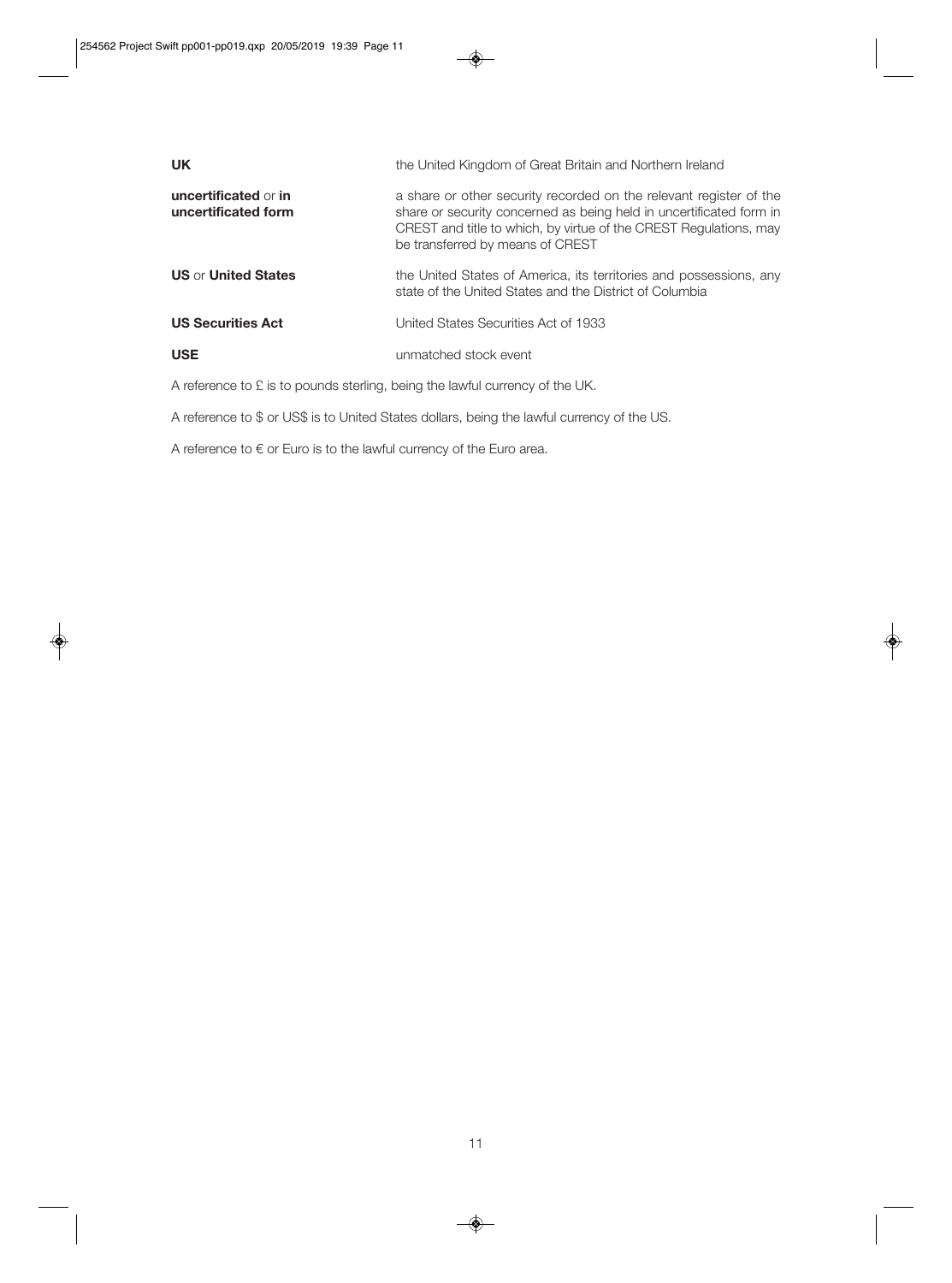| | |
|---|---|
| **UK** | the United Kingdom of Great Britain and Northern Ireland |
| **uncertificated** or **in uncertificated form** | a share or other security recorded on the relevant register of the share or security concerned as being held in uncertificated form in CREST and title to which, by virtue of the CREST Regulations, may be transferred by means of CREST |
| **US** or **United States** | the United States of America, its territories and possessions, any state of the United States and the District of Columbia |
| **US Securities Act** | United States Securities Act of 1933 |
| **USE** | unmatched stock event |

A reference to £ is to pounds sterling, being the lawful currency of the UK.

A reference to $ or US$ is to United States dollars, being the lawful currency of the US.

A reference to € or Euro is to the lawful currency of the Euro area.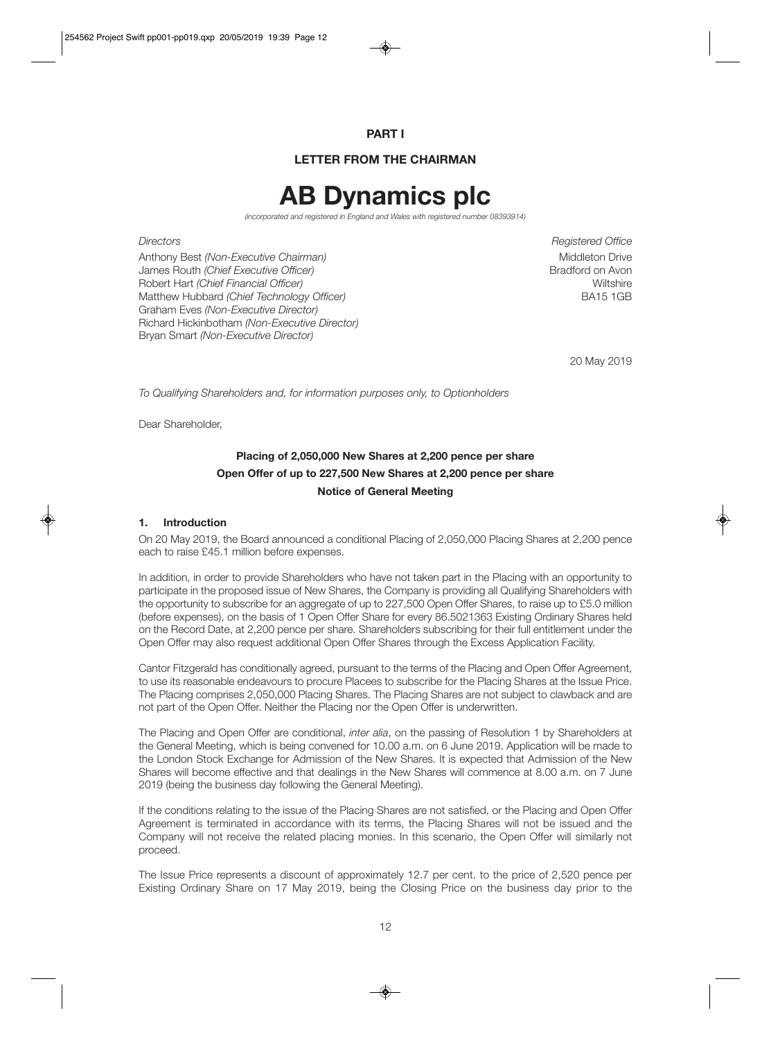## PART I

## LETTER FROM THE CHAIRMAN

# AB Dynamics plc

*(incorporated and registered in England and Wales with registered number 08393914)*

*Directors*

Anthony Best *(Non-Executive Chairman)*
James Routh *(Chief Executive Officer)*
Robert Hart *(Chief Financial Officer)*
Matthew Hubbard *(Chief Technology Officer)*
Graham Eves *(Non-Executive Director)*
Richard Hickinbotham *(Non-Executive Director)*
Bryan Smart *(Non-Executive Director)*

*Registered Office*

Middleton Drive
Bradford on Avon
Wiltshire
BA15 1GB

20 May 2019

*To Qualifying Shareholders and, for information purposes only, to Optionholders*

Dear Shareholder,

**Placing of 2,050,000 New Shares at 2,200 pence per share**
**Open Offer of up to 227,500 New Shares at 2,200 pence per share**
**Notice of General Meeting**

### 1. Introduction

On 20 May 2019, the Board announced a conditional Placing of 2,050,000 Placing Shares at 2,200 pence each to raise £45.1 million before expenses.

In addition, in order to provide Shareholders who have not taken part in the Placing with an opportunity to participate in the proposed issue of New Shares, the Company is providing all Qualifying Shareholders with the opportunity to subscribe for an aggregate of up to 227,500 Open Offer Shares, to raise up to £5.0 million (before expenses), on the basis of 1 Open Offer Share for every 86.5021363 Existing Ordinary Shares held on the Record Date, at 2,200 pence per share. Shareholders subscribing for their full entitlement under the Open Offer may also request additional Open Offer Shares through the Excess Application Facility.

Cantor Fitzgerald has conditionally agreed, pursuant to the terms of the Placing and Open Offer Agreement, to use its reasonable endeavours to procure Placees to subscribe for the Placing Shares at the Issue Price. The Placing comprises 2,050,000 Placing Shares. The Placing Shares are not subject to clawback and are not part of the Open Offer. Neither the Placing nor the Open Offer is underwritten.

The Placing and Open Offer are conditional, *inter alia*, on the passing of Resolution 1 by Shareholders at the General Meeting, which is being convened for 10.00 a.m. on 6 June 2019. Application will be made to the London Stock Exchange for Admission of the New Shares. It is expected that Admission of the New Shares will become effective and that dealings in the New Shares will commence at 8.00 a.m. on 7 June 2019 (being the business day following the General Meeting).

If the conditions relating to the issue of the Placing Shares are not satisfied, or the Placing and Open Offer Agreement is terminated in accordance with its terms, the Placing Shares will not be issued and the Company will not receive the related placing monies. In this scenario, the Open Offer will similarly not proceed.

The Issue Price represents a discount of approximately 12.7 per cent. to the price of 2,520 pence per Existing Ordinary Share on 17 May 2019, being the Closing Price on the business day prior to the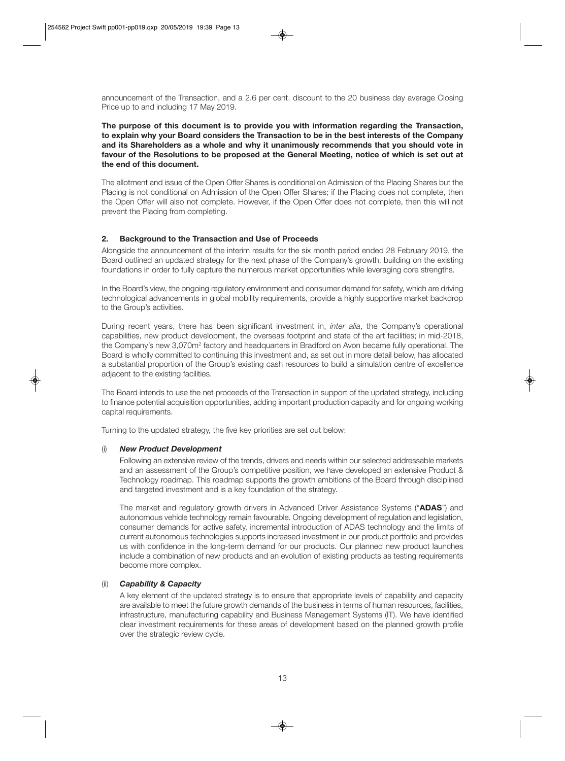announcement of the Transaction, and a 2.6 per cent. discount to the 20 business day average Closing Price up to and including 17 May 2019.

**The purpose of this document is to provide you with information regarding the Transaction, to explain why your Board considers the Transaction to be in the best interests of the Company and its Shareholders as a whole and why it unanimously recommends that you should vote in favour of the Resolutions to be proposed at the General Meeting, notice of which is set out at the end of this document.**

The allotment and issue of the Open Offer Shares is conditional on Admission of the Placing Shares but the Placing is not conditional on Admission of the Open Offer Shares; if the Placing does not complete, then the Open Offer will also not complete. However, if the Open Offer does not complete, then this will not prevent the Placing from completing.

## 2. Background to the Transaction and Use of Proceeds

Alongside the announcement of the interim results for the six month period ended 28 February 2019, the Board outlined an updated strategy for the next phase of the Company's growth, building on the existing foundations in order to fully capture the numerous market opportunities while leveraging core strengths.

In the Board's view, the ongoing regulatory environment and consumer demand for safety, which are driving technological advancements in global mobility requirements, provide a highly supportive market backdrop to the Group's activities.

During recent years, there has been significant investment in, *inter alia*, the Company's operational capabilities, new product development, the overseas footprint and state of the art facilities; in mid-2018, the Company's new 3,070m$^2$ factory and headquarters in Bradford on Avon became fully operational. The Board is wholly committed to continuing this investment and, as set out in more detail below, has allocated a substantial proportion of the Group's existing cash resources to build a simulation centre of excellence adjacent to the existing facilities.

The Board intends to use the net proceeds of the Transaction in support of the updated strategy, including to finance potential acquisition opportunities, adding important production capacity and for ongoing working capital requirements.

Turning to the updated strategy, the five key priorities are set out below:

(i) ***New Product Development***

Following an extensive review of the trends, drivers and needs within our selected addressable markets and an assessment of the Group's competitive position, we have developed an extensive Product & Technology roadmap. This roadmap supports the growth ambitions of the Board through disciplined and targeted investment and is a key foundation of the strategy.

The market and regulatory growth drivers in Advanced Driver Assistance Systems ("**ADAS**") and autonomous vehicle technology remain favourable. Ongoing development of regulation and legislation, consumer demands for active safety, incremental introduction of ADAS technology and the limits of current autonomous technologies supports increased investment in our product portfolio and provides us with confidence in the long-term demand for our products. Our planned new product launches include a combination of new products and an evolution of existing products as testing requirements become more complex.

(ii) ***Capability & Capacity***

A key element of the updated strategy is to ensure that appropriate levels of capability and capacity are available to meet the future growth demands of the business in terms of human resources, facilities, infrastructure, manufacturing capability and Business Management Systems (IT). We have identified clear investment requirements for these areas of development based on the planned growth profile over the strategic review cycle.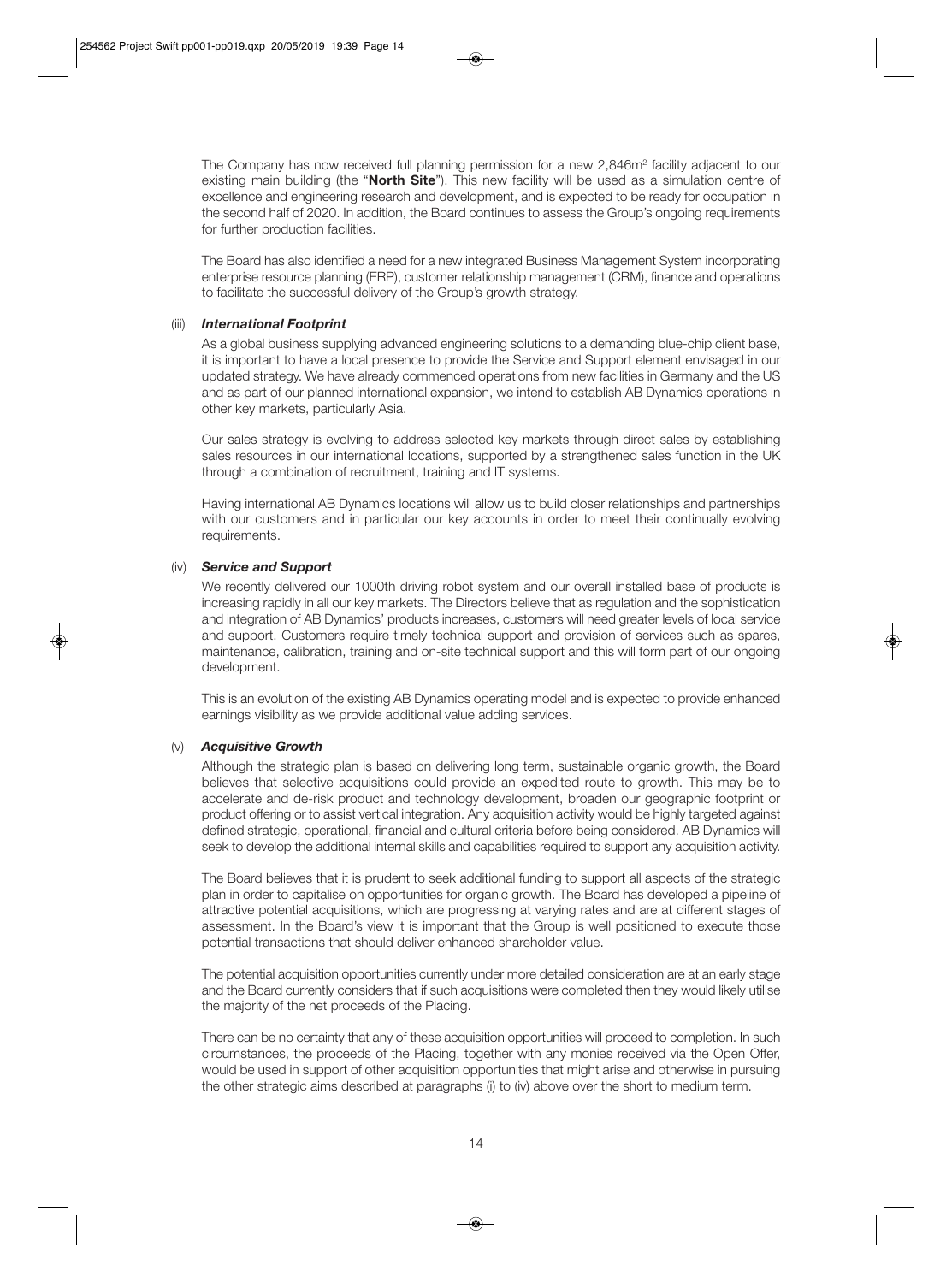The Company has now received full planning permission for a new 2,846m[2] facility adjacent to our existing main building (the "**North Site**"). This new facility will be used as a simulation centre of excellence and engineering research and development, and is expected to be ready for occupation in the second half of 2020. In addition, the Board continues to assess the Group's ongoing requirements for further production facilities.

The Board has also identified a need for a new integrated Business Management System incorporating enterprise resource planning (ERP), customer relationship management (CRM), finance and operations to facilitate the successful delivery of the Group's growth strategy.

(iii) ***International Footprint***

As a global business supplying advanced engineering solutions to a demanding blue-chip client base, it is important to have a local presence to provide the Service and Support element envisaged in our updated strategy. We have already commenced operations from new facilities in Germany and the US and as part of our planned international expansion, we intend to establish AB Dynamics operations in other key markets, particularly Asia.

Our sales strategy is evolving to address selected key markets through direct sales by establishing sales resources in our international locations, supported by a strengthened sales function in the UK through a combination of recruitment, training and IT systems.

Having international AB Dynamics locations will allow us to build closer relationships and partnerships with our customers and in particular our key accounts in order to meet their continually evolving requirements.

(iv) ***Service and Support***

We recently delivered our 1000th driving robot system and our overall installed base of products is increasing rapidly in all our key markets. The Directors believe that as regulation and the sophistication and integration of AB Dynamics' products increases, customers will need greater levels of local service and support. Customers require timely technical support and provision of services such as spares, maintenance, calibration, training and on-site technical support and this will form part of our ongoing development.

This is an evolution of the existing AB Dynamics operating model and is expected to provide enhanced earnings visibility as we provide additional value adding services.

(v) ***Acquisitive Growth***

Although the strategic plan is based on delivering long term, sustainable organic growth, the Board believes that selective acquisitions could provide an expedited route to growth. This may be to accelerate and de-risk product and technology development, broaden our geographic footprint or product offering or to assist vertical integration. Any acquisition activity would be highly targeted against defined strategic, operational, financial and cultural criteria before being considered. AB Dynamics will seek to develop the additional internal skills and capabilities required to support any acquisition activity.

The Board believes that it is prudent to seek additional funding to support all aspects of the strategic plan in order to capitalise on opportunities for organic growth. The Board has developed a pipeline of attractive potential acquisitions, which are progressing at varying rates and are at different stages of assessment. In the Board's view it is important that the Group is well positioned to execute those potential transactions that should deliver enhanced shareholder value.

The potential acquisition opportunities currently under more detailed consideration are at an early stage and the Board currently considers that if such acquisitions were completed then they would likely utilise the majority of the net proceeds of the Placing.

There can be no certainty that any of these acquisition opportunities will proceed to completion. In such circumstances, the proceeds of the Placing, together with any monies received via the Open Offer, would be used in support of other acquisition opportunities that might arise and otherwise in pursuing the other strategic aims described at paragraphs (i) to (iv) above over the short to medium term.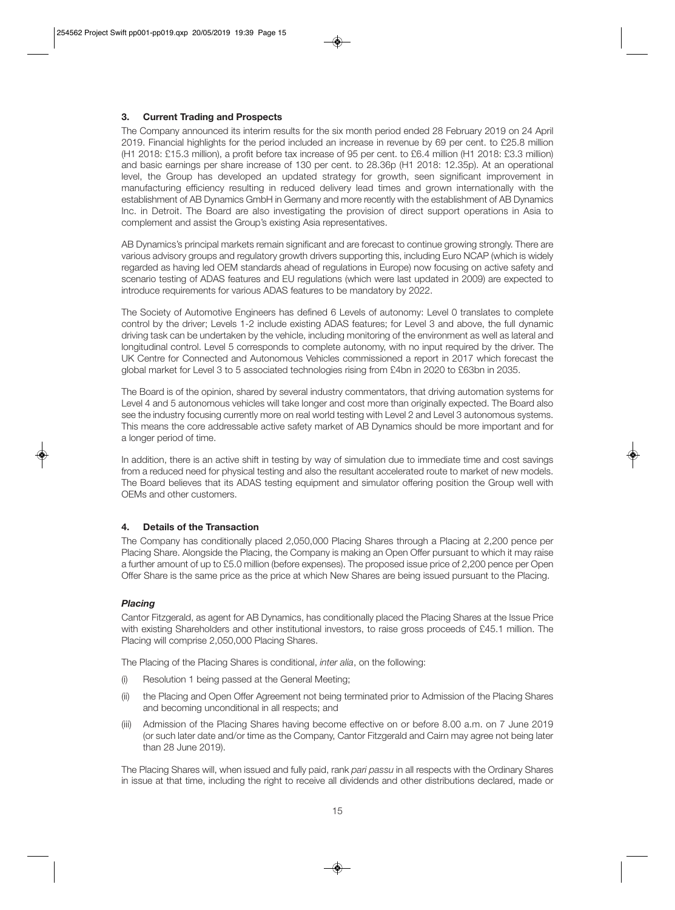## 3. Current Trading and Prospects

The Company announced its interim results for the six month period ended 28 February 2019 on 24 April 2019. Financial highlights for the period included an increase in revenue by 69 per cent. to £25.8 million (H1 2018: £15.3 million), a profit before tax increase of 95 per cent. to £6.4 million (H1 2018: £3.3 million) and basic earnings per share increase of 130 per cent. to 28.36p (H1 2018: 12.35p). At an operational level, the Group has developed an updated strategy for growth, seen significant improvement in manufacturing efficiency resulting in reduced delivery lead times and grown internationally with the establishment of AB Dynamics GmbH in Germany and more recently with the establishment of AB Dynamics Inc. in Detroit. The Board are also investigating the provision of direct support operations in Asia to complement and assist the Group's existing Asia representatives.

AB Dynamics's principal markets remain significant and are forecast to continue growing strongly. There are various advisory groups and regulatory growth drivers supporting this, including Euro NCAP (which is widely regarded as having led OEM standards ahead of regulations in Europe) now focusing on active safety and scenario testing of ADAS features and EU regulations (which were last updated in 2009) are expected to introduce requirements for various ADAS features to be mandatory by 2022.

The Society of Automotive Engineers has defined 6 Levels of autonomy: Level 0 translates to complete control by the driver; Levels 1-2 include existing ADAS features; for Level 3 and above, the full dynamic driving task can be undertaken by the vehicle, including monitoring of the environment as well as lateral and longitudinal control. Level 5 corresponds to complete autonomy, with no input required by the driver. The UK Centre for Connected and Autonomous Vehicles commissioned a report in 2017 which forecast the global market for Level 3 to 5 associated technologies rising from £4bn in 2020 to £63bn in 2035.

The Board is of the opinion, shared by several industry commentators, that driving automation systems for Level 4 and 5 autonomous vehicles will take longer and cost more than originally expected. The Board also see the industry focusing currently more on real world testing with Level 2 and Level 3 autonomous systems. This means the core addressable active safety market of AB Dynamics should be more important and for a longer period of time.

In addition, there is an active shift in testing by way of simulation due to immediate time and cost savings from a reduced need for physical testing and also the resultant accelerated route to market of new models. The Board believes that its ADAS testing equipment and simulator offering position the Group well with OEMs and other customers.

## 4. Details of the Transaction

The Company has conditionally placed 2,050,000 Placing Shares through a Placing at 2,200 pence per Placing Share. Alongside the Placing, the Company is making an Open Offer pursuant to which it may raise a further amount of up to £5.0 million (before expenses). The proposed issue price of 2,200 pence per Open Offer Share is the same price as the price at which New Shares are being issued pursuant to the Placing.

### *Placing*

Cantor Fitzgerald, as agent for AB Dynamics, has conditionally placed the Placing Shares at the Issue Price with existing Shareholders and other institutional investors, to raise gross proceeds of £45.1 million. The Placing will comprise 2,050,000 Placing Shares.

The Placing of the Placing Shares is conditional, *inter alia*, on the following:

(i) Resolution 1 being passed at the General Meeting;

(ii) the Placing and Open Offer Agreement not being terminated prior to Admission of the Placing Shares and becoming unconditional in all respects; and

(iii) Admission of the Placing Shares having become effective on or before 8.00 a.m. on 7 June 2019 (or such later date and/or time as the Company, Cantor Fitzgerald and Cairn may agree not being later than 28 June 2019).

The Placing Shares will, when issued and fully paid, rank *pari passu* in all respects with the Ordinary Shares in issue at that time, including the right to receive all dividends and other distributions declared, made or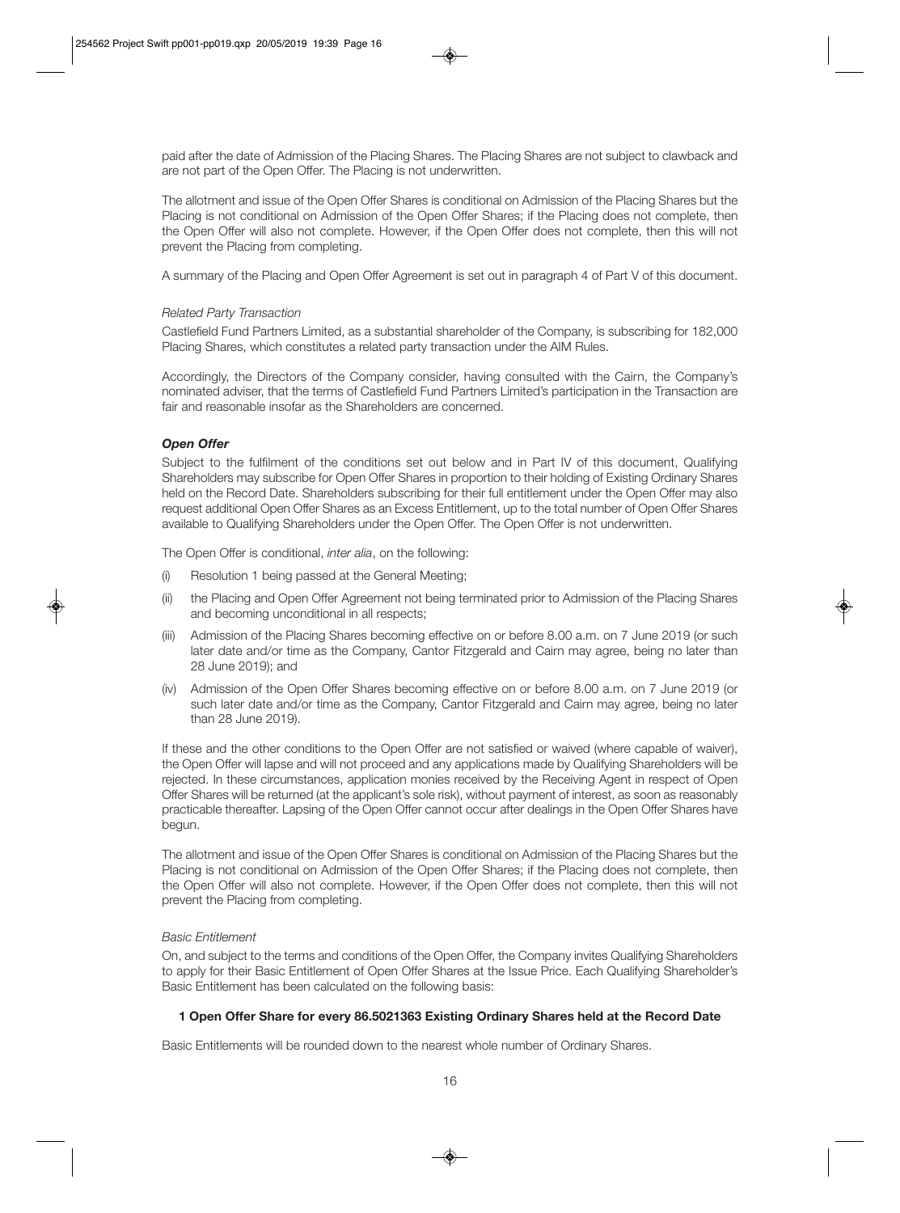paid after the date of Admission of the Placing Shares. The Placing Shares are not subject to clawback and are not part of the Open Offer. The Placing is not underwritten.

The allotment and issue of the Open Offer Shares is conditional on Admission of the Placing Shares but the Placing is not conditional on Admission of the Open Offer Shares; if the Placing does not complete, then the Open Offer will also not complete. However, if the Open Offer does not complete, then this will not prevent the Placing from completing.

A summary of the Placing and Open Offer Agreement is set out in paragraph 4 of Part V of this document.

*Related Party Transaction*

Castlefield Fund Partners Limited, as a substantial shareholder of the Company, is subscribing for 182,000 Placing Shares, which constitutes a related party transaction under the AIM Rules.

Accordingly, the Directors of the Company consider, having consulted with the Cairn, the Company's nominated adviser, that the terms of Castlefield Fund Partners Limited's participation in the Transaction are fair and reasonable insofar as the Shareholders are concerned.

***Open Offer***

Subject to the fulfilment of the conditions set out below and in Part IV of this document, Qualifying Shareholders may subscribe for Open Offer Shares in proportion to their holding of Existing Ordinary Shares held on the Record Date. Shareholders subscribing for their full entitlement under the Open Offer may also request additional Open Offer Shares as an Excess Entitlement, up to the total number of Open Offer Shares available to Qualifying Shareholders under the Open Offer. The Open Offer is not underwritten.

The Open Offer is conditional, *inter alia*, on the following:

(i) Resolution 1 being passed at the General Meeting;

(ii) the Placing and Open Offer Agreement not being terminated prior to Admission of the Placing Shares and becoming unconditional in all respects;

(iii) Admission of the Placing Shares becoming effective on or before 8.00 a.m. on 7 June 2019 (or such later date and/or time as the Company, Cantor Fitzgerald and Cairn may agree, being no later than 28 June 2019); and

(iv) Admission of the Open Offer Shares becoming effective on or before 8.00 a.m. on 7 June 2019 (or such later date and/or time as the Company, Cantor Fitzgerald and Cairn may agree, being no later than 28 June 2019).

If these and the other conditions to the Open Offer are not satisfied or waived (where capable of waiver), the Open Offer will lapse and will not proceed and any applications made by Qualifying Shareholders will be rejected. In these circumstances, application monies received by the Receiving Agent in respect of Open Offer Shares will be returned (at the applicant's sole risk), without payment of interest, as soon as reasonably practicable thereafter. Lapsing of the Open Offer cannot occur after dealings in the Open Offer Shares have begun.

The allotment and issue of the Open Offer Shares is conditional on Admission of the Placing Shares but the Placing is not conditional on Admission of the Open Offer Shares; if the Placing does not complete, then the Open Offer will also not complete. However, if the Open Offer does not complete, then this will not prevent the Placing from completing.

*Basic Entitlement*

On, and subject to the terms and conditions of the Open Offer, the Company invites Qualifying Shareholders to apply for their Basic Entitlement of Open Offer Shares at the Issue Price. Each Qualifying Shareholder's Basic Entitlement has been calculated on the following basis:

**1 Open Offer Share for every 86.5021363 Existing Ordinary Shares held at the Record Date**

Basic Entitlements will be rounded down to the nearest whole number of Ordinary Shares.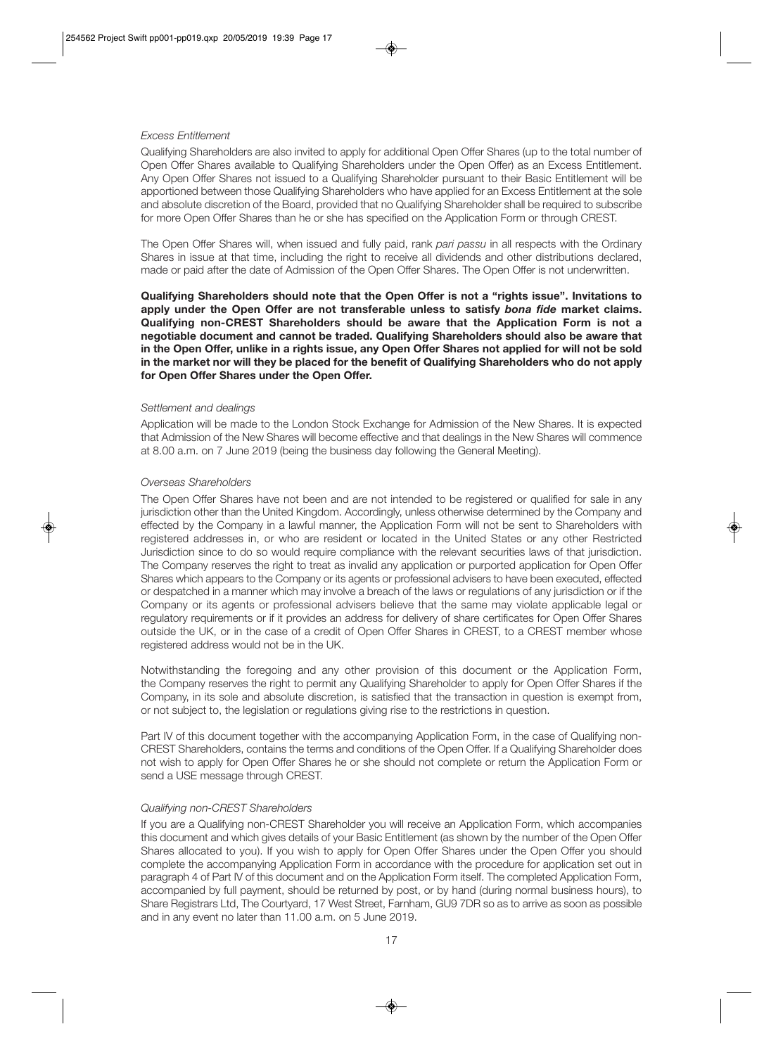*Excess Entitlement*

Qualifying Shareholders are also invited to apply for additional Open Offer Shares (up to the total number of Open Offer Shares available to Qualifying Shareholders under the Open Offer) as an Excess Entitlement. Any Open Offer Shares not issued to a Qualifying Shareholder pursuant to their Basic Entitlement will be apportioned between those Qualifying Shareholders who have applied for an Excess Entitlement at the sole and absolute discretion of the Board, provided that no Qualifying Shareholder shall be required to subscribe for more Open Offer Shares than he or she has specified on the Application Form or through CREST.

The Open Offer Shares will, when issued and fully paid, rank *pari passu* in all respects with the Ordinary Shares in issue at that time, including the right to receive all dividends and other distributions declared, made or paid after the date of Admission of the Open Offer Shares. The Open Offer is not underwritten.

**Qualifying Shareholders should note that the Open Offer is not a "rights issue". Invitations to apply under the Open Offer are not transferable unless to satisfy *bona fide* market claims. Qualifying non-CREST Shareholders should be aware that the Application Form is not a negotiable document and cannot be traded. Qualifying Shareholders should also be aware that in the Open Offer, unlike in a rights issue, any Open Offer Shares not applied for will not be sold in the market nor will they be placed for the benefit of Qualifying Shareholders who do not apply for Open Offer Shares under the Open Offer.**

*Settlement and dealings*

Application will be made to the London Stock Exchange for Admission of the New Shares. It is expected that Admission of the New Shares will become effective and that dealings in the New Shares will commence at 8.00 a.m. on 7 June 2019 (being the business day following the General Meeting).

*Overseas Shareholders*

The Open Offer Shares have not been and are not intended to be registered or qualified for sale in any jurisdiction other than the United Kingdom. Accordingly, unless otherwise determined by the Company and effected by the Company in a lawful manner, the Application Form will not be sent to Shareholders with registered addresses in, or who are resident or located in the United States or any other Restricted Jurisdiction since to do so would require compliance with the relevant securities laws of that jurisdiction. The Company reserves the right to treat as invalid any application or purported application for Open Offer Shares which appears to the Company or its agents or professional advisers to have been executed, effected or despatched in a manner which may involve a breach of the laws or regulations of any jurisdiction or if the Company or its agents or professional advisers believe that the same may violate applicable legal or regulatory requirements or if it provides an address for delivery of share certificates for Open Offer Shares outside the UK, or in the case of a credit of Open Offer Shares in CREST, to a CREST member whose registered address would not be in the UK.

Notwithstanding the foregoing and any other provision of this document or the Application Form, the Company reserves the right to permit any Qualifying Shareholder to apply for Open Offer Shares if the Company, in its sole and absolute discretion, is satisfied that the transaction in question is exempt from, or not subject to, the legislation or regulations giving rise to the restrictions in question.

Part IV of this document together with the accompanying Application Form, in the case of Qualifying non-CREST Shareholders, contains the terms and conditions of the Open Offer. If a Qualifying Shareholder does not wish to apply for Open Offer Shares he or she should not complete or return the Application Form or send a USE message through CREST.

*Qualifying non-CREST Shareholders*

If you are a Qualifying non-CREST Shareholder you will receive an Application Form, which accompanies this document and which gives details of your Basic Entitlement (as shown by the number of the Open Offer Shares allocated to you). If you wish to apply for Open Offer Shares under the Open Offer you should complete the accompanying Application Form in accordance with the procedure for application set out in paragraph 4 of Part IV of this document and on the Application Form itself. The completed Application Form, accompanied by full payment, should be returned by post, or by hand (during normal business hours), to Share Registrars Ltd, The Courtyard, 17 West Street, Farnham, GU9 7DR so as to arrive as soon as possible and in any event no later than 11.00 a.m. on 5 June 2019.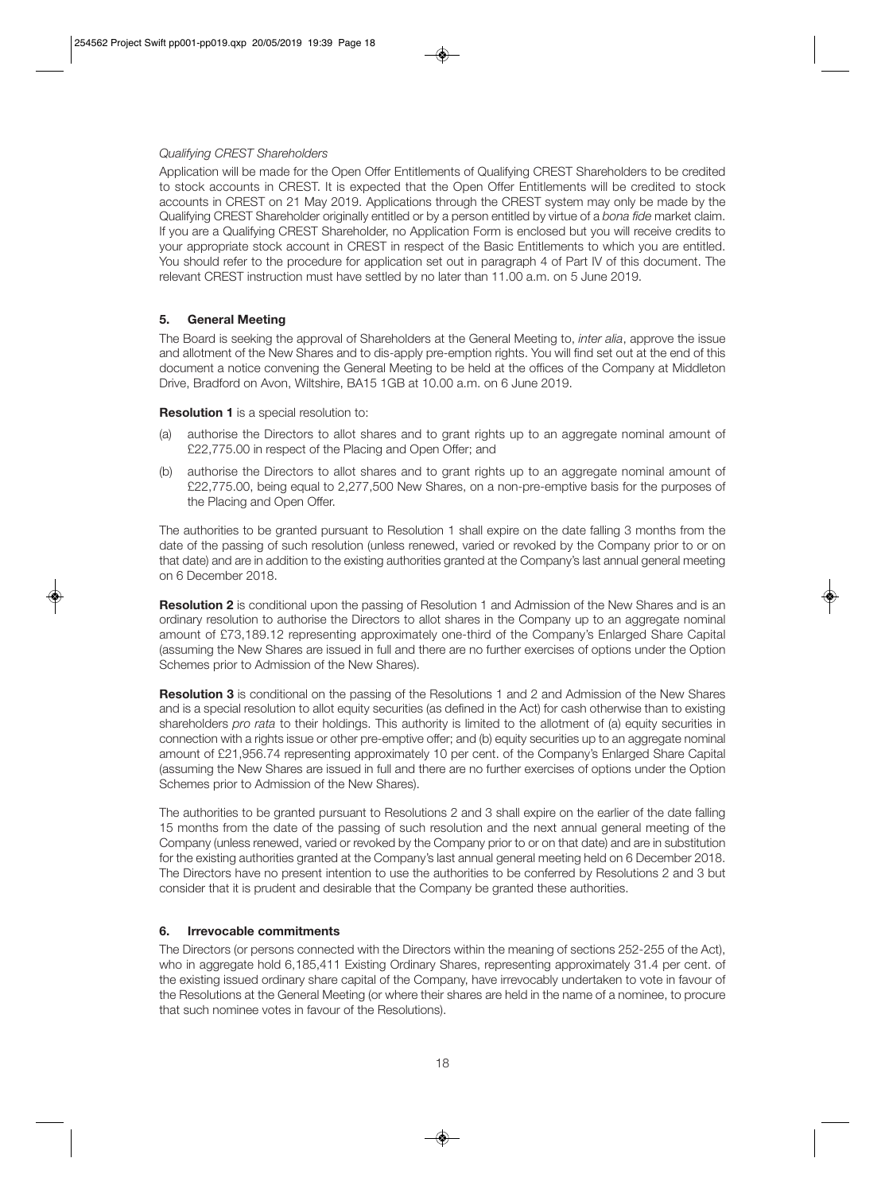*Qualifying CREST Shareholders*

Application will be made for the Open Offer Entitlements of Qualifying CREST Shareholders to be credited to stock accounts in CREST. It is expected that the Open Offer Entitlements will be credited to stock accounts in CREST on 21 May 2019. Applications through the CREST system may only be made by the Qualifying CREST Shareholder originally entitled or by a person entitled by virtue of a *bona fide* market claim. If you are a Qualifying CREST Shareholder, no Application Form is enclosed but you will receive credits to your appropriate stock account in CREST in respect of the Basic Entitlements to which you are entitled. You should refer to the procedure for application set out in paragraph 4 of Part IV of this document. The relevant CREST instruction must have settled by no later than 11.00 a.m. on 5 June 2019.

## 5. General Meeting

The Board is seeking the approval of Shareholders at the General Meeting to, *inter alia*, approve the issue and allotment of the New Shares and to dis-apply pre-emption rights. You will find set out at the end of this document a notice convening the General Meeting to be held at the offices of the Company at Middleton Drive, Bradford on Avon, Wiltshire, BA15 1GB at 10.00 a.m. on 6 June 2019.

**Resolution 1** is a special resolution to:

(a) authorise the Directors to allot shares and to grant rights up to an aggregate nominal amount of £22,775.00 in respect of the Placing and Open Offer; and

(b) authorise the Directors to allot shares and to grant rights up to an aggregate nominal amount of £22,775.00, being equal to 2,277,500 New Shares, on a non-pre-emptive basis for the purposes of the Placing and Open Offer.

The authorities to be granted pursuant to Resolution 1 shall expire on the date falling 3 months from the date of the passing of such resolution (unless renewed, varied or revoked by the Company prior to or on that date) and are in addition to the existing authorities granted at the Company's last annual general meeting on 6 December 2018.

**Resolution 2** is conditional upon the passing of Resolution 1 and Admission of the New Shares and is an ordinary resolution to authorise the Directors to allot shares in the Company up to an aggregate nominal amount of £73,189.12 representing approximately one-third of the Company's Enlarged Share Capital (assuming the New Shares are issued in full and there are no further exercises of options under the Option Schemes prior to Admission of the New Shares).

**Resolution 3** is conditional on the passing of the Resolutions 1 and 2 and Admission of the New Shares and is a special resolution to allot equity securities (as defined in the Act) for cash otherwise than to existing shareholders *pro rata* to their holdings. This authority is limited to the allotment of (a) equity securities in connection with a rights issue or other pre-emptive offer; and (b) equity securities up to an aggregate nominal amount of £21,956.74 representing approximately 10 per cent. of the Company's Enlarged Share Capital (assuming the New Shares are issued in full and there are no further exercises of options under the Option Schemes prior to Admission of the New Shares).

The authorities to be granted pursuant to Resolutions 2 and 3 shall expire on the earlier of the date falling 15 months from the date of the passing of such resolution and the next annual general meeting of the Company (unless renewed, varied or revoked by the Company prior to or on that date) and are in substitution for the existing authorities granted at the Company's last annual general meeting held on 6 December 2018. The Directors have no present intention to use the authorities to be conferred by Resolutions 2 and 3 but consider that it is prudent and desirable that the Company be granted these authorities.

## 6. Irrevocable commitments

The Directors (or persons connected with the Directors within the meaning of sections 252-255 of the Act), who in aggregate hold 6,185,411 Existing Ordinary Shares, representing approximately 31.4 per cent. of the existing issued ordinary share capital of the Company, have irrevocably undertaken to vote in favour of the Resolutions at the General Meeting (or where their shares are held in the name of a nominee, to procure that such nominee votes in favour of the Resolutions).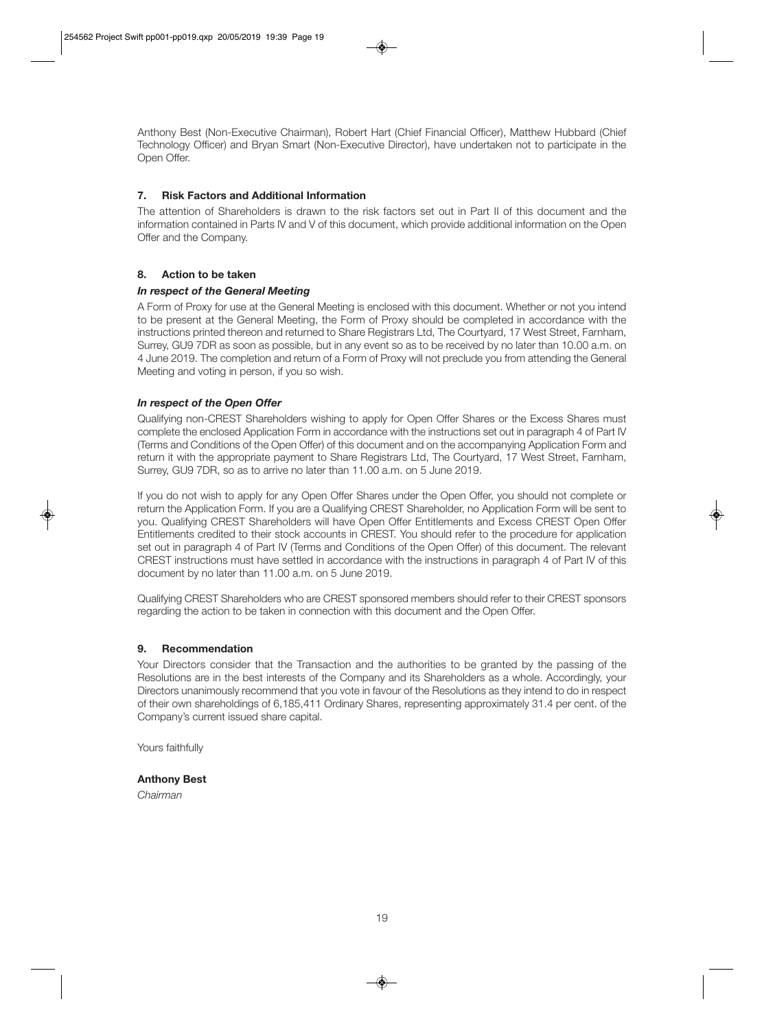Anthony Best (Non-Executive Chairman), Robert Hart (Chief Financial Officer), Matthew Hubbard (Chief Technology Officer) and Bryan Smart (Non-Executive Director), have undertaken not to participate in the Open Offer.

## 7. Risk Factors and Additional Information

The attention of Shareholders is drawn to the risk factors set out in Part II of this document and the information contained in Parts IV and V of this document, which provide additional information on the Open Offer and the Company.

## 8. Action to be taken

***In respect of the General Meeting***

A Form of Proxy for use at the General Meeting is enclosed with this document. Whether or not you intend to be present at the General Meeting, the Form of Proxy should be completed in accordance with the instructions printed thereon and returned to Share Registrars Ltd, The Courtyard, 17 West Street, Farnham, Surrey, GU9 7DR as soon as possible, but in any event so as to be received by no later than 10.00 a.m. on 4 June 2019. The completion and return of a Form of Proxy will not preclude you from attending the General Meeting and voting in person, if you so wish.

***In respect of the Open Offer***

Qualifying non-CREST Shareholders wishing to apply for Open Offer Shares or the Excess Shares must complete the enclosed Application Form in accordance with the instructions set out in paragraph 4 of Part IV (Terms and Conditions of the Open Offer) of this document and on the accompanying Application Form and return it with the appropriate payment to Share Registrars Ltd, The Courtyard, 17 West Street, Farnham, Surrey, GU9 7DR, so as to arrive no later than 11.00 a.m. on 5 June 2019.

If you do not wish to apply for any Open Offer Shares under the Open Offer, you should not complete or return the Application Form. If you are a Qualifying CREST Shareholder, no Application Form will be sent to you. Qualifying CREST Shareholders will have Open Offer Entitlements and Excess CREST Open Offer Entitlements credited to their stock accounts in CREST. You should refer to the procedure for application set out in paragraph 4 of Part IV (Terms and Conditions of the Open Offer) of this document. The relevant CREST instructions must have settled in accordance with the instructions in paragraph 4 of Part IV of this document by no later than 11.00 a.m. on 5 June 2019.

Qualifying CREST Shareholders who are CREST sponsored members should refer to their CREST sponsors regarding the action to be taken in connection with this document and the Open Offer.

## 9. Recommendation

Your Directors consider that the Transaction and the authorities to be granted by the passing of the Resolutions are in the best interests of the Company and its Shareholders as a whole. Accordingly, your Directors unanimously recommend that you vote in favour of the Resolutions as they intend to do in respect of their own shareholdings of 6,185,411 Ordinary Shares, representing approximately 31.4 per cent. of the Company's current issued share capital.

Yours faithfully

**Anthony Best**

*Chairman*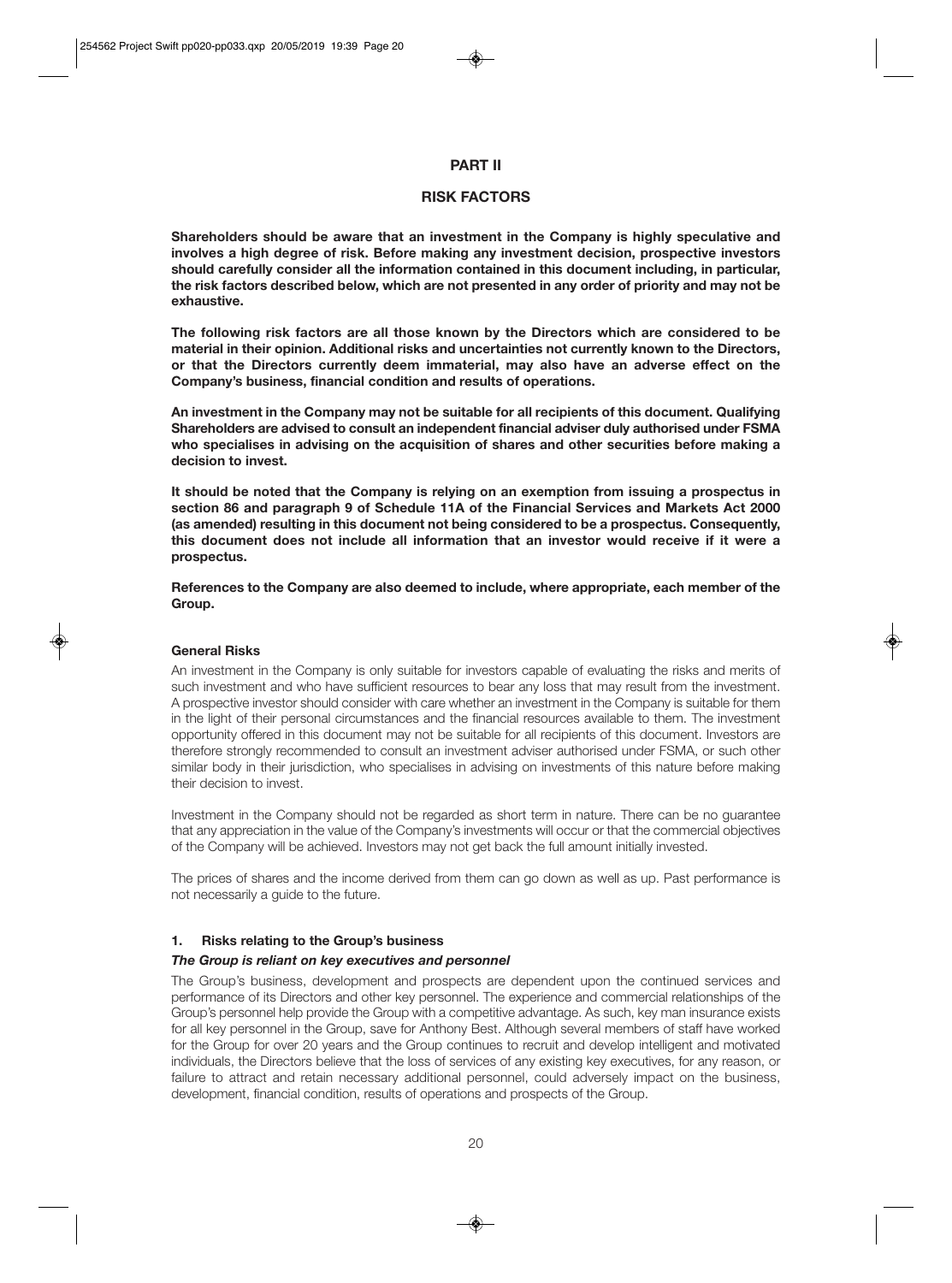# PART II

## RISK FACTORS

**Shareholders should be aware that an investment in the Company is highly speculative and involves a high degree of risk. Before making any investment decision, prospective investors should carefully consider all the information contained in this document including, in particular, the risk factors described below, which are not presented in any order of priority and may not be exhaustive.**

**The following risk factors are all those known by the Directors which are considered to be material in their opinion. Additional risks and uncertainties not currently known to the Directors, or that the Directors currently deem immaterial, may also have an adverse effect on the Company's business, financial condition and results of operations.**

**An investment in the Company may not be suitable for all recipients of this document. Qualifying Shareholders are advised to consult an independent financial adviser duly authorised under FSMA who specialises in advising on the acquisition of shares and other securities before making a decision to invest.**

**It should be noted that the Company is relying on an exemption from issuing a prospectus in section 86 and paragraph 9 of Schedule 11A of the Financial Services and Markets Act 2000 (as amended) resulting in this document not being considered to be a prospectus. Consequently, this document does not include all information that an investor would receive if it were a prospectus.**

**References to the Company are also deemed to include, where appropriate, each member of the Group.**

### General Risks

An investment in the Company is only suitable for investors capable of evaluating the risks and merits of such investment and who have sufficient resources to bear any loss that may result from the investment. A prospective investor should consider with care whether an investment in the Company is suitable for them in the light of their personal circumstances and the financial resources available to them. The investment opportunity offered in this document may not be suitable for all recipients of this document. Investors are therefore strongly recommended to consult an investment adviser authorised under FSMA, or such other similar body in their jurisdiction, who specialises in advising on investments of this nature before making their decision to invest.

Investment in the Company should not be regarded as short term in nature. There can be no guarantee that any appreciation in the value of the Company's investments will occur or that the commercial objectives of the Company will be achieved. Investors may not get back the full amount initially invested.

The prices of shares and the income derived from them can go down as well as up. Past performance is not necessarily a guide to the future.

### 1. Risks relating to the Group's business

***The Group is reliant on key executives and personnel***

The Group's business, development and prospects are dependent upon the continued services and performance of its Directors and other key personnel. The experience and commercial relationships of the Group's personnel help provide the Group with a competitive advantage. As such, key man insurance exists for all key personnel in the Group, save for Anthony Best. Although several members of staff have worked for the Group for over 20 years and the Group continues to recruit and develop intelligent and motivated individuals, the Directors believe that the loss of services of any existing key executives, for any reason, or failure to attract and retain necessary additional personnel, could adversely impact on the business, development, financial condition, results of operations and prospects of the Group.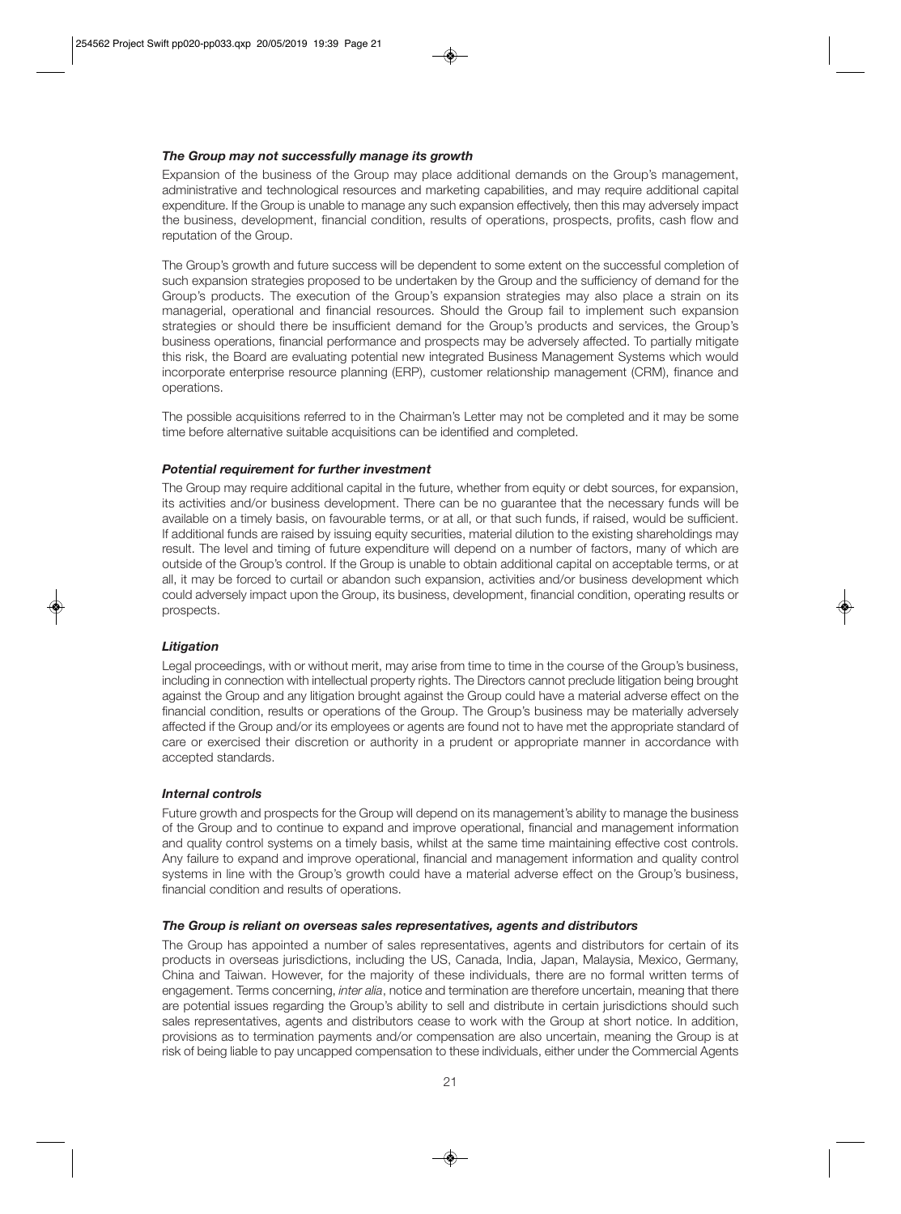### *The Group may not successfully manage its growth*

Expansion of the business of the Group may place additional demands on the Group's management, administrative and technological resources and marketing capabilities, and may require additional capital expenditure. If the Group is unable to manage any such expansion effectively, then this may adversely impact the business, development, financial condition, results of operations, prospects, profits, cash flow and reputation of the Group.

The Group's growth and future success will be dependent to some extent on the successful completion of such expansion strategies proposed to be undertaken by the Group and the sufficiency of demand for the Group's products. The execution of the Group's expansion strategies may also place a strain on its managerial, operational and financial resources. Should the Group fail to implement such expansion strategies or should there be insufficient demand for the Group's products and services, the Group's business operations, financial performance and prospects may be adversely affected. To partially mitigate this risk, the Board are evaluating potential new integrated Business Management Systems which would incorporate enterprise resource planning (ERP), customer relationship management (CRM), finance and operations.

The possible acquisitions referred to in the Chairman's Letter may not be completed and it may be some time before alternative suitable acquisitions can be identified and completed.

### *Potential requirement for further investment*

The Group may require additional capital in the future, whether from equity or debt sources, for expansion, its activities and/or business development. There can be no guarantee that the necessary funds will be available on a timely basis, on favourable terms, or at all, or that such funds, if raised, would be sufficient. If additional funds are raised by issuing equity securities, material dilution to the existing shareholdings may result. The level and timing of future expenditure will depend on a number of factors, many of which are outside of the Group's control. If the Group is unable to obtain additional capital on acceptable terms, or at all, it may be forced to curtail or abandon such expansion, activities and/or business development which could adversely impact upon the Group, its business, development, financial condition, operating results or prospects.

### *Litigation*

Legal proceedings, with or without merit, may arise from time to time in the course of the Group's business, including in connection with intellectual property rights. The Directors cannot preclude litigation being brought against the Group and any litigation brought against the Group could have a material adverse effect on the financial condition, results or operations of the Group. The Group's business may be materially adversely affected if the Group and/or its employees or agents are found not to have met the appropriate standard of care or exercised their discretion or authority in a prudent or appropriate manner in accordance with accepted standards.

### *Internal controls*

Future growth and prospects for the Group will depend on its management's ability to manage the business of the Group and to continue to expand and improve operational, financial and management information and quality control systems on a timely basis, whilst at the same time maintaining effective cost controls. Any failure to expand and improve operational, financial and management information and quality control systems in line with the Group's growth could have a material adverse effect on the Group's business, financial condition and results of operations.

### *The Group is reliant on overseas sales representatives, agents and distributors*

The Group has appointed a number of sales representatives, agents and distributors for certain of its products in overseas jurisdictions, including the US, Canada, India, Japan, Malaysia, Mexico, Germany, China and Taiwan. However, for the majority of these individuals, there are no formal written terms of engagement. Terms concerning, *inter alia*, notice and termination are therefore uncertain, meaning that there are potential issues regarding the Group's ability to sell and distribute in certain jurisdictions should such sales representatives, agents and distributors cease to work with the Group at short notice. In addition, provisions as to termination payments and/or compensation are also uncertain, meaning the Group is at risk of being liable to pay uncapped compensation to these individuals, either under the Commercial Agents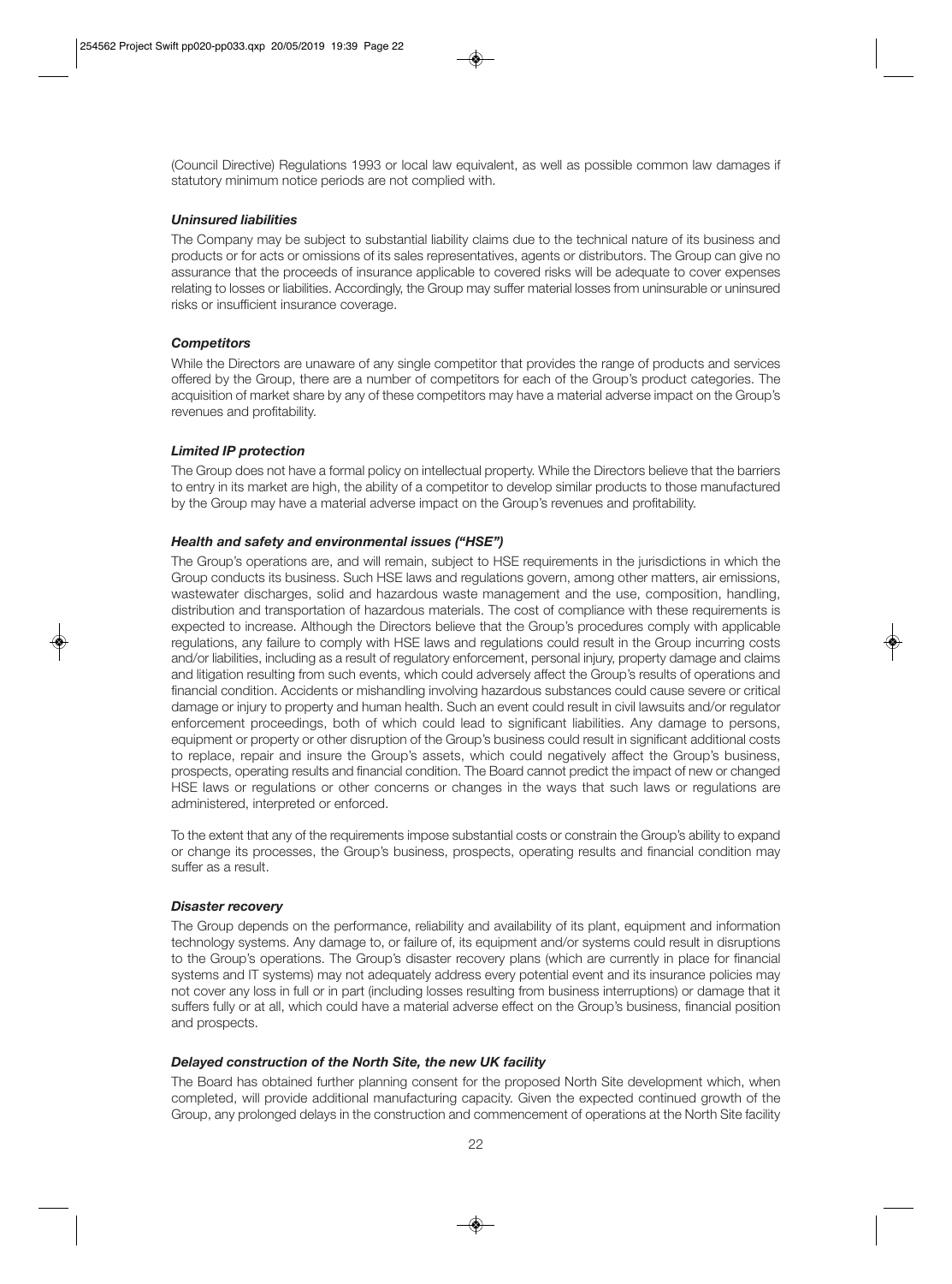(Council Directive) Regulations 1993 or local law equivalent, as well as possible common law damages if statutory minimum notice periods are not complied with.

***Uninsured liabilities***

The Company may be subject to substantial liability claims due to the technical nature of its business and products or for acts or omissions of its sales representatives, agents or distributors. The Group can give no assurance that the proceeds of insurance applicable to covered risks will be adequate to cover expenses relating to losses or liabilities. Accordingly, the Group may suffer material losses from uninsurable or uninsured risks or insufficient insurance coverage.

***Competitors***

While the Directors are unaware of any single competitor that provides the range of products and services offered by the Group, there are a number of competitors for each of the Group's product categories. The acquisition of market share by any of these competitors may have a material adverse impact on the Group's revenues and profitability.

***Limited IP protection***

The Group does not have a formal policy on intellectual property. While the Directors believe that the barriers to entry in its market are high, the ability of a competitor to develop similar products to those manufactured by the Group may have a material adverse impact on the Group's revenues and profitability.

***Health and safety and environmental issues ("HSE")***

The Group's operations are, and will remain, subject to HSE requirements in the jurisdictions in which the Group conducts its business. Such HSE laws and regulations govern, among other matters, air emissions, wastewater discharges, solid and hazardous waste management and the use, composition, handling, distribution and transportation of hazardous materials. The cost of compliance with these requirements is expected to increase. Although the Directors believe that the Group's procedures comply with applicable regulations, any failure to comply with HSE laws and regulations could result in the Group incurring costs and/or liabilities, including as a result of regulatory enforcement, personal injury, property damage and claims and litigation resulting from such events, which could adversely affect the Group's results of operations and financial condition. Accidents or mishandling involving hazardous substances could cause severe or critical damage or injury to property and human health. Such an event could result in civil lawsuits and/or regulator enforcement proceedings, both of which could lead to significant liabilities. Any damage to persons, equipment or property or other disruption of the Group's business could result in significant additional costs to replace, repair and insure the Group's assets, which could negatively affect the Group's business, prospects, operating results and financial condition. The Board cannot predict the impact of new or changed HSE laws or regulations or other concerns or changes in the ways that such laws or regulations are administered, interpreted or enforced.

To the extent that any of the requirements impose substantial costs or constrain the Group's ability to expand or change its processes, the Group's business, prospects, operating results and financial condition may suffer as a result.

***Disaster recovery***

The Group depends on the performance, reliability and availability of its plant, equipment and information technology systems. Any damage to, or failure of, its equipment and/or systems could result in disruptions to the Group's operations. The Group's disaster recovery plans (which are currently in place for financial systems and IT systems) may not adequately address every potential event and its insurance policies may not cover any loss in full or in part (including losses resulting from business interruptions) or damage that it suffers fully or at all, which could have a material adverse effect on the Group's business, financial position and prospects.

***Delayed construction of the North Site, the new UK facility***

The Board has obtained further planning consent for the proposed North Site development which, when completed, will provide additional manufacturing capacity. Given the expected continued growth of the Group, any prolonged delays in the construction and commencement of operations at the North Site facility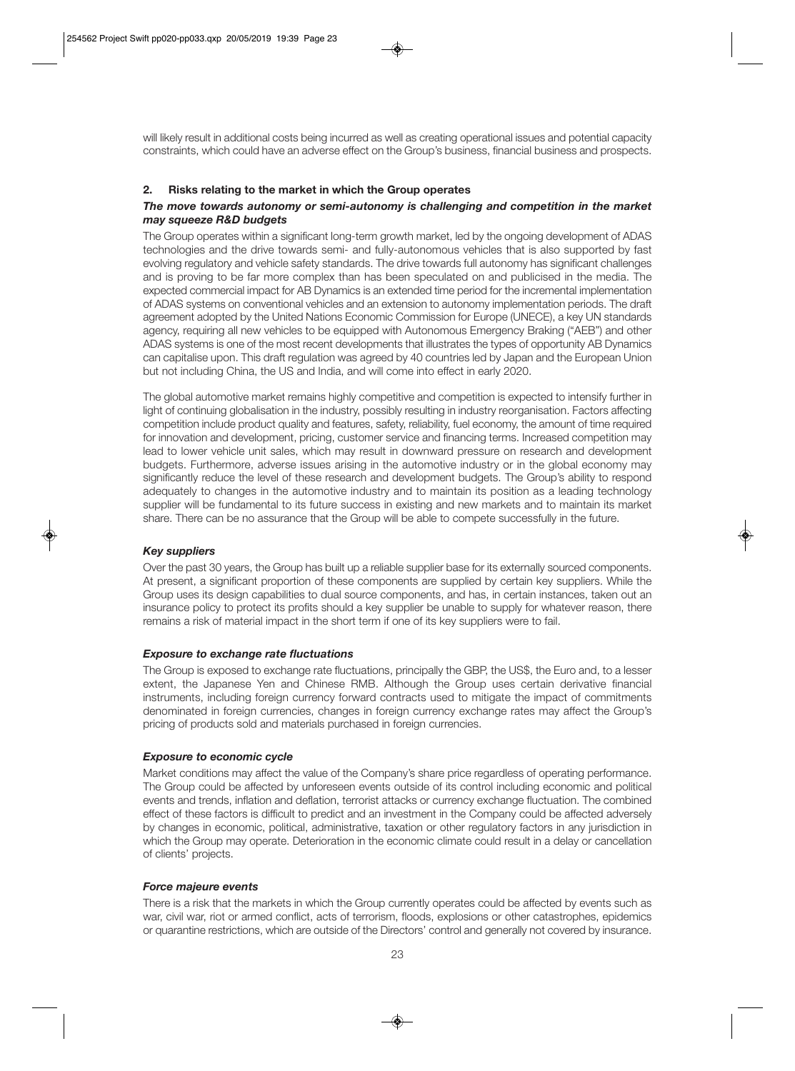will likely result in additional costs being incurred as well as creating operational issues and potential capacity constraints, which could have an adverse effect on the Group's business, financial business and prospects.

## 2. Risks relating to the market in which the Group operates

***The move towards autonomy or semi-autonomy is challenging and competition in the market may squeeze R&D budgets***

The Group operates within a significant long-term growth market, led by the ongoing development of ADAS technologies and the drive towards semi- and fully-autonomous vehicles that is also supported by fast evolving regulatory and vehicle safety standards. The drive towards full autonomy has significant challenges and is proving to be far more complex than has been speculated on and publicised in the media. The expected commercial impact for AB Dynamics is an extended time period for the incremental implementation of ADAS systems on conventional vehicles and an extension to autonomy implementation periods. The draft agreement adopted by the United Nations Economic Commission for Europe (UNECE), a key UN standards agency, requiring all new vehicles to be equipped with Autonomous Emergency Braking ("AEB") and other ADAS systems is one of the most recent developments that illustrates the types of opportunity AB Dynamics can capitalise upon. This draft regulation was agreed by 40 countries led by Japan and the European Union but not including China, the US and India, and will come into effect in early 2020.

The global automotive market remains highly competitive and competition is expected to intensify further in light of continuing globalisation in the industry, possibly resulting in industry reorganisation. Factors affecting competition include product quality and features, safety, reliability, fuel economy, the amount of time required for innovation and development, pricing, customer service and financing terms. Increased competition may lead to lower vehicle unit sales, which may result in downward pressure on research and development budgets. Furthermore, adverse issues arising in the automotive industry or in the global economy may significantly reduce the level of these research and development budgets. The Group's ability to respond adequately to changes in the automotive industry and to maintain its position as a leading technology supplier will be fundamental to its future success in existing and new markets and to maintain its market share. There can be no assurance that the Group will be able to compete successfully in the future.

***Key suppliers***

Over the past 30 years, the Group has built up a reliable supplier base for its externally sourced components. At present, a significant proportion of these components are supplied by certain key suppliers. While the Group uses its design capabilities to dual source components, and has, in certain instances, taken out an insurance policy to protect its profits should a key supplier be unable to supply for whatever reason, there remains a risk of material impact in the short term if one of its key suppliers were to fail.

***Exposure to exchange rate fluctuations***

The Group is exposed to exchange rate fluctuations, principally the GBP, the US$, the Euro and, to a lesser extent, the Japanese Yen and Chinese RMB. Although the Group uses certain derivative financial instruments, including foreign currency forward contracts used to mitigate the impact of commitments denominated in foreign currencies, changes in foreign currency exchange rates may affect the Group's pricing of products sold and materials purchased in foreign currencies.

***Exposure to economic cycle***

Market conditions may affect the value of the Company's share price regardless of operating performance. The Group could be affected by unforeseen events outside of its control including economic and political events and trends, inflation and deflation, terrorist attacks or currency exchange fluctuation. The combined effect of these factors is difficult to predict and an investment in the Company could be affected adversely by changes in economic, political, administrative, taxation or other regulatory factors in any jurisdiction in which the Group may operate. Deterioration in the economic climate could result in a delay or cancellation of clients' projects.

***Force majeure events***

There is a risk that the markets in which the Group currently operates could be affected by events such as war, civil war, riot or armed conflict, acts of terrorism, floods, explosions or other catastrophes, epidemics or quarantine restrictions, which are outside of the Directors' control and generally not covered by insurance.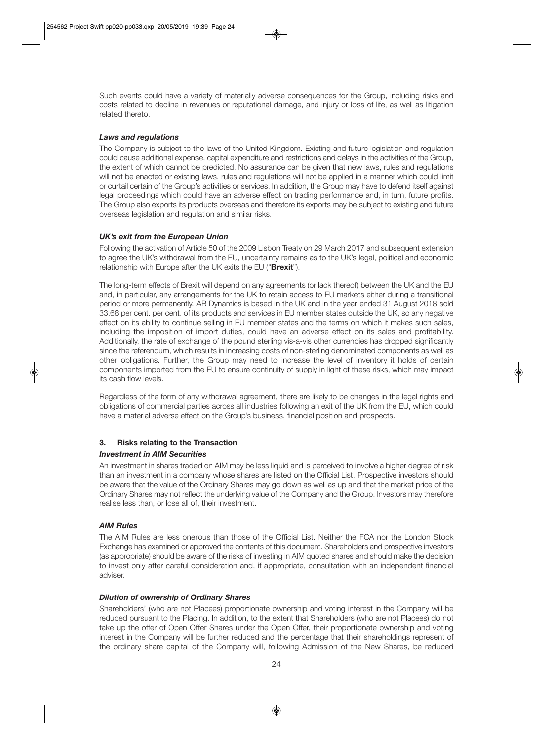Such events could have a variety of materially adverse consequences for the Group, including risks and costs related to decline in revenues or reputational damage, and injury or loss of life, as well as litigation related thereto.

***Laws and regulations***

The Company is subject to the laws of the United Kingdom. Existing and future legislation and regulation could cause additional expense, capital expenditure and restrictions and delays in the activities of the Group, the extent of which cannot be predicted. No assurance can be given that new laws, rules and regulations will not be enacted or existing laws, rules and regulations will not be applied in a manner which could limit or curtail certain of the Group's activities or services. In addition, the Group may have to defend itself against legal proceedings which could have an adverse effect on trading performance and, in turn, future profits. The Group also exports its products overseas and therefore its exports may be subject to existing and future overseas legislation and regulation and similar risks.

***UK's exit from the European Union***

Following the activation of Article 50 of the 2009 Lisbon Treaty on 29 March 2017 and subsequent extension to agree the UK's withdrawal from the EU, uncertainty remains as to the UK's legal, political and economic relationship with Europe after the UK exits the EU ("**Brexit**").

The long-term effects of Brexit will depend on any agreements (or lack thereof) between the UK and the EU and, in particular, any arrangements for the UK to retain access to EU markets either during a transitional period or more permanently. AB Dynamics is based in the UK and in the year ended 31 August 2018 sold 33.68 per cent. per cent. of its products and services in EU member states outside the UK, so any negative effect on its ability to continue selling in EU member states and the terms on which it makes such sales, including the imposition of import duties, could have an adverse effect on its sales and profitability. Additionally, the rate of exchange of the pound sterling vis-a-vis other currencies has dropped significantly since the referendum, which results in increasing costs of non-sterling denominated components as well as other obligations. Further, the Group may need to increase the level of inventory it holds of certain components imported from the EU to ensure continuity of supply in light of these risks, which may impact its cash flow levels.

Regardless of the form of any withdrawal agreement, there are likely to be changes in the legal rights and obligations of commercial parties across all industries following an exit of the UK from the EU, which could have a material adverse effect on the Group's business, financial position and prospects.

### 3. Risks relating to the Transaction

***Investment in AIM Securities***

An investment in shares traded on AIM may be less liquid and is perceived to involve a higher degree of risk than an investment in a company whose shares are listed on the Official List. Prospective investors should be aware that the value of the Ordinary Shares may go down as well as up and that the market price of the Ordinary Shares may not reflect the underlying value of the Company and the Group. Investors may therefore realise less than, or lose all of, their investment.

***AIM Rules***

The AIM Rules are less onerous than those of the Official List. Neither the FCA nor the London Stock Exchange has examined or approved the contents of this document. Shareholders and prospective investors (as appropriate) should be aware of the risks of investing in AIM quoted shares and should make the decision to invest only after careful consideration and, if appropriate, consultation with an independent financial adviser.

***Dilution of ownership of Ordinary Shares***

Shareholders' (who are not Placees) proportionate ownership and voting interest in the Company will be reduced pursuant to the Placing. In addition, to the extent that Shareholders (who are not Placees) do not take up the offer of Open Offer Shares under the Open Offer, their proportionate ownership and voting interest in the Company will be further reduced and the percentage that their shareholdings represent of the ordinary share capital of the Company will, following Admission of the New Shares, be reduced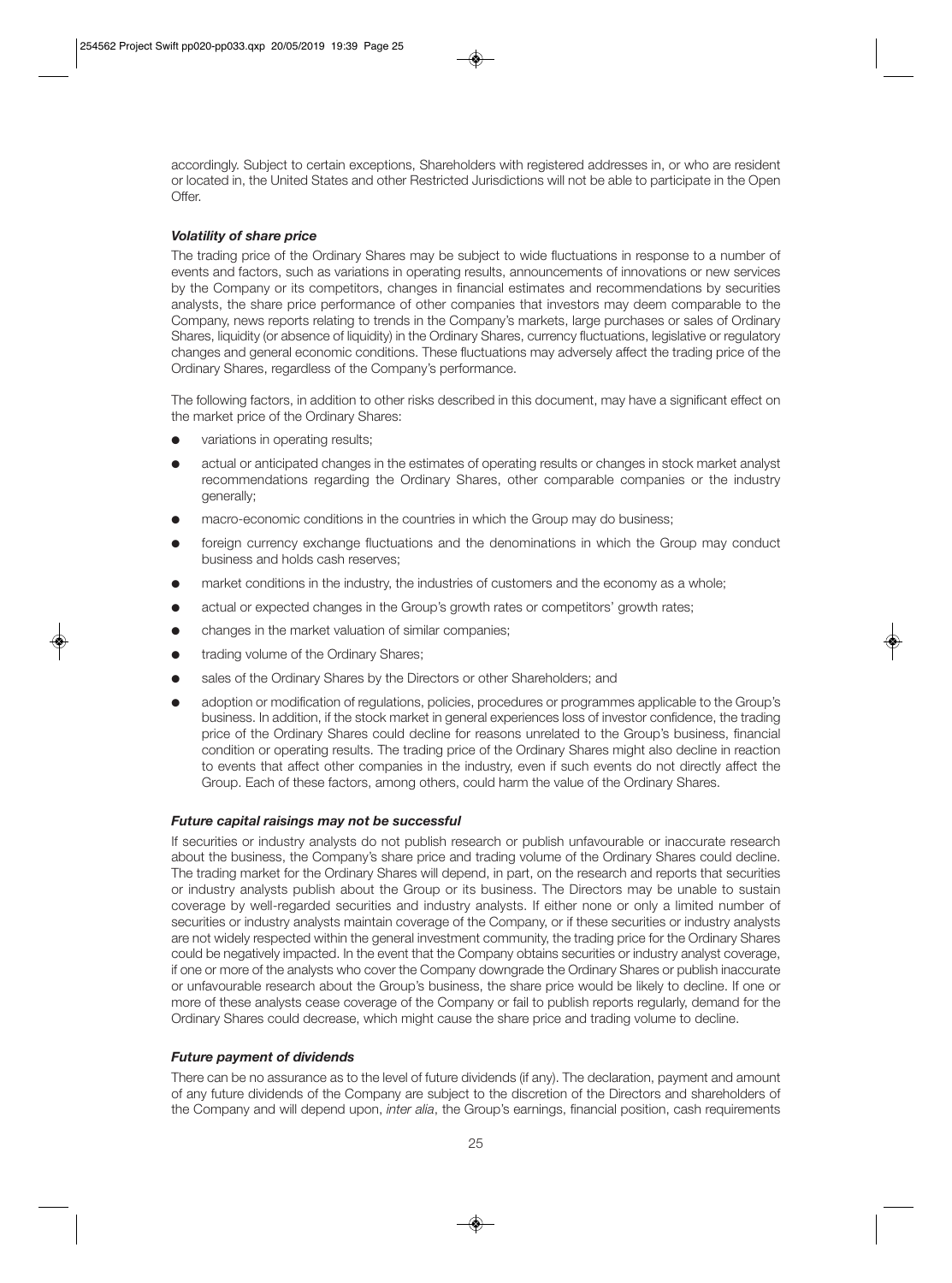accordingly. Subject to certain exceptions, Shareholders with registered addresses in, or who are resident or located in, the United States and other Restricted Jurisdictions will not be able to participate in the Open Offer.

***Volatility of share price***

The trading price of the Ordinary Shares may be subject to wide fluctuations in response to a number of events and factors, such as variations in operating results, announcements of innovations or new services by the Company or its competitors, changes in financial estimates and recommendations by securities analysts, the share price performance of other companies that investors may deem comparable to the Company, news reports relating to trends in the Company's markets, large purchases or sales of Ordinary Shares, liquidity (or absence of liquidity) in the Ordinary Shares, currency fluctuations, legislative or regulatory changes and general economic conditions. These fluctuations may adversely affect the trading price of the Ordinary Shares, regardless of the Company's performance.

The following factors, in addition to other risks described in this document, may have a significant effect on the market price of the Ordinary Shares:

- variations in operating results;
- actual or anticipated changes in the estimates of operating results or changes in stock market analyst recommendations regarding the Ordinary Shares, other comparable companies or the industry generally;
- macro-economic conditions in the countries in which the Group may do business;
- foreign currency exchange fluctuations and the denominations in which the Group may conduct business and holds cash reserves;
- market conditions in the industry, the industries of customers and the economy as a whole;
- actual or expected changes in the Group's growth rates or competitors' growth rates;
- changes in the market valuation of similar companies;
- trading volume of the Ordinary Shares;
- sales of the Ordinary Shares by the Directors or other Shareholders; and
- adoption or modification of regulations, policies, procedures or programmes applicable to the Group's business. In addition, if the stock market in general experiences loss of investor confidence, the trading price of the Ordinary Shares could decline for reasons unrelated to the Group's business, financial condition or operating results. The trading price of the Ordinary Shares might also decline in reaction to events that affect other companies in the industry, even if such events do not directly affect the Group. Each of these factors, among others, could harm the value of the Ordinary Shares.

***Future capital raisings may not be successful***

If securities or industry analysts do not publish research or publish unfavourable or inaccurate research about the business, the Company's share price and trading volume of the Ordinary Shares could decline. The trading market for the Ordinary Shares will depend, in part, on the research and reports that securities or industry analysts publish about the Group or its business. The Directors may be unable to sustain coverage by well-regarded securities and industry analysts. If either none or only a limited number of securities or industry analysts maintain coverage of the Company, or if these securities or industry analysts are not widely respected within the general investment community, the trading price for the Ordinary Shares could be negatively impacted. In the event that the Company obtains securities or industry analyst coverage, if one or more of the analysts who cover the Company downgrade the Ordinary Shares or publish inaccurate or unfavourable research about the Group's business, the share price would be likely to decline. If one or more of these analysts cease coverage of the Company or fail to publish reports regularly, demand for the Ordinary Shares could decrease, which might cause the share price and trading volume to decline.

***Future payment of dividends***

There can be no assurance as to the level of future dividends (if any). The declaration, payment and amount of any future dividends of the Company are subject to the discretion of the Directors and shareholders of the Company and will depend upon, *inter alia*, the Group's earnings, financial position, cash requirements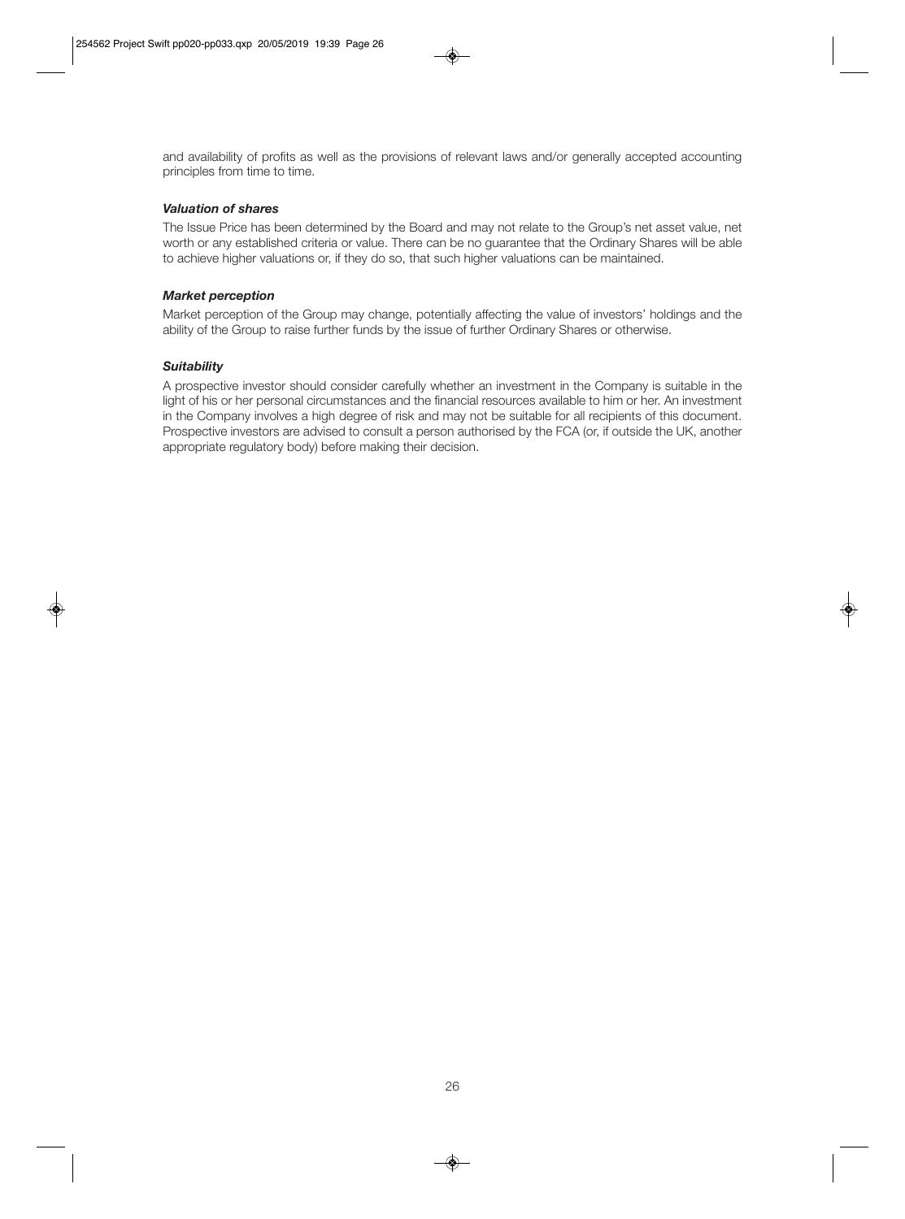and availability of profits as well as the provisions of relevant laws and/or generally accepted accounting principles from time to time.

***Valuation of shares***

The Issue Price has been determined by the Board and may not relate to the Group's net asset value, net worth or any established criteria or value. There can be no guarantee that the Ordinary Shares will be able to achieve higher valuations or, if they do so, that such higher valuations can be maintained.

***Market perception***

Market perception of the Group may change, potentially affecting the value of investors' holdings and the ability of the Group to raise further funds by the issue of further Ordinary Shares or otherwise.

***Suitability***

A prospective investor should consider carefully whether an investment in the Company is suitable in the light of his or her personal circumstances and the financial resources available to him or her. An investment in the Company involves a high degree of risk and may not be suitable for all recipients of this document. Prospective investors are advised to consult a person authorised by the FCA (or, if outside the UK, another appropriate regulatory body) before making their decision.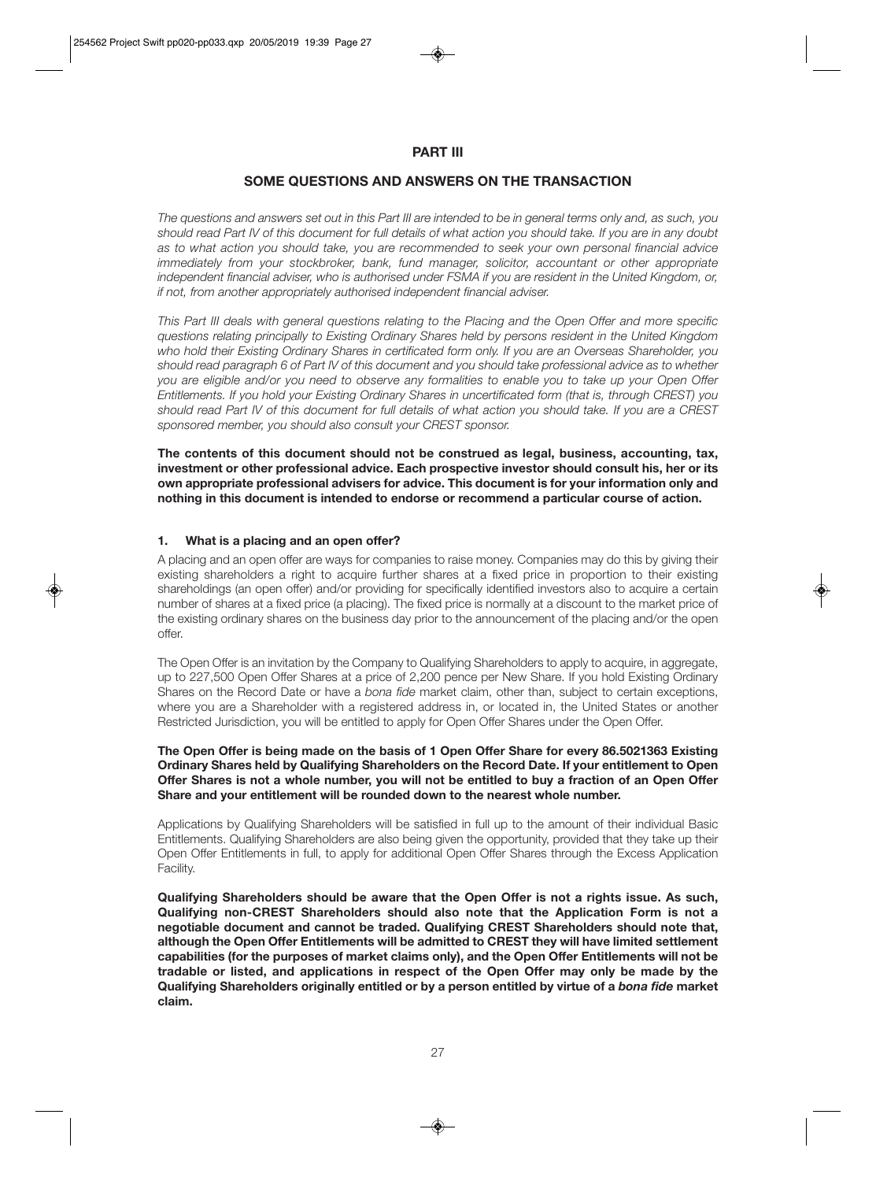# PART III

## SOME QUESTIONS AND ANSWERS ON THE TRANSACTION

*The questions and answers set out in this Part III are intended to be in general terms only and, as such, you should read Part IV of this document for full details of what action you should take. If you are in any doubt as to what action you should take, you are recommended to seek your own personal financial advice immediately from your stockbroker, bank, fund manager, solicitor, accountant or other appropriate independent financial adviser, who is authorised under FSMA if you are resident in the United Kingdom, or, if not, from another appropriately authorised independent financial adviser.*

*This Part III deals with general questions relating to the Placing and the Open Offer and more specific questions relating principally to Existing Ordinary Shares held by persons resident in the United Kingdom who hold their Existing Ordinary Shares in certificated form only. If you are an Overseas Shareholder, you should read paragraph 6 of Part IV of this document and you should take professional advice as to whether you are eligible and/or you need to observe any formalities to enable you to take up your Open Offer Entitlements. If you hold your Existing Ordinary Shares in uncertificated form (that is, through CREST) you should read Part IV of this document for full details of what action you should take. If you are a CREST sponsored member, you should also consult your CREST sponsor.*

**The contents of this document should not be construed as legal, business, accounting, tax, investment or other professional advice. Each prospective investor should consult his, her or its own appropriate professional advisers for advice. This document is for your information only and nothing in this document is intended to endorse or recommend a particular course of action.**

### 1. What is a placing and an open offer?

A placing and an open offer are ways for companies to raise money. Companies may do this by giving their existing shareholders a right to acquire further shares at a fixed price in proportion to their existing shareholdings (an open offer) and/or providing for specifically identified investors also to acquire a certain number of shares at a fixed price (a placing). The fixed price is normally at a discount to the market price of the existing ordinary shares on the business day prior to the announcement of the placing and/or the open offer.

The Open Offer is an invitation by the Company to Qualifying Shareholders to apply to acquire, in aggregate, up to 227,500 Open Offer Shares at a price of 2,200 pence per New Share. If you hold Existing Ordinary Shares on the Record Date or have a *bona fide* market claim, other than, subject to certain exceptions, where you are a Shareholder with a registered address in, or located in, the United States or another Restricted Jurisdiction, you will be entitled to apply for Open Offer Shares under the Open Offer.

**The Open Offer is being made on the basis of 1 Open Offer Share for every 86.5021363 Existing Ordinary Shares held by Qualifying Shareholders on the Record Date. If your entitlement to Open Offer Shares is not a whole number, you will not be entitled to buy a fraction of an Open Offer Share and your entitlement will be rounded down to the nearest whole number.**

Applications by Qualifying Shareholders will be satisfied in full up to the amount of their individual Basic Entitlements. Qualifying Shareholders are also being given the opportunity, provided that they take up their Open Offer Entitlements in full, to apply for additional Open Offer Shares through the Excess Application Facility.

**Qualifying Shareholders should be aware that the Open Offer is not a rights issue. As such, Qualifying non-CREST Shareholders should also note that the Application Form is not a negotiable document and cannot be traded. Qualifying CREST Shareholders should note that, although the Open Offer Entitlements will be admitted to CREST they will have limited settlement capabilities (for the purposes of market claims only), and the Open Offer Entitlements will not be tradable or listed, and applications in respect of the Open Offer may only be made by the Qualifying Shareholders originally entitled or by a person entitled by virtue of a *bona fide* market claim.**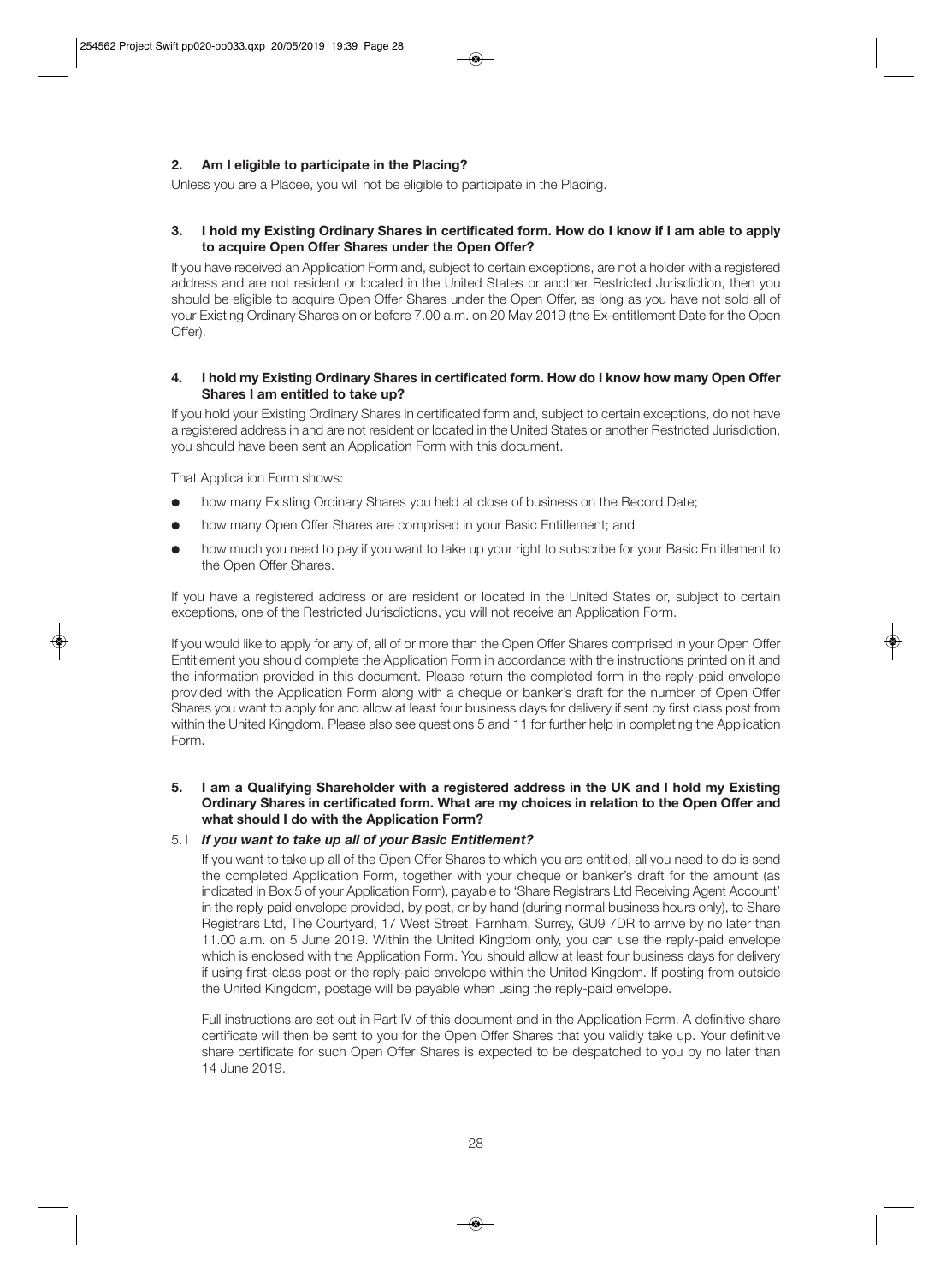**2. Am I eligible to participate in the Placing?**

Unless you are a Placee, you will not be eligible to participate in the Placing.

**3. I hold my Existing Ordinary Shares in certificated form. How do I know if I am able to apply to acquire Open Offer Shares under the Open Offer?**

If you have received an Application Form and, subject to certain exceptions, are not a holder with a registered address and are not resident or located in the United States or another Restricted Jurisdiction, then you should be eligible to acquire Open Offer Shares under the Open Offer, as long as you have not sold all of your Existing Ordinary Shares on or before 7.00 a.m. on 20 May 2019 (the Ex-entitlement Date for the Open Offer).

**4. I hold my Existing Ordinary Shares in certificated form. How do I know how many Open Offer Shares I am entitled to take up?**

If you hold your Existing Ordinary Shares in certificated form and, subject to certain exceptions, do not have a registered address in and are not resident or located in the United States or another Restricted Jurisdiction, you should have been sent an Application Form with this document.

That Application Form shows:

- how many Existing Ordinary Shares you held at close of business on the Record Date;
- how many Open Offer Shares are comprised in your Basic Entitlement; and
- how much you need to pay if you want to take up your right to subscribe for your Basic Entitlement to the Open Offer Shares.

If you have a registered address or are resident or located in the United States or, subject to certain exceptions, one of the Restricted Jurisdictions, you will not receive an Application Form.

If you would like to apply for any of, all of or more than the Open Offer Shares comprised in your Open Offer Entitlement you should complete the Application Form in accordance with the instructions printed on it and the information provided in this document. Please return the completed form in the reply-paid envelope provided with the Application Form along with a cheque or banker's draft for the number of Open Offer Shares you want to apply for and allow at least four business days for delivery if sent by first class post from within the United Kingdom. Please also see questions 5 and 11 for further help in completing the Application Form.

**5. I am a Qualifying Shareholder with a registered address in the UK and I hold my Existing Ordinary Shares in certificated form. What are my choices in relation to the Open Offer and what should I do with the Application Form?**

5.1 ***If you want to take up all of your Basic Entitlement?***

If you want to take up all of the Open Offer Shares to which you are entitled, all you need to do is send the completed Application Form, together with your cheque or banker's draft for the amount (as indicated in Box 5 of your Application Form), payable to 'Share Registrars Ltd Receiving Agent Account' in the reply paid envelope provided, by post, or by hand (during normal business hours only), to Share Registrars Ltd, The Courtyard, 17 West Street, Farnham, Surrey, GU9 7DR to arrive by no later than 11.00 a.m. on 5 June 2019. Within the United Kingdom only, you can use the reply-paid envelope which is enclosed with the Application Form. You should allow at least four business days for delivery if using first-class post or the reply-paid envelope within the United Kingdom. If posting from outside the United Kingdom, postage will be payable when using the reply-paid envelope.

Full instructions are set out in Part IV of this document and in the Application Form. A definitive share certificate will then be sent to you for the Open Offer Shares that you validly take up. Your definitive share certificate for such Open Offer Shares is expected to be despatched to you by no later than 14 June 2019.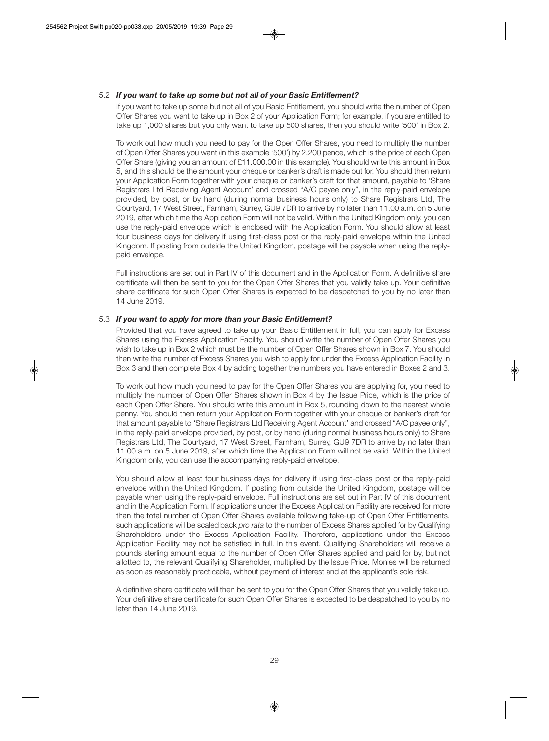### 5.2 *If you want to take up some but not all of your Basic Entitlement?*

If you want to take up some but not all of you Basic Entitlement, you should write the number of Open Offer Shares you want to take up in Box 2 of your Application Form; for example, if you are entitled to take up 1,000 shares but you only want to take up 500 shares, then you should write '500' in Box 2.

To work out how much you need to pay for the Open Offer Shares, you need to multiply the number of Open Offer Shares you want (in this example '500') by 2,200 pence, which is the price of each Open Offer Share (giving you an amount of £11,000.00 in this example). You should write this amount in Box 5, and this should be the amount your cheque or banker's draft is made out for. You should then return your Application Form together with your cheque or banker's draft for that amount, payable to 'Share Registrars Ltd Receiving Agent Account' and crossed "A/C payee only", in the reply-paid envelope provided, by post, or by hand (during normal business hours only) to Share Registrars Ltd, The Courtyard, 17 West Street, Farnham, Surrey, GU9 7DR to arrive by no later than 11.00 a.m. on 5 June 2019, after which time the Application Form will not be valid. Within the United Kingdom only, you can use the reply-paid envelope which is enclosed with the Application Form. You should allow at least four business days for delivery if using first-class post or the reply-paid envelope within the United Kingdom. If posting from outside the United Kingdom, postage will be payable when using the reply-paid envelope.

Full instructions are set out in Part IV of this document and in the Application Form. A definitive share certificate will then be sent to you for the Open Offer Shares that you validly take up. Your definitive share certificate for such Open Offer Shares is expected to be despatched to you by no later than 14 June 2019.

### 5.3 *If you want to apply for more than your Basic Entitlement?*

Provided that you have agreed to take up your Basic Entitlement in full, you can apply for Excess Shares using the Excess Application Facility. You should write the number of Open Offer Shares you wish to take up in Box 2 which must be the number of Open Offer Shares shown in Box 7. You should then write the number of Excess Shares you wish to apply for under the Excess Application Facility in Box 3 and then complete Box 4 by adding together the numbers you have entered in Boxes 2 and 3.

To work out how much you need to pay for the Open Offer Shares you are applying for, you need to multiply the number of Open Offer Shares shown in Box 4 by the Issue Price, which is the price of each Open Offer Share. You should write this amount in Box 5, rounding down to the nearest whole penny. You should then return your Application Form together with your cheque or banker's draft for that amount payable to 'Share Registrars Ltd Receiving Agent Account' and crossed "A/C payee only", in the reply-paid envelope provided, by post, or by hand (during normal business hours only) to Share Registrars Ltd, The Courtyard, 17 West Street, Farnham, Surrey, GU9 7DR to arrive by no later than 11.00 a.m. on 5 June 2019, after which time the Application Form will not be valid. Within the United Kingdom only, you can use the accompanying reply-paid envelope.

You should allow at least four business days for delivery if using first-class post or the reply-paid envelope within the United Kingdom. If posting from outside the United Kingdom, postage will be payable when using the reply-paid envelope. Full instructions are set out in Part IV of this document and in the Application Form. If applications under the Excess Application Facility are received for more than the total number of Open Offer Shares available following take-up of Open Offer Entitlements, such applications will be scaled back *pro rata* to the number of Excess Shares applied for by Qualifying Shareholders under the Excess Application Facility. Therefore, applications under the Excess Application Facility may not be satisfied in full. In this event, Qualifying Shareholders will receive a pounds sterling amount equal to the number of Open Offer Shares applied and paid for by, but not allotted to, the relevant Qualifying Shareholder, multiplied by the Issue Price. Monies will be returned as soon as reasonably practicable, without payment of interest and at the applicant's sole risk.

A definitive share certificate will then be sent to you for the Open Offer Shares that you validly take up. Your definitive share certificate for such Open Offer Shares is expected to be despatched to you by no later than 14 June 2019.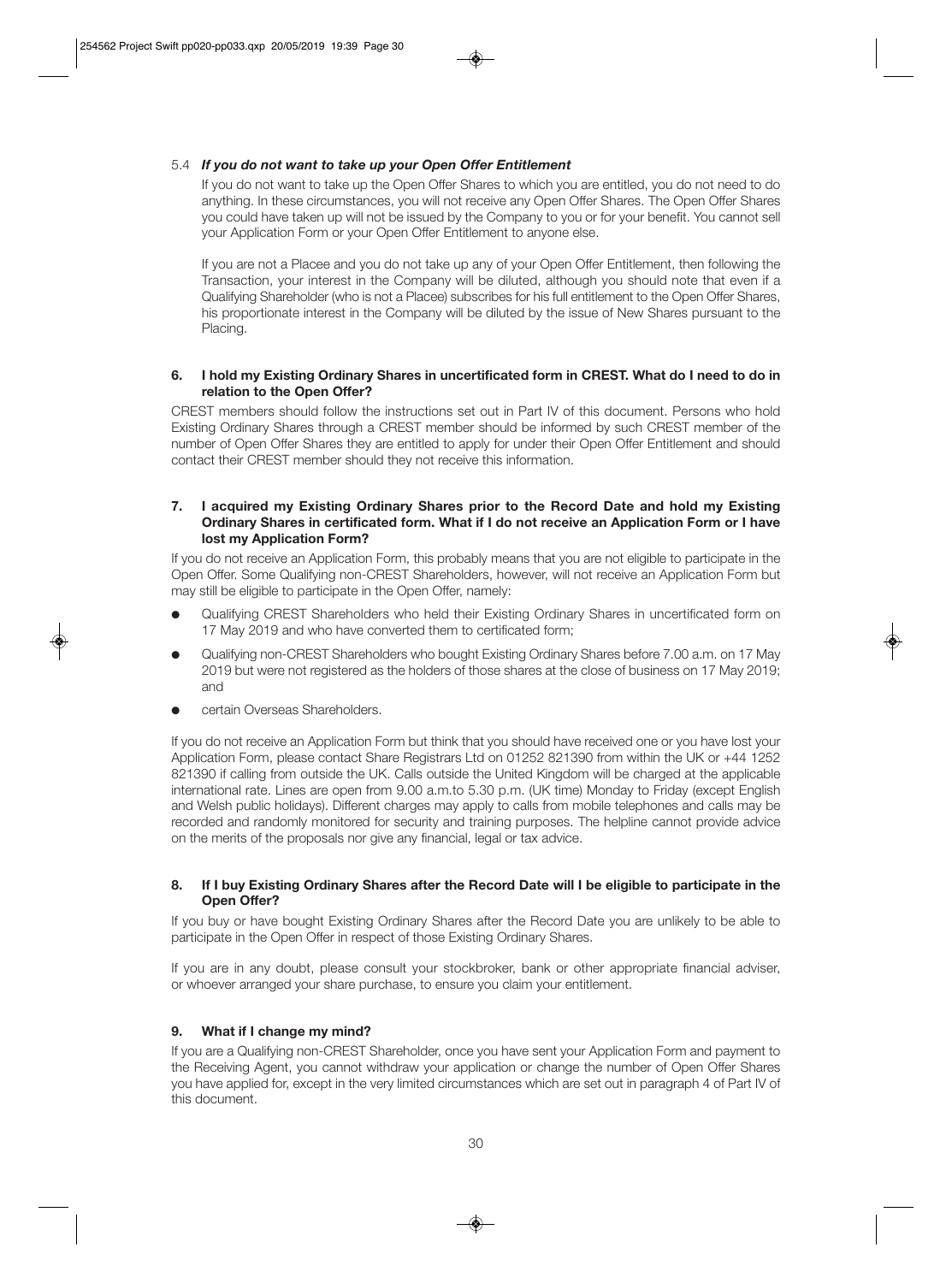5.4 ***If you do not want to take up your Open Offer Entitlement***

If you do not want to take up the Open Offer Shares to which you are entitled, you do not need to do anything. In these circumstances, you will not receive any Open Offer Shares. The Open Offer Shares you could have taken up will not be issued by the Company to you or for your benefit. You cannot sell your Application Form or your Open Offer Entitlement to anyone else.

If you are not a Placee and you do not take up any of your Open Offer Entitlement, then following the Transaction, your interest in the Company will be diluted, although you should note that even if a Qualifying Shareholder (who is not a Placee) subscribes for his full entitlement to the Open Offer Shares, his proportionate interest in the Company will be diluted by the issue of New Shares pursuant to the Placing.

**6. I hold my Existing Ordinary Shares in uncertificated form in CREST. What do I need to do in relation to the Open Offer?**

CREST members should follow the instructions set out in Part IV of this document. Persons who hold Existing Ordinary Shares through a CREST member should be informed by such CREST member of the number of Open Offer Shares they are entitled to apply for under their Open Offer Entitlement and should contact their CREST member should they not receive this information.

**7. I acquired my Existing Ordinary Shares prior to the Record Date and hold my Existing Ordinary Shares in certificated form. What if I do not receive an Application Form or I have lost my Application Form?**

If you do not receive an Application Form, this probably means that you are not eligible to participate in the Open Offer. Some Qualifying non-CREST Shareholders, however, will not receive an Application Form but may still be eligible to participate in the Open Offer, namely:

- Qualifying CREST Shareholders who held their Existing Ordinary Shares in uncertificated form on 17 May 2019 and who have converted them to certificated form;
- Qualifying non-CREST Shareholders who bought Existing Ordinary Shares before 7.00 a.m. on 17 May 2019 but were not registered as the holders of those shares at the close of business on 17 May 2019; and
- certain Overseas Shareholders.

If you do not receive an Application Form but think that you should have received one or you have lost your Application Form, please contact Share Registrars Ltd on 01252 821390 from within the UK or +44 1252 821390 if calling from outside the UK. Calls outside the United Kingdom will be charged at the applicable international rate. Lines are open from 9.00 a.m.to 5.30 p.m. (UK time) Monday to Friday (except English and Welsh public holidays). Different charges may apply to calls from mobile telephones and calls may be recorded and randomly monitored for security and training purposes. The helpline cannot provide advice on the merits of the proposals nor give any financial, legal or tax advice.

**8. If I buy Existing Ordinary Shares after the Record Date will I be eligible to participate in the Open Offer?**

If you buy or have bought Existing Ordinary Shares after the Record Date you are unlikely to be able to participate in the Open Offer in respect of those Existing Ordinary Shares.

If you are in any doubt, please consult your stockbroker, bank or other appropriate financial adviser, or whoever arranged your share purchase, to ensure you claim your entitlement.

**9. What if I change my mind?**

If you are a Qualifying non-CREST Shareholder, once you have sent your Application Form and payment to the Receiving Agent, you cannot withdraw your application or change the number of Open Offer Shares you have applied for, except in the very limited circumstances which are set out in paragraph 4 of Part IV of this document.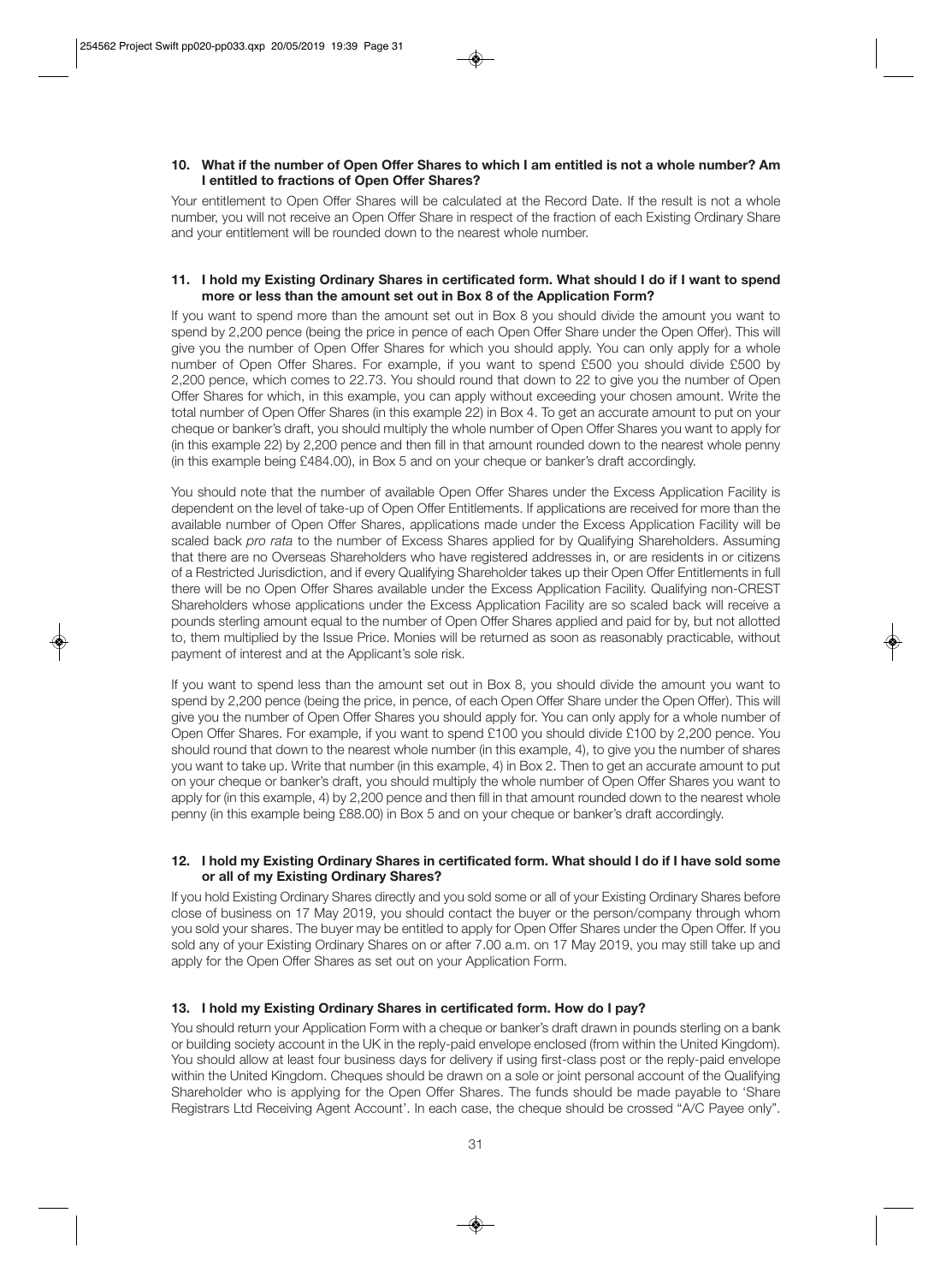### 10. What if the number of Open Offer Shares to which I am entitled is not a whole number? Am I entitled to fractions of Open Offer Shares?

Your entitlement to Open Offer Shares will be calculated at the Record Date. If the result is not a whole number, you will not receive an Open Offer Share in respect of the fraction of each Existing Ordinary Share and your entitlement will be rounded down to the nearest whole number.

### 11. I hold my Existing Ordinary Shares in certificated form. What should I do if I want to spend more or less than the amount set out in Box 8 of the Application Form?

If you want to spend more than the amount set out in Box 8 you should divide the amount you want to spend by 2,200 pence (being the price in pence of each Open Offer Share under the Open Offer). This will give you the number of Open Offer Shares for which you should apply. You can only apply for a whole number of Open Offer Shares. For example, if you want to spend £500 you should divide £500 by 2,200 pence, which comes to 22.73. You should round that down to 22 to give you the number of Open Offer Shares for which, in this example, you can apply without exceeding your chosen amount. Write the total number of Open Offer Shares (in this example 22) in Box 4. To get an accurate amount to put on your cheque or banker's draft, you should multiply the whole number of Open Offer Shares you want to apply for (in this example 22) by 2,200 pence and then fill in that amount rounded down to the nearest whole penny (in this example being £484.00), in Box 5 and on your cheque or banker's draft accordingly.

You should note that the number of available Open Offer Shares under the Excess Application Facility is dependent on the level of take-up of Open Offer Entitlements. If applications are received for more than the available number of Open Offer Shares, applications made under the Excess Application Facility will be scaled back *pro rata* to the number of Excess Shares applied for by Qualifying Shareholders. Assuming that there are no Overseas Shareholders who have registered addresses in, or are residents in or citizens of a Restricted Jurisdiction, and if every Qualifying Shareholder takes up their Open Offer Entitlements in full there will be no Open Offer Shares available under the Excess Application Facility. Qualifying non-CREST Shareholders whose applications under the Excess Application Facility are so scaled back will receive a pounds sterling amount equal to the number of Open Offer Shares applied and paid for by, but not allotted to, them multiplied by the Issue Price. Monies will be returned as soon as reasonably practicable, without payment of interest and at the Applicant's sole risk.

If you want to spend less than the amount set out in Box 8, you should divide the amount you want to spend by 2,200 pence (being the price, in pence, of each Open Offer Share under the Open Offer). This will give you the number of Open Offer Shares you should apply for. You can only apply for a whole number of Open Offer Shares. For example, if you want to spend £100 you should divide £100 by 2,200 pence. You should round that down to the nearest whole number (in this example, 4), to give you the number of shares you want to take up. Write that number (in this example, 4) in Box 2. Then to get an accurate amount to put on your cheque or banker's draft, you should multiply the whole number of Open Offer Shares you want to apply for (in this example, 4) by 2,200 pence and then fill in that amount rounded down to the nearest whole penny (in this example being £88.00) in Box 5 and on your cheque or banker's draft accordingly.

### 12. I hold my Existing Ordinary Shares in certificated form. What should I do if I have sold some or all of my Existing Ordinary Shares?

If you hold Existing Ordinary Shares directly and you sold some or all of your Existing Ordinary Shares before close of business on 17 May 2019, you should contact the buyer or the person/company through whom you sold your shares. The buyer may be entitled to apply for Open Offer Shares under the Open Offer. If you sold any of your Existing Ordinary Shares on or after 7.00 a.m. on 17 May 2019, you may still take up and apply for the Open Offer Shares as set out on your Application Form.

### 13. I hold my Existing Ordinary Shares in certificated form. How do I pay?

You should return your Application Form with a cheque or banker's draft drawn in pounds sterling on a bank or building society account in the UK in the reply-paid envelope enclosed (from within the United Kingdom). You should allow at least four business days for delivery if using first-class post or the reply-paid envelope within the United Kingdom. Cheques should be drawn on a sole or joint personal account of the Qualifying Shareholder who is applying for the Open Offer Shares. The funds should be made payable to 'Share Registrars Ltd Receiving Agent Account'. In each case, the cheque should be crossed "A/C Payee only".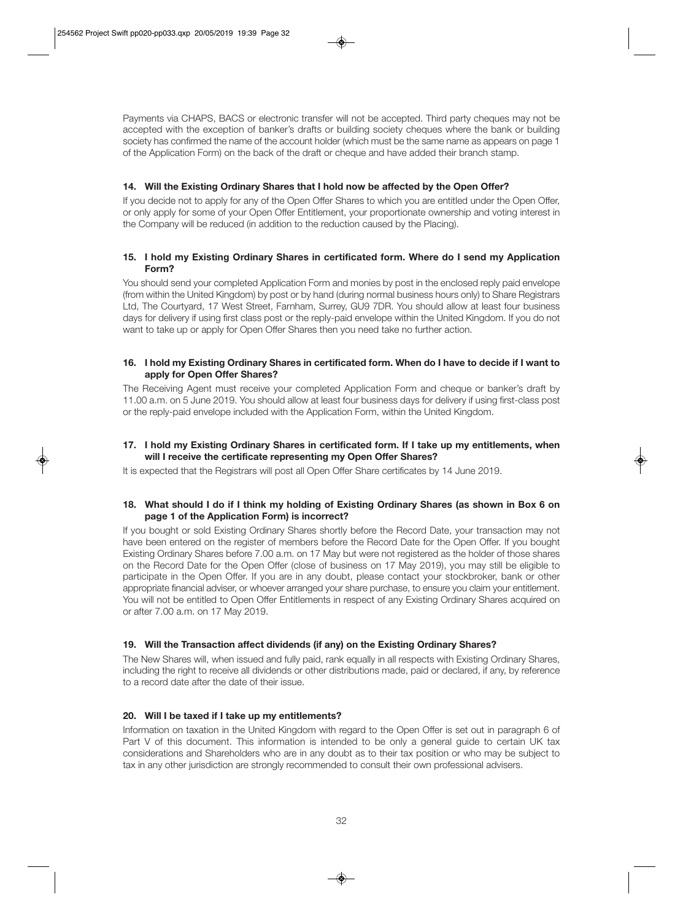Payments via CHAPS, BACS or electronic transfer will not be accepted. Third party cheques may not be accepted with the exception of banker's drafts or building society cheques where the bank or building society has confirmed the name of the account holder (which must be the same name as appears on page 1 of the Application Form) on the back of the draft or cheque and have added their branch stamp.

**14. Will the Existing Ordinary Shares that I hold now be affected by the Open Offer?**

If you decide not to apply for any of the Open Offer Shares to which you are entitled under the Open Offer, or only apply for some of your Open Offer Entitlement, your proportionate ownership and voting interest in the Company will be reduced (in addition to the reduction caused by the Placing).

**15. I hold my Existing Ordinary Shares in certificated form. Where do I send my Application Form?**

You should send your completed Application Form and monies by post in the enclosed reply paid envelope (from within the United Kingdom) by post or by hand (during normal business hours only) to Share Registrars Ltd, The Courtyard, 17 West Street, Farnham, Surrey, GU9 7DR. You should allow at least four business days for delivery if using first class post or the reply-paid envelope within the United Kingdom. If you do not want to take up or apply for Open Offer Shares then you need take no further action.

**16. I hold my Existing Ordinary Shares in certificated form. When do I have to decide if I want to apply for Open Offer Shares?**

The Receiving Agent must receive your completed Application Form and cheque or banker's draft by 11.00 a.m. on 5 June 2019. You should allow at least four business days for delivery if using first-class post or the reply-paid envelope included with the Application Form, within the United Kingdom.

**17. I hold my Existing Ordinary Shares in certificated form. If I take up my entitlements, when will I receive the certificate representing my Open Offer Shares?**

It is expected that the Registrars will post all Open Offer Share certificates by 14 June 2019.

**18. What should I do if I think my holding of Existing Ordinary Shares (as shown in Box 6 on page 1 of the Application Form) is incorrect?**

If you bought or sold Existing Ordinary Shares shortly before the Record Date, your transaction may not have been entered on the register of members before the Record Date for the Open Offer. If you bought Existing Ordinary Shares before 7.00 a.m. on 17 May but were not registered as the holder of those shares on the Record Date for the Open Offer (close of business on 17 May 2019), you may still be eligible to participate in the Open Offer. If you are in any doubt, please contact your stockbroker, bank or other appropriate financial adviser, or whoever arranged your share purchase, to ensure you claim your entitlement. You will not be entitled to Open Offer Entitlements in respect of any Existing Ordinary Shares acquired on or after 7.00 a.m. on 17 May 2019.

**19. Will the Transaction affect dividends (if any) on the Existing Ordinary Shares?**

The New Shares will, when issued and fully paid, rank equally in all respects with Existing Ordinary Shares, including the right to receive all dividends or other distributions made, paid or declared, if any, by reference to a record date after the date of their issue.

**20. Will I be taxed if I take up my entitlements?**

Information on taxation in the United Kingdom with regard to the Open Offer is set out in paragraph 6 of Part V of this document. This information is intended to be only a general guide to certain UK tax considerations and Shareholders who are in any doubt as to their tax position or who may be subject to tax in any other jurisdiction are strongly recommended to consult their own professional advisers.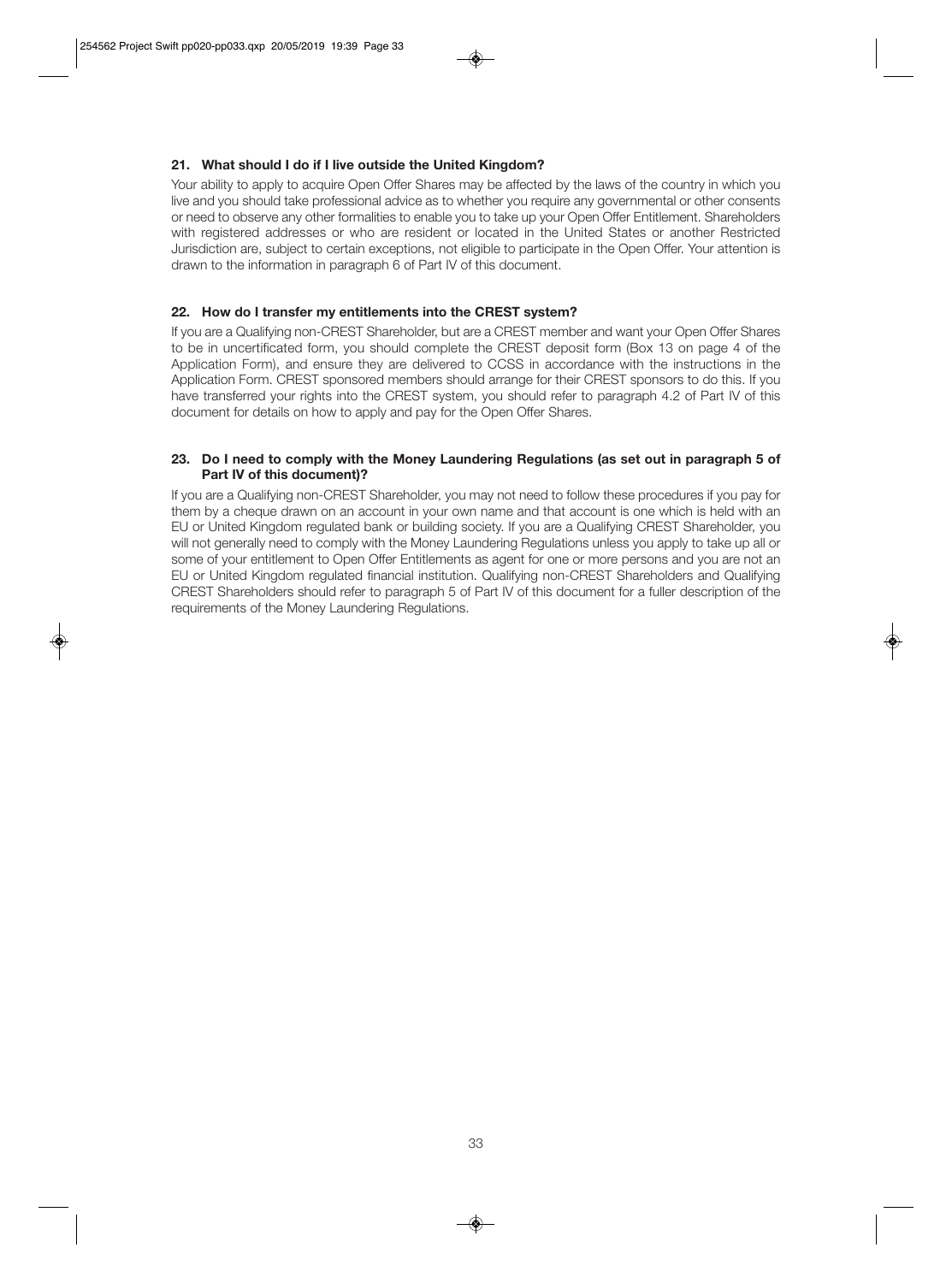**21. What should I do if I live outside the United Kingdom?**

Your ability to apply to acquire Open Offer Shares may be affected by the laws of the country in which you live and you should take professional advice as to whether you require any governmental or other consents or need to observe any other formalities to enable you to take up your Open Offer Entitlement. Shareholders with registered addresses or who are resident or located in the United States or another Restricted Jurisdiction are, subject to certain exceptions, not eligible to participate in the Open Offer. Your attention is drawn to the information in paragraph 6 of Part IV of this document.

**22. How do I transfer my entitlements into the CREST system?**

If you are a Qualifying non-CREST Shareholder, but are a CREST member and want your Open Offer Shares to be in uncertificated form, you should complete the CREST deposit form (Box 13 on page 4 of the Application Form), and ensure they are delivered to CCSS in accordance with the instructions in the Application Form. CREST sponsored members should arrange for their CREST sponsors to do this. If you have transferred your rights into the CREST system, you should refer to paragraph 4.2 of Part IV of this document for details on how to apply and pay for the Open Offer Shares.

**23. Do I need to comply with the Money Laundering Regulations (as set out in paragraph 5 of Part IV of this document)?**

If you are a Qualifying non-CREST Shareholder, you may not need to follow these procedures if you pay for them by a cheque drawn on an account in your own name and that account is one which is held with an EU or United Kingdom regulated bank or building society. If you are a Qualifying CREST Shareholder, you will not generally need to comply with the Money Laundering Regulations unless you apply to take up all or some of your entitlement to Open Offer Entitlements as agent for one or more persons and you are not an EU or United Kingdom regulated financial institution. Qualifying non-CREST Shareholders and Qualifying CREST Shareholders should refer to paragraph 5 of Part IV of this document for a fuller description of the requirements of the Money Laundering Regulations.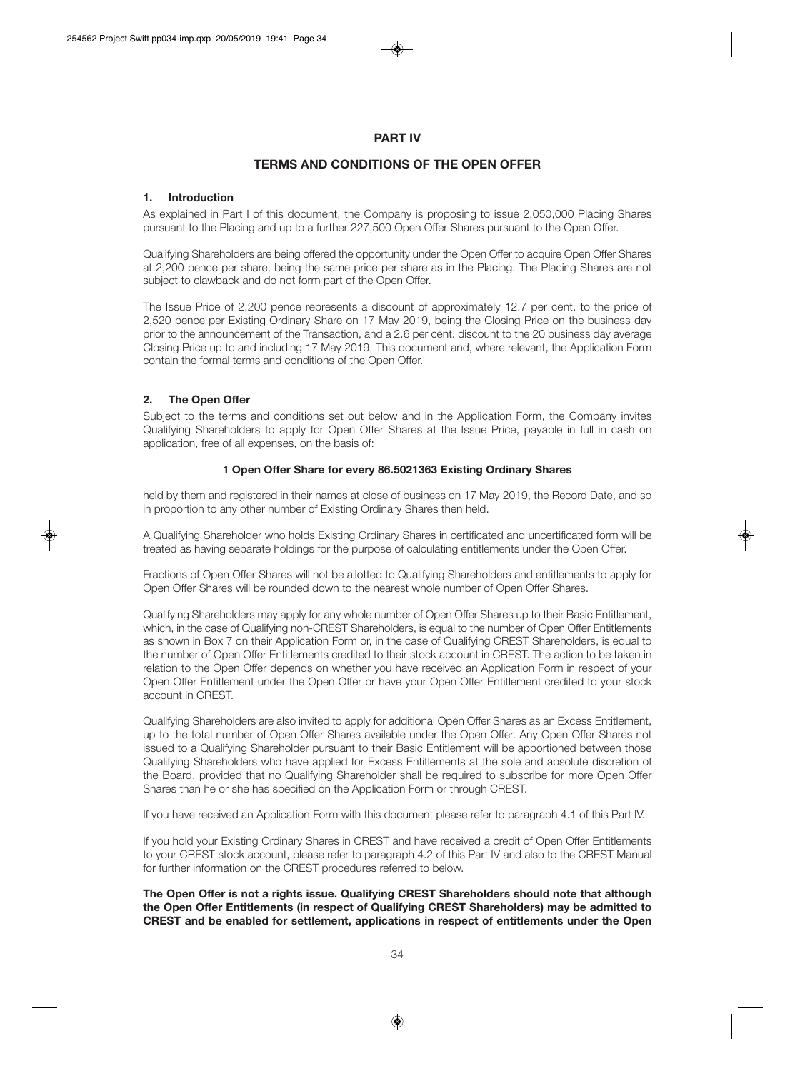## PART IV

## TERMS AND CONDITIONS OF THE OPEN OFFER

### 1. Introduction

As explained in Part I of this document, the Company is proposing to issue 2,050,000 Placing Shares pursuant to the Placing and up to a further 227,500 Open Offer Shares pursuant to the Open Offer.

Qualifying Shareholders are being offered the opportunity under the Open Offer to acquire Open Offer Shares at 2,200 pence per share, being the same price per share as in the Placing. The Placing Shares are not subject to clawback and do not form part of the Open Offer.

The Issue Price of 2,200 pence represents a discount of approximately 12.7 per cent. to the price of 2,520 pence per Existing Ordinary Share on 17 May 2019, being the Closing Price on the business day prior to the announcement of the Transaction, and a 2.6 per cent. discount to the 20 business day average Closing Price up to and including 17 May 2019. This document and, where relevant, the Application Form contain the formal terms and conditions of the Open Offer.

### 2. The Open Offer

Subject to the terms and conditions set out below and in the Application Form, the Company invites Qualifying Shareholders to apply for Open Offer Shares at the Issue Price, payable in full in cash on application, free of all expenses, on the basis of:

**1 Open Offer Share for every 86.5021363 Existing Ordinary Shares**

held by them and registered in their names at close of business on 17 May 2019, the Record Date, and so in proportion to any other number of Existing Ordinary Shares then held.

A Qualifying Shareholder who holds Existing Ordinary Shares in certificated and uncertificated form will be treated as having separate holdings for the purpose of calculating entitlements under the Open Offer.

Fractions of Open Offer Shares will not be allotted to Qualifying Shareholders and entitlements to apply for Open Offer Shares will be rounded down to the nearest whole number of Open Offer Shares.

Qualifying Shareholders may apply for any whole number of Open Offer Shares up to their Basic Entitlement, which, in the case of Qualifying non-CREST Shareholders, is equal to the number of Open Offer Entitlements as shown in Box 7 on their Application Form or, in the case of Qualifying CREST Shareholders, is equal to the number of Open Offer Entitlements credited to their stock account in CREST. The action to be taken in relation to the Open Offer depends on whether you have received an Application Form in respect of your Open Offer Entitlement under the Open Offer or have your Open Offer Entitlement credited to your stock account in CREST.

Qualifying Shareholders are also invited to apply for additional Open Offer Shares as an Excess Entitlement, up to the total number of Open Offer Shares available under the Open Offer. Any Open Offer Shares not issued to a Qualifying Shareholder pursuant to their Basic Entitlement will be apportioned between those Qualifying Shareholders who have applied for Excess Entitlements at the sole and absolute discretion of the Board, provided that no Qualifying Shareholder shall be required to subscribe for more Open Offer Shares than he or she has specified on the Application Form or through CREST.

If you have received an Application Form with this document please refer to paragraph 4.1 of this Part IV.

If you hold your Existing Ordinary Shares in CREST and have received a credit of Open Offer Entitlements to your CREST stock account, please refer to paragraph 4.2 of this Part IV and also to the CREST Manual for further information on the CREST procedures referred to below.

**The Open Offer is not a rights issue. Qualifying CREST Shareholders should note that although the Open Offer Entitlements (in respect of Qualifying CREST Shareholders) may be admitted to CREST and be enabled for settlement, applications in respect of entitlements under the Open**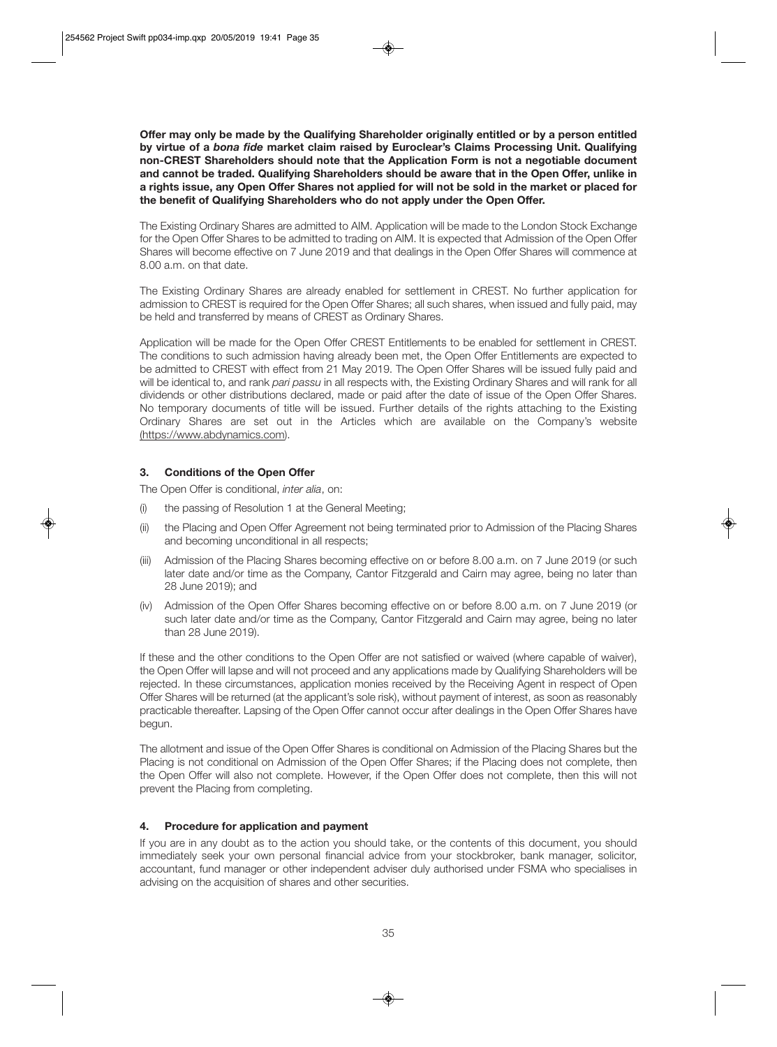**Offer may only be made by the Qualifying Shareholder originally entitled or by a person entitled by virtue of a *bona fide* market claim raised by Euroclear's Claims Processing Unit. Qualifying non-CREST Shareholders should note that the Application Form is not a negotiable document and cannot be traded. Qualifying Shareholders should be aware that in the Open Offer, unlike in a rights issue, any Open Offer Shares not applied for will not be sold in the market or placed for the benefit of Qualifying Shareholders who do not apply under the Open Offer.**

The Existing Ordinary Shares are admitted to AIM. Application will be made to the London Stock Exchange for the Open Offer Shares to be admitted to trading on AIM. It is expected that Admission of the Open Offer Shares will become effective on 7 June 2019 and that dealings in the Open Offer Shares will commence at 8.00 a.m. on that date.

The Existing Ordinary Shares are already enabled for settlement in CREST. No further application for admission to CREST is required for the Open Offer Shares; all such shares, when issued and fully paid, may be held and transferred by means of CREST as Ordinary Shares.

Application will be made for the Open Offer CREST Entitlements to be enabled for settlement in CREST. The conditions to such admission having already been met, the Open Offer Entitlements are expected to be admitted to CREST with effect from 21 May 2019. The Open Offer Shares will be issued fully paid and will be identical to, and rank *pari passu* in all respects with, the Existing Ordinary Shares and will rank for all dividends or other distributions declared, made or paid after the date of issue of the Open Offer Shares. No temporary documents of title will be issued. Further details of the rights attaching to the Existing Ordinary Shares are set out in the Articles which are available on the Company's website (https://www.abdynamics.com).

### 3. Conditions of the Open Offer

The Open Offer is conditional, *inter alia*, on:

(i) the passing of Resolution 1 at the General Meeting;

(ii) the Placing and Open Offer Agreement not being terminated prior to Admission of the Placing Shares and becoming unconditional in all respects;

(iii) Admission of the Placing Shares becoming effective on or before 8.00 a.m. on 7 June 2019 (or such later date and/or time as the Company, Cantor Fitzgerald and Cairn may agree, being no later than 28 June 2019); and

(iv) Admission of the Open Offer Shares becoming effective on or before 8.00 a.m. on 7 June 2019 (or such later date and/or time as the Company, Cantor Fitzgerald and Cairn may agree, being no later than 28 June 2019).

If these and the other conditions to the Open Offer are not satisfied or waived (where capable of waiver), the Open Offer will lapse and will not proceed and any applications made by Qualifying Shareholders will be rejected. In these circumstances, application monies received by the Receiving Agent in respect of Open Offer Shares will be returned (at the applicant's sole risk), without payment of interest, as soon as reasonably practicable thereafter. Lapsing of the Open Offer cannot occur after dealings in the Open Offer Shares have begun.

The allotment and issue of the Open Offer Shares is conditional on Admission of the Placing Shares but the Placing is not conditional on Admission of the Open Offer Shares; if the Placing does not complete, then the Open Offer will also not complete. However, if the Open Offer does not complete, then this will not prevent the Placing from completing.

### 4. Procedure for application and payment

If you are in any doubt as to the action you should take, or the contents of this document, you should immediately seek your own personal financial advice from your stockbroker, bank manager, solicitor, accountant, fund manager or other independent adviser duly authorised under FSMA who specialises in advising on the acquisition of shares and other securities.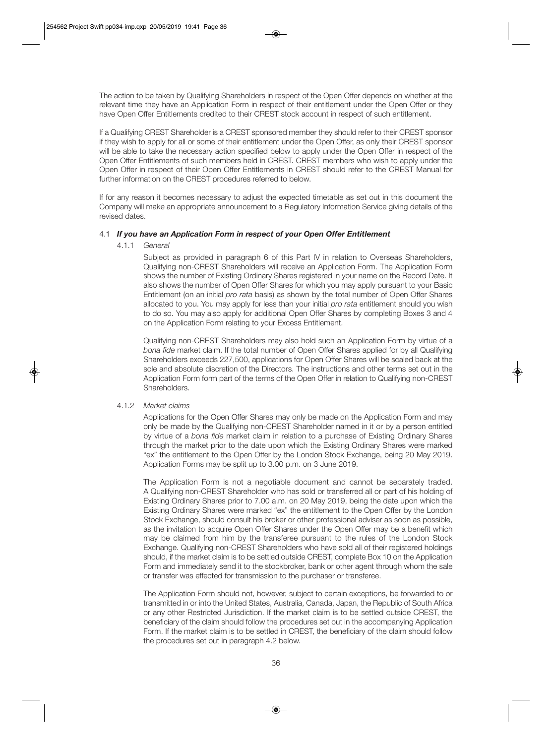The action to be taken by Qualifying Shareholders in respect of the Open Offer depends on whether at the relevant time they have an Application Form in respect of their entitlement under the Open Offer or they have Open Offer Entitlements credited to their CREST stock account in respect of such entitlement.

If a Qualifying CREST Shareholder is a CREST sponsored member they should refer to their CREST sponsor if they wish to apply for all or some of their entitlement under the Open Offer, as only their CREST sponsor will be able to take the necessary action specified below to apply under the Open Offer in respect of the Open Offer Entitlements of such members held in CREST. CREST members who wish to apply under the Open Offer in respect of their Open Offer Entitlements in CREST should refer to the CREST Manual for further information on the CREST procedures referred to below.

If for any reason it becomes necessary to adjust the expected timetable as set out in this document the Company will make an appropriate announcement to a Regulatory Information Service giving details of the revised dates.

### 4.1 *If you have an Application Form in respect of your Open Offer Entitlement*

#### 4.1.1 *General*

Subject as provided in paragraph 6 of this Part IV in relation to Overseas Shareholders, Qualifying non-CREST Shareholders will receive an Application Form. The Application Form shows the number of Existing Ordinary Shares registered in your name on the Record Date. It also shows the number of Open Offer Shares for which you may apply pursuant to your Basic Entitlement (on an initial *pro rata* basis) as shown by the total number of Open Offer Shares allocated to you. You may apply for less than your initial *pro rata* entitlement should you wish to do so. You may also apply for additional Open Offer Shares by completing Boxes 3 and 4 on the Application Form relating to your Excess Entitlement.

Qualifying non-CREST Shareholders may also hold such an Application Form by virtue of a *bona fide* market claim. If the total number of Open Offer Shares applied for by all Qualifying Shareholders exceeds 227,500, applications for Open Offer Shares will be scaled back at the sole and absolute discretion of the Directors. The instructions and other terms set out in the Application Form form part of the terms of the Open Offer in relation to Qualifying non-CREST Shareholders.

#### 4.1.2 *Market claims*

Applications for the Open Offer Shares may only be made on the Application Form and may only be made by the Qualifying non-CREST Shareholder named in it or by a person entitled by virtue of a *bona fide* market claim in relation to a purchase of Existing Ordinary Shares through the market prior to the date upon which the Existing Ordinary Shares were marked "ex" the entitlement to the Open Offer by the London Stock Exchange, being 20 May 2019. Application Forms may be split up to 3.00 p.m. on 3 June 2019.

The Application Form is not a negotiable document and cannot be separately traded. A Qualifying non-CREST Shareholder who has sold or transferred all or part of his holding of Existing Ordinary Shares prior to 7.00 a.m. on 20 May 2019, being the date upon which the Existing Ordinary Shares were marked "ex" the entitlement to the Open Offer by the London Stock Exchange, should consult his broker or other professional adviser as soon as possible, as the invitation to acquire Open Offer Shares under the Open Offer may be a benefit which may be claimed from him by the transferee pursuant to the rules of the London Stock Exchange. Qualifying non-CREST Shareholders who have sold all of their registered holdings should, if the market claim is to be settled outside CREST, complete Box 10 on the Application Form and immediately send it to the stockbroker, bank or other agent through whom the sale or transfer was effected for transmission to the purchaser or transferee.

The Application Form should not, however, subject to certain exceptions, be forwarded to or transmitted in or into the United States, Australia, Canada, Japan, the Republic of South Africa or any other Restricted Jurisdiction. If the market claim is to be settled outside CREST, the beneficiary of the claim should follow the procedures set out in the accompanying Application Form. If the market claim is to be settled in CREST, the beneficiary of the claim should follow the procedures set out in paragraph 4.2 below.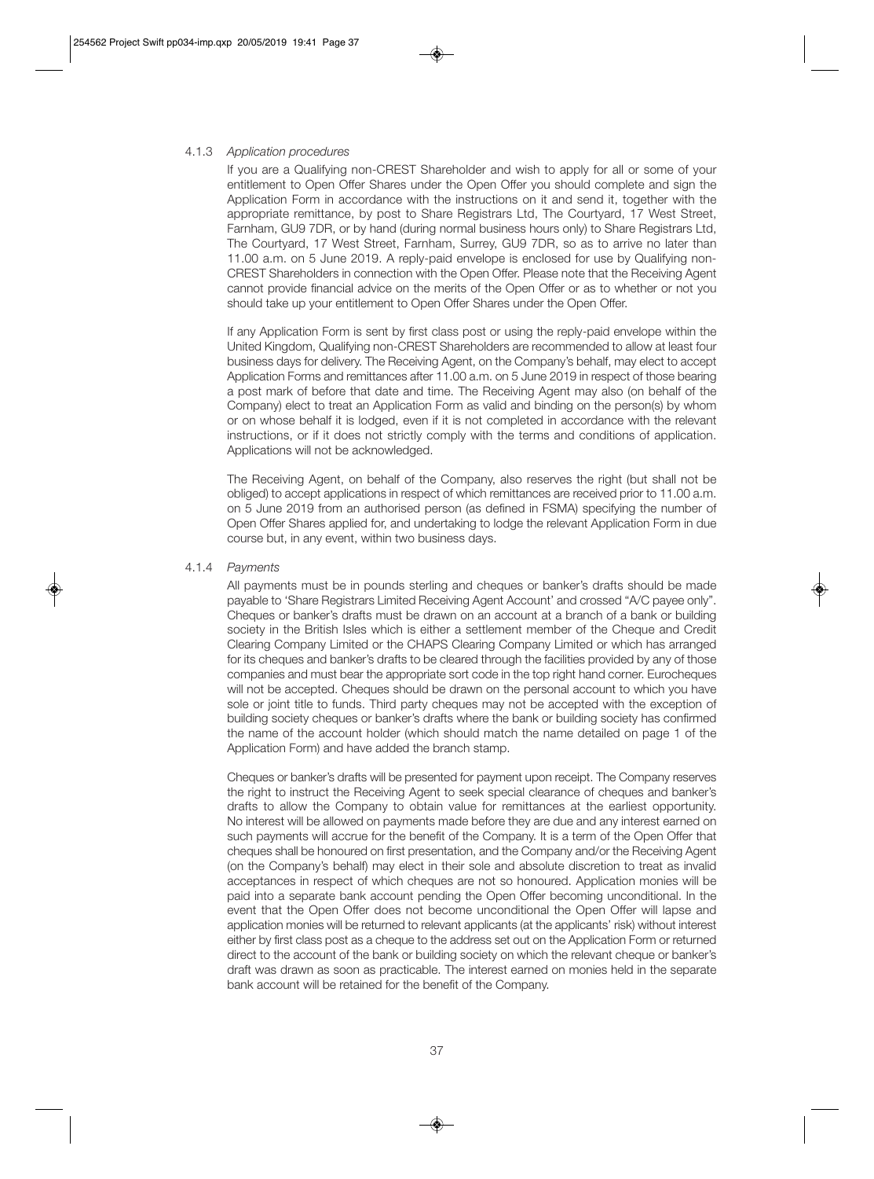#### 4.1.3 *Application procedures*

If you are a Qualifying non-CREST Shareholder and wish to apply for all or some of your entitlement to Open Offer Shares under the Open Offer you should complete and sign the Application Form in accordance with the instructions on it and send it, together with the appropriate remittance, by post to Share Registrars Ltd, The Courtyard, 17 West Street, Farnham, GU9 7DR, or by hand (during normal business hours only) to Share Registrars Ltd, The Courtyard, 17 West Street, Farnham, Surrey, GU9 7DR, so as to arrive no later than 11.00 a.m. on 5 June 2019. A reply-paid envelope is enclosed for use by Qualifying non-CREST Shareholders in connection with the Open Offer. Please note that the Receiving Agent cannot provide financial advice on the merits of the Open Offer or as to whether or not you should take up your entitlement to Open Offer Shares under the Open Offer.

If any Application Form is sent by first class post or using the reply-paid envelope within the United Kingdom, Qualifying non-CREST Shareholders are recommended to allow at least four business days for delivery. The Receiving Agent, on the Company's behalf, may elect to accept Application Forms and remittances after 11.00 a.m. on 5 June 2019 in respect of those bearing a post mark of before that date and time. The Receiving Agent may also (on behalf of the Company) elect to treat an Application Form as valid and binding on the person(s) by whom or on whose behalf it is lodged, even if it is not completed in accordance with the relevant instructions, or if it does not strictly comply with the terms and conditions of application. Applications will not be acknowledged.

The Receiving Agent, on behalf of the Company, also reserves the right (but shall not be obliged) to accept applications in respect of which remittances are received prior to 11.00 a.m. on 5 June 2019 from an authorised person (as defined in FSMA) specifying the number of Open Offer Shares applied for, and undertaking to lodge the relevant Application Form in due course but, in any event, within two business days.

#### 4.1.4 *Payments*

All payments must be in pounds sterling and cheques or banker's drafts should be made payable to 'Share Registrars Limited Receiving Agent Account' and crossed "A/C payee only". Cheques or banker's drafts must be drawn on an account at a branch of a bank or building society in the British Isles which is either a settlement member of the Cheque and Credit Clearing Company Limited or the CHAPS Clearing Company Limited or which has arranged for its cheques and banker's drafts to be cleared through the facilities provided by any of those companies and must bear the appropriate sort code in the top right hand corner. Eurocheques will not be accepted. Cheques should be drawn on the personal account to which you have sole or joint title to funds. Third party cheques may not be accepted with the exception of building society cheques or banker's drafts where the bank or building society has confirmed the name of the account holder (which should match the name detailed on page 1 of the Application Form) and have added the branch stamp.

Cheques or banker's drafts will be presented for payment upon receipt. The Company reserves the right to instruct the Receiving Agent to seek special clearance of cheques and banker's drafts to allow the Company to obtain value for remittances at the earliest opportunity. No interest will be allowed on payments made before they are due and any interest earned on such payments will accrue for the benefit of the Company. It is a term of the Open Offer that cheques shall be honoured on first presentation, and the Company and/or the Receiving Agent (on the Company's behalf) may elect in their sole and absolute discretion to treat as invalid acceptances in respect of which cheques are not so honoured. Application monies will be paid into a separate bank account pending the Open Offer becoming unconditional. In the event that the Open Offer does not become unconditional the Open Offer will lapse and application monies will be returned to relevant applicants (at the applicants' risk) without interest either by first class post as a cheque to the address set out on the Application Form or returned direct to the account of the bank or building society on which the relevant cheque or banker's draft was drawn as soon as practicable. The interest earned on monies held in the separate bank account will be retained for the benefit of the Company.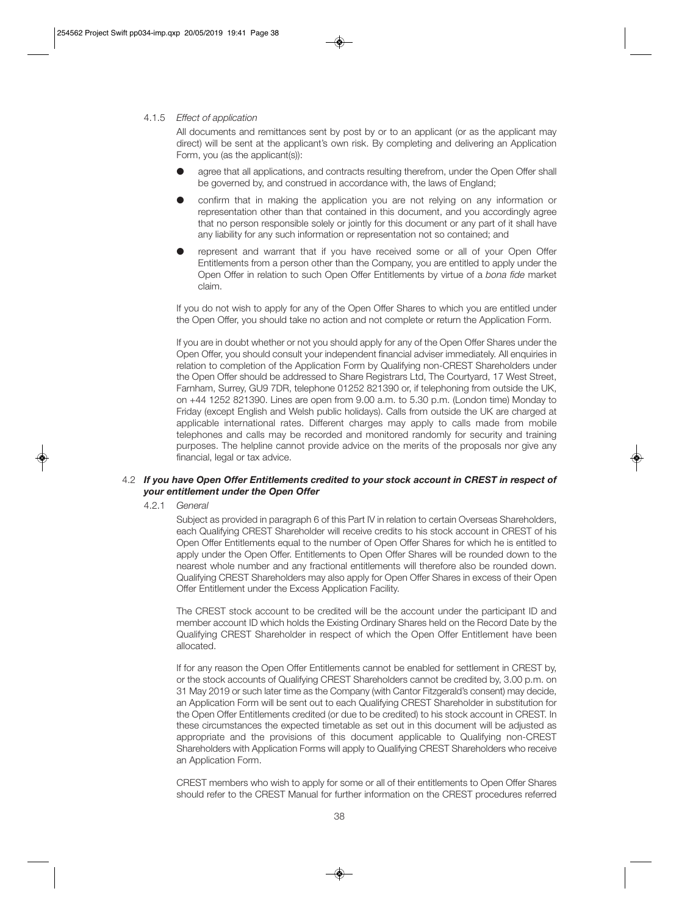#### 4.1.5 *Effect of application*

All documents and remittances sent by post by or to an applicant (or as the applicant may direct) will be sent at the applicant's own risk. By completing and delivering an Application Form, you (as the applicant(s)):

- agree that all applications, and contracts resulting therefrom, under the Open Offer shall be governed by, and construed in accordance with, the laws of England;
- confirm that in making the application you are not relying on any information or representation other than that contained in this document, and you accordingly agree that no person responsible solely or jointly for this document or any part of it shall have any liability for any such information or representation not so contained; and
- represent and warrant that if you have received some or all of your Open Offer Entitlements from a person other than the Company, you are entitled to apply under the Open Offer in relation to such Open Offer Entitlements by virtue of a *bona fide* market claim.

If you do not wish to apply for any of the Open Offer Shares to which you are entitled under the Open Offer, you should take no action and not complete or return the Application Form.

If you are in doubt whether or not you should apply for any of the Open Offer Shares under the Open Offer, you should consult your independent financial adviser immediately. All enquiries in relation to completion of the Application Form by Qualifying non-CREST Shareholders under the Open Offer should be addressed to Share Registrars Ltd, The Courtyard, 17 West Street, Farnham, Surrey, GU9 7DR, telephone 01252 821390 or, if telephoning from outside the UK, on +44 1252 821390. Lines are open from 9.00 a.m. to 5.30 p.m. (London time) Monday to Friday (except English and Welsh public holidays). Calls from outside the UK are charged at applicable international rates. Different charges may apply to calls made from mobile telephones and calls may be recorded and monitored randomly for security and training purposes. The helpline cannot provide advice on the merits of the proposals nor give any financial, legal or tax advice.

### 4.2 *If you have Open Offer Entitlements credited to your stock account in CREST in respect of your entitlement under the Open Offer*

#### 4.2.1 *General*

Subject as provided in paragraph 6 of this Part IV in relation to certain Overseas Shareholders, each Qualifying CREST Shareholder will receive credits to his stock account in CREST of his Open Offer Entitlements equal to the number of Open Offer Shares for which he is entitled to apply under the Open Offer. Entitlements to Open Offer Shares will be rounded down to the nearest whole number and any fractional entitlements will therefore also be rounded down. Qualifying CREST Shareholders may also apply for Open Offer Shares in excess of their Open Offer Entitlement under the Excess Application Facility.

The CREST stock account to be credited will be the account under the participant ID and member account ID which holds the Existing Ordinary Shares held on the Record Date by the Qualifying CREST Shareholder in respect of which the Open Offer Entitlement have been allocated.

If for any reason the Open Offer Entitlements cannot be enabled for settlement in CREST by, or the stock accounts of Qualifying CREST Shareholders cannot be credited by, 3.00 p.m. on 31 May 2019 or such later time as the Company (with Cantor Fitzgerald's consent) may decide, an Application Form will be sent out to each Qualifying CREST Shareholder in substitution for the Open Offer Entitlements credited (or due to be credited) to his stock account in CREST. In these circumstances the expected timetable as set out in this document will be adjusted as appropriate and the provisions of this document applicable to Qualifying non-CREST Shareholders with Application Forms will apply to Qualifying CREST Shareholders who receive an Application Form.

CREST members who wish to apply for some or all of their entitlements to Open Offer Shares should refer to the CREST Manual for further information on the CREST procedures referred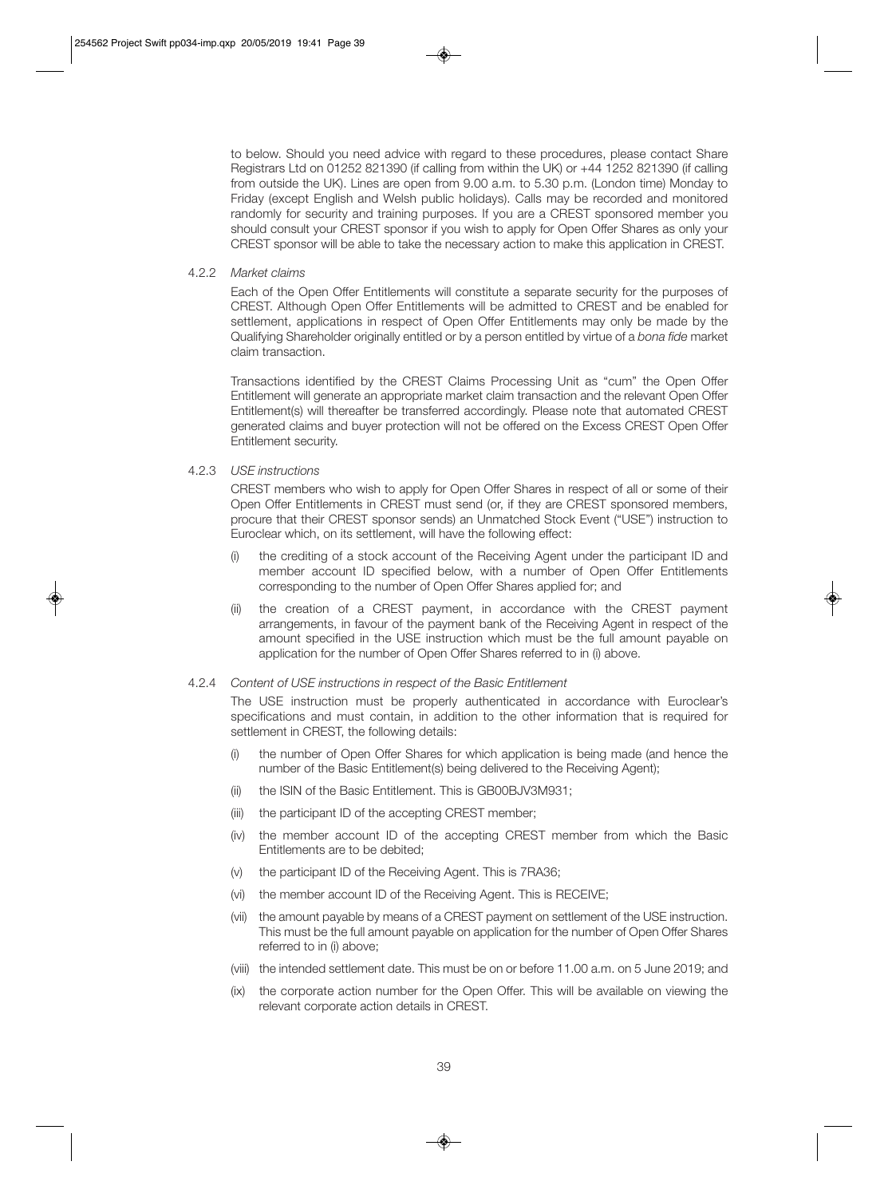to below. Should you need advice with regard to these procedures, please contact Share Registrars Ltd on 01252 821390 (if calling from within the UK) or +44 1252 821390 (if calling from outside the UK). Lines are open from 9.00 a.m. to 5.30 p.m. (London time) Monday to Friday (except English and Welsh public holidays). Calls may be recorded and monitored randomly for security and training purposes. If you are a CREST sponsored member you should consult your CREST sponsor if you wish to apply for Open Offer Shares as only your CREST sponsor will be able to take the necessary action to make this application in CREST.

4.2.2 *Market claims*

Each of the Open Offer Entitlements will constitute a separate security for the purposes of CREST. Although Open Offer Entitlements will be admitted to CREST and be enabled for settlement, applications in respect of Open Offer Entitlements may only be made by the Qualifying Shareholder originally entitled or by a person entitled by virtue of a *bona fide* market claim transaction.

Transactions identified by the CREST Claims Processing Unit as "cum" the Open Offer Entitlement will generate an appropriate market claim transaction and the relevant Open Offer Entitlement(s) will thereafter be transferred accordingly. Please note that automated CREST generated claims and buyer protection will not be offered on the Excess CREST Open Offer Entitlement security.

4.2.3 *USE instructions*

CREST members who wish to apply for Open Offer Shares in respect of all or some of their Open Offer Entitlements in CREST must send (or, if they are CREST sponsored members, procure that their CREST sponsor sends) an Unmatched Stock Event ("USE") instruction to Euroclear which, on its settlement, will have the following effect:

(i) the crediting of a stock account of the Receiving Agent under the participant ID and member account ID specified below, with a number of Open Offer Entitlements corresponding to the number of Open Offer Shares applied for; and

(ii) the creation of a CREST payment, in accordance with the CREST payment arrangements, in favour of the payment bank of the Receiving Agent in respect of the amount specified in the USE instruction which must be the full amount payable on application for the number of Open Offer Shares referred to in (i) above.

4.2.4 *Content of USE instructions in respect of the Basic Entitlement*

The USE instruction must be properly authenticated in accordance with Euroclear's specifications and must contain, in addition to the other information that is required for settlement in CREST, the following details:

(i) the number of Open Offer Shares for which application is being made (and hence the number of the Basic Entitlement(s) being delivered to the Receiving Agent);

(ii) the ISIN of the Basic Entitlement. This is GB00BJV3M931;

(iii) the participant ID of the accepting CREST member;

(iv) the member account ID of the accepting CREST member from which the Basic Entitlements are to be debited;

(v) the participant ID of the Receiving Agent. This is 7RA36;

(vi) the member account ID of the Receiving Agent. This is RECEIVE;

(vii) the amount payable by means of a CREST payment on settlement of the USE instruction. This must be the full amount payable on application for the number of Open Offer Shares referred to in (i) above;

(viii) the intended settlement date. This must be on or before 11.00 a.m. on 5 June 2019; and

(ix) the corporate action number for the Open Offer. This will be available on viewing the relevant corporate action details in CREST.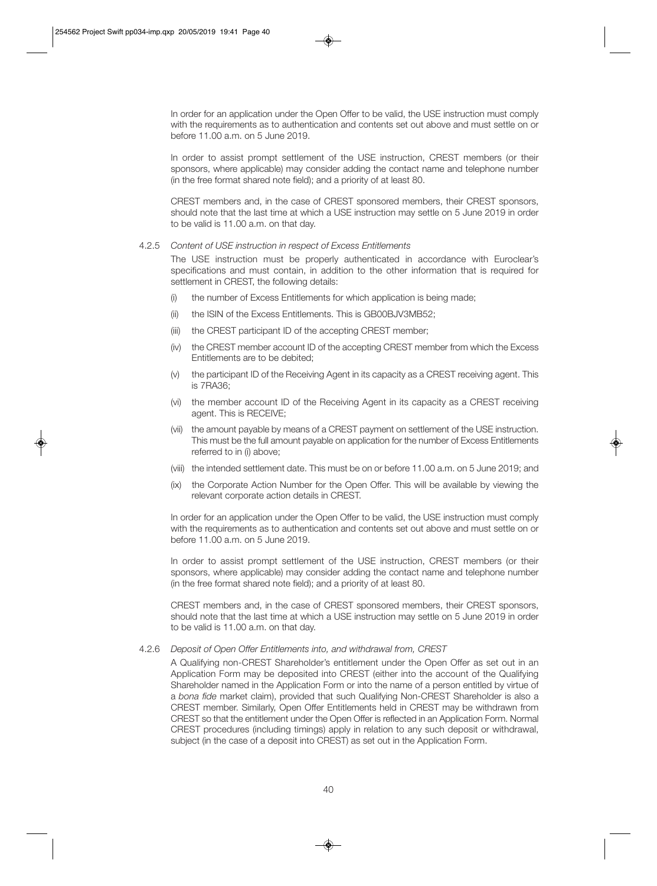In order for an application under the Open Offer to be valid, the USE instruction must comply with the requirements as to authentication and contents set out above and must settle on or before 11.00 a.m. on 5 June 2019.

In order to assist prompt settlement of the USE instruction, CREST members (or their sponsors, where applicable) may consider adding the contact name and telephone number (in the free format shared note field); and a priority of at least 80.

CREST members and, in the case of CREST sponsored members, their CREST sponsors, should note that the last time at which a USE instruction may settle on 5 June 2019 in order to be valid is 11.00 a.m. on that day.

4.2.5 *Content of USE instruction in respect of Excess Entitlements*

The USE instruction must be properly authenticated in accordance with Euroclear's specifications and must contain, in addition to the other information that is required for settlement in CREST, the following details:

(i) the number of Excess Entitlements for which application is being made;

(ii) the ISIN of the Excess Entitlements. This is GB00BJV3MB52;

(iii) the CREST participant ID of the accepting CREST member;

(iv) the CREST member account ID of the accepting CREST member from which the Excess Entitlements are to be debited;

(v) the participant ID of the Receiving Agent in its capacity as a CREST receiving agent. This is 7RA36;

(vi) the member account ID of the Receiving Agent in its capacity as a CREST receiving agent. This is RECEIVE;

(vii) the amount payable by means of a CREST payment on settlement of the USE instruction. This must be the full amount payable on application for the number of Excess Entitlements referred to in (i) above;

(viii) the intended settlement date. This must be on or before 11.00 a.m. on 5 June 2019; and

(ix) the Corporate Action Number for the Open Offer. This will be available by viewing the relevant corporate action details in CREST.

In order for an application under the Open Offer to be valid, the USE instruction must comply with the requirements as to authentication and contents set out above and must settle on or before 11.00 a.m. on 5 June 2019.

In order to assist prompt settlement of the USE instruction, CREST members (or their sponsors, where applicable) may consider adding the contact name and telephone number (in the free format shared note field); and a priority of at least 80.

CREST members and, in the case of CREST sponsored members, their CREST sponsors, should note that the last time at which a USE instruction may settle on 5 June 2019 in order to be valid is 11.00 a.m. on that day.

4.2.6 *Deposit of Open Offer Entitlements into, and withdrawal from, CREST*

A Qualifying non-CREST Shareholder's entitlement under the Open Offer as set out in an Application Form may be deposited into CREST (either into the account of the Qualifying Shareholder named in the Application Form or into the name of a person entitled by virtue of a *bona fide* market claim), provided that such Qualifying Non-CREST Shareholder is also a CREST member. Similarly, Open Offer Entitlements held in CREST may be withdrawn from CREST so that the entitlement under the Open Offer is reflected in an Application Form. Normal CREST procedures (including timings) apply in relation to any such deposit or withdrawal, subject (in the case of a deposit into CREST) as set out in the Application Form.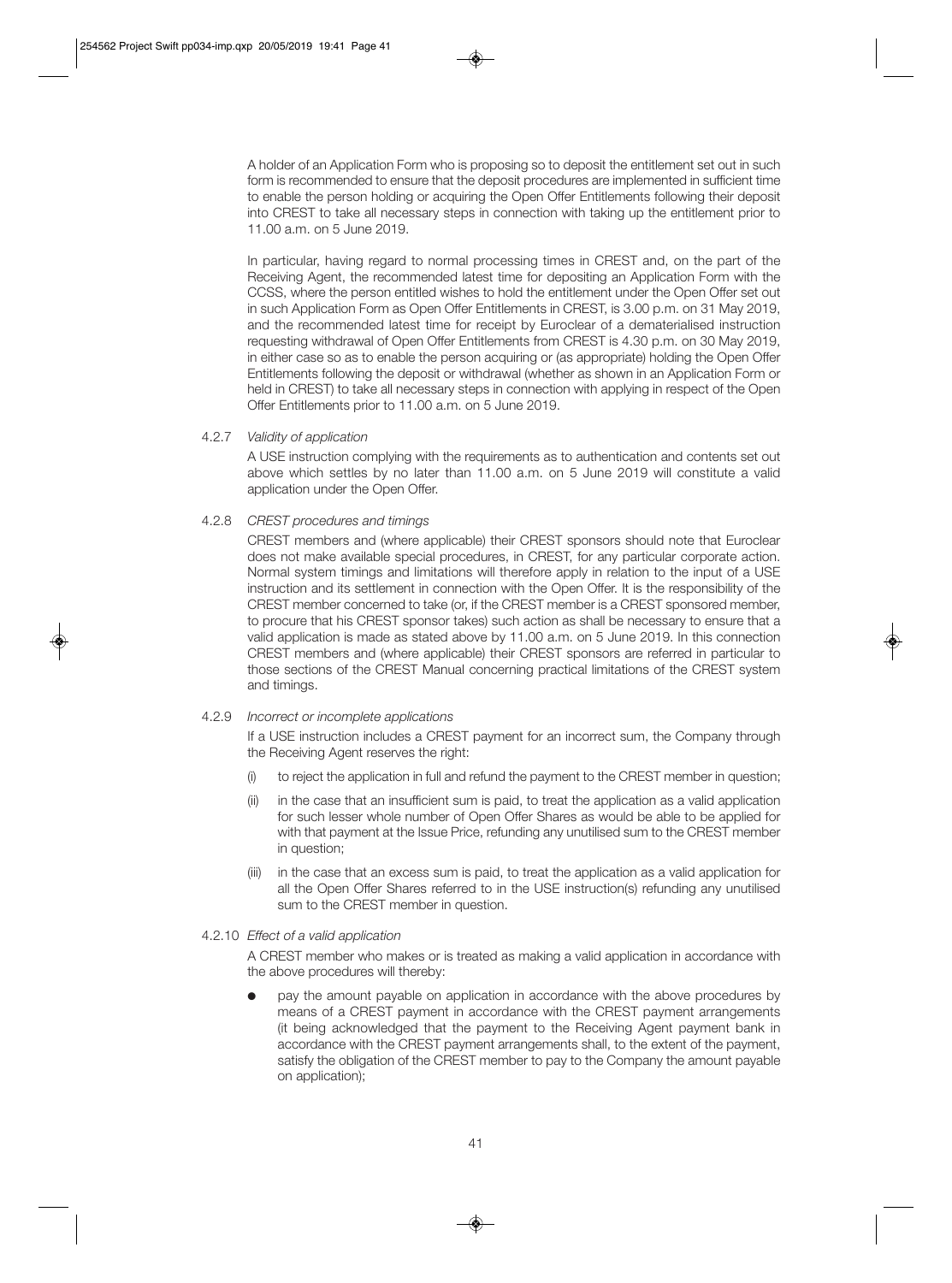A holder of an Application Form who is proposing so to deposit the entitlement set out in such form is recommended to ensure that the deposit procedures are implemented in sufficient time to enable the person holding or acquiring the Open Offer Entitlements following their deposit into CREST to take all necessary steps in connection with taking up the entitlement prior to 11.00 a.m. on 5 June 2019.

In particular, having regard to normal processing times in CREST and, on the part of the Receiving Agent, the recommended latest time for depositing an Application Form with the CCSS, where the person entitled wishes to hold the entitlement under the Open Offer set out in such Application Form as Open Offer Entitlements in CREST, is 3.00 p.m. on 31 May 2019, and the recommended latest time for receipt by Euroclear of a dematerialised instruction requesting withdrawal of Open Offer Entitlements from CREST is 4.30 p.m. on 30 May 2019, in either case so as to enable the person acquiring or (as appropriate) holding the Open Offer Entitlements following the deposit or withdrawal (whether as shown in an Application Form or held in CREST) to take all necessary steps in connection with applying in respect of the Open Offer Entitlements prior to 11.00 a.m. on 5 June 2019.

4.2.7 *Validity of application*

A USE instruction complying with the requirements as to authentication and contents set out above which settles by no later than 11.00 a.m. on 5 June 2019 will constitute a valid application under the Open Offer.

4.2.8 *CREST procedures and timings*

CREST members and (where applicable) their CREST sponsors should note that Euroclear does not make available special procedures, in CREST, for any particular corporate action. Normal system timings and limitations will therefore apply in relation to the input of a USE instruction and its settlement in connection with the Open Offer. It is the responsibility of the CREST member concerned to take (or, if the CREST member is a CREST sponsored member, to procure that his CREST sponsor takes) such action as shall be necessary to ensure that a valid application is made as stated above by 11.00 a.m. on 5 June 2019. In this connection CREST members and (where applicable) their CREST sponsors are referred in particular to those sections of the CREST Manual concerning practical limitations of the CREST system and timings.

4.2.9 *Incorrect or incomplete applications*

If a USE instruction includes a CREST payment for an incorrect sum, the Company through the Receiving Agent reserves the right:

(i) to reject the application in full and refund the payment to the CREST member in question;

(ii) in the case that an insufficient sum is paid, to treat the application as a valid application for such lesser whole number of Open Offer Shares as would be able to be applied for with that payment at the Issue Price, refunding any unutilised sum to the CREST member in question;

(iii) in the case that an excess sum is paid, to treat the application as a valid application for all the Open Offer Shares referred to in the USE instruction(s) refunding any unutilised sum to the CREST member in question.

4.2.10 *Effect of a valid application*

A CREST member who makes or is treated as making a valid application in accordance with the above procedures will thereby:

- pay the amount payable on application in accordance with the above procedures by means of a CREST payment in accordance with the CREST payment arrangements (it being acknowledged that the payment to the Receiving Agent payment bank in accordance with the CREST payment arrangements shall, to the extent of the payment, satisfy the obligation of the CREST member to pay to the Company the amount payable on application);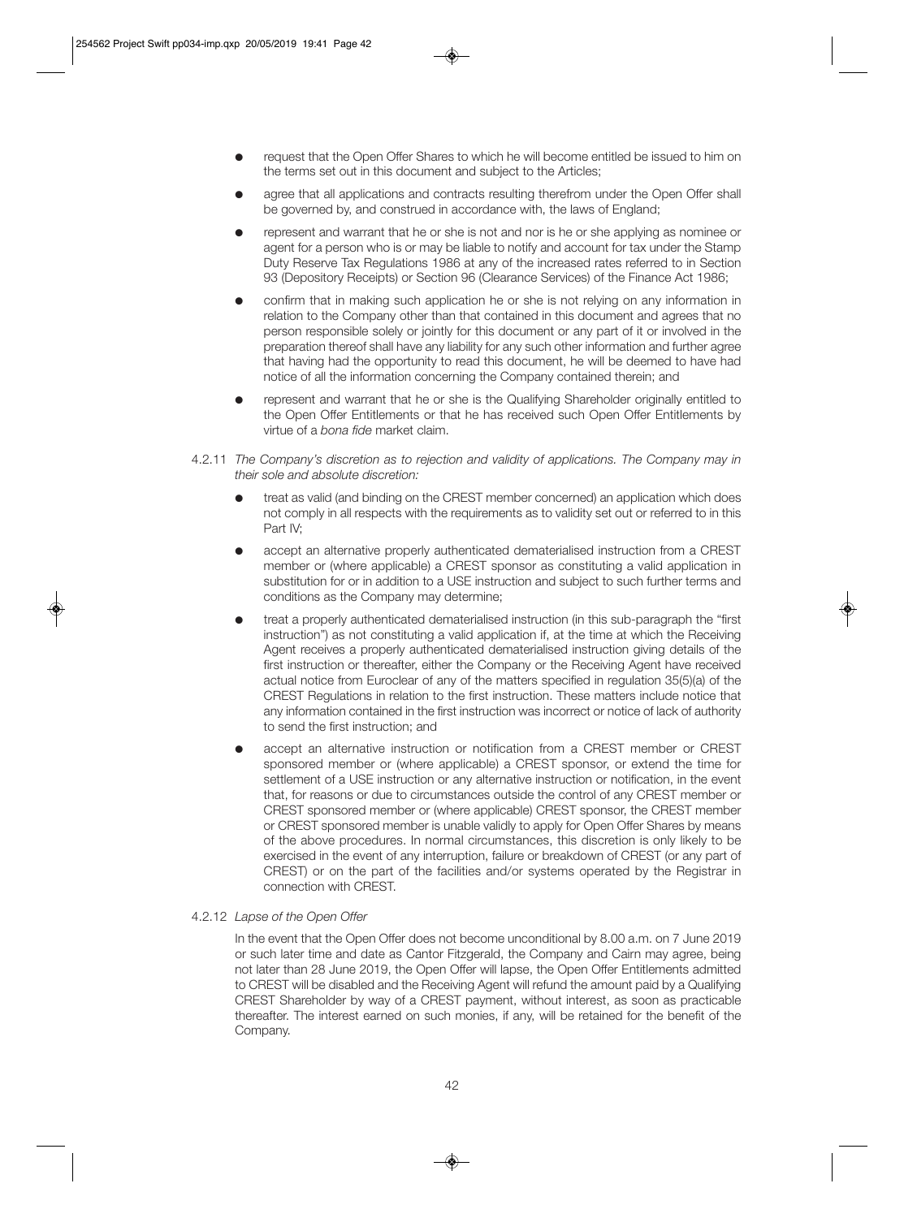- request that the Open Offer Shares to which he will become entitled be issued to him on the terms set out in this document and subject to the Articles;
- agree that all applications and contracts resulting therefrom under the Open Offer shall be governed by, and construed in accordance with, the laws of England;
- represent and warrant that he or she is not and nor is he or she applying as nominee or agent for a person who is or may be liable to notify and account for tax under the Stamp Duty Reserve Tax Regulations 1986 at any of the increased rates referred to in Section 93 (Depository Receipts) or Section 96 (Clearance Services) of the Finance Act 1986;
- confirm that in making such application he or she is not relying on any information in relation to the Company other than that contained in this document and agrees that no person responsible solely or jointly for this document or any part of it or involved in the preparation thereof shall have any liability for any such other information and further agree that having had the opportunity to read this document, he will be deemed to have had notice of all the information concerning the Company contained therein; and
- represent and warrant that he or she is the Qualifying Shareholder originally entitled to the Open Offer Entitlements or that he has received such Open Offer Entitlements by virtue of a *bona fide* market claim.

4.2.11 *The Company's discretion as to rejection and validity of applications. The Company may in their sole and absolute discretion:*

- treat as valid (and binding on the CREST member concerned) an application which does not comply in all respects with the requirements as to validity set out or referred to in this Part IV;
- accept an alternative properly authenticated dematerialised instruction from a CREST member or (where applicable) a CREST sponsor as constituting a valid application in substitution for or in addition to a USE instruction and subject to such further terms and conditions as the Company may determine;
- treat a properly authenticated dematerialised instruction (in this sub-paragraph the "first instruction") as not constituting a valid application if, at the time at which the Receiving Agent receives a properly authenticated dematerialised instruction giving details of the first instruction or thereafter, either the Company or the Receiving Agent have received actual notice from Euroclear of any of the matters specified in regulation 35(5)(a) of the CREST Regulations in relation to the first instruction. These matters include notice that any information contained in the first instruction was incorrect or notice of lack of authority to send the first instruction; and
- accept an alternative instruction or notification from a CREST member or CREST sponsored member or (where applicable) a CREST sponsor, or extend the time for settlement of a USE instruction or any alternative instruction or notification, in the event that, for reasons or due to circumstances outside the control of any CREST member or CREST sponsored member or (where applicable) CREST sponsor, the CREST member or CREST sponsored member is unable validly to apply for Open Offer Shares by means of the above procedures. In normal circumstances, this discretion is only likely to be exercised in the event of any interruption, failure or breakdown of CREST (or any part of CREST) or on the part of the facilities and/or systems operated by the Registrar in connection with CREST.

4.2.12 *Lapse of the Open Offer*

In the event that the Open Offer does not become unconditional by 8.00 a.m. on 7 June 2019 or such later time and date as Cantor Fitzgerald, the Company and Cairn may agree, being not later than 28 June 2019, the Open Offer will lapse, the Open Offer Entitlements admitted to CREST will be disabled and the Receiving Agent will refund the amount paid by a Qualifying CREST Shareholder by way of a CREST payment, without interest, as soon as practicable thereafter. The interest earned on such monies, if any, will be retained for the benefit of the Company.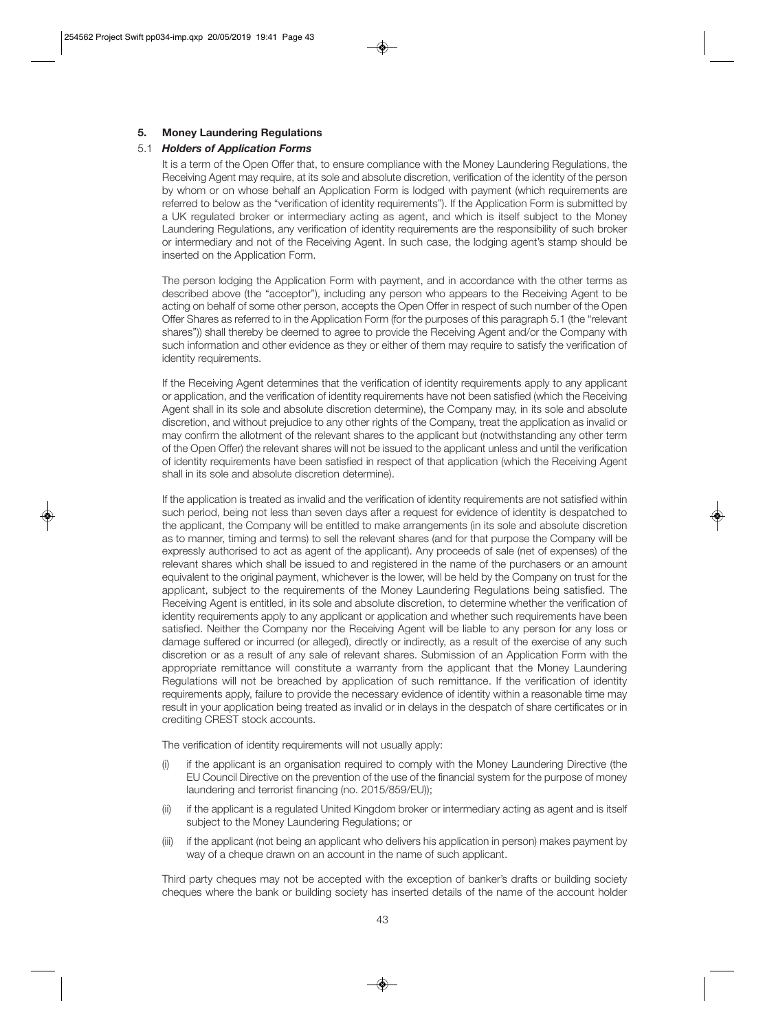## 5. Money Laundering Regulations

### 5.1 *Holders of Application Forms*

It is a term of the Open Offer that, to ensure compliance with the Money Laundering Regulations, the Receiving Agent may require, at its sole and absolute discretion, verification of the identity of the person by whom or on whose behalf an Application Form is lodged with payment (which requirements are referred to below as the "verification of identity requirements"). If the Application Form is submitted by a UK regulated broker or intermediary acting as agent, and which is itself subject to the Money Laundering Regulations, any verification of identity requirements are the responsibility of such broker or intermediary and not of the Receiving Agent. In such case, the lodging agent's stamp should be inserted on the Application Form.

The person lodging the Application Form with payment, and in accordance with the other terms as described above (the "acceptor"), including any person who appears to the Receiving Agent to be acting on behalf of some other person, accepts the Open Offer in respect of such number of the Open Offer Shares as referred to in the Application Form (for the purposes of this paragraph 5.1 (the "relevant shares")) shall thereby be deemed to agree to provide the Receiving Agent and/or the Company with such information and other evidence as they or either of them may require to satisfy the verification of identity requirements.

If the Receiving Agent determines that the verification of identity requirements apply to any applicant or application, and the verification of identity requirements have not been satisfied (which the Receiving Agent shall in its sole and absolute discretion determine), the Company may, in its sole and absolute discretion, and without prejudice to any other rights of the Company, treat the application as invalid or may confirm the allotment of the relevant shares to the applicant but (notwithstanding any other term of the Open Offer) the relevant shares will not be issued to the applicant unless and until the verification of identity requirements have been satisfied in respect of that application (which the Receiving Agent shall in its sole and absolute discretion determine).

If the application is treated as invalid and the verification of identity requirements are not satisfied within such period, being not less than seven days after a request for evidence of identity is despatched to the applicant, the Company will be entitled to make arrangements (in its sole and absolute discretion as to manner, timing and terms) to sell the relevant shares (and for that purpose the Company will be expressly authorised to act as agent of the applicant). Any proceeds of sale (net of expenses) of the relevant shares which shall be issued to and registered in the name of the purchasers or an amount equivalent to the original payment, whichever is the lower, will be held by the Company on trust for the applicant, subject to the requirements of the Money Laundering Regulations being satisfied. The Receiving Agent is entitled, in its sole and absolute discretion, to determine whether the verification of identity requirements apply to any applicant or application and whether such requirements have been satisfied. Neither the Company nor the Receiving Agent will be liable to any person for any loss or damage suffered or incurred (or alleged), directly or indirectly, as a result of the exercise of any such discretion or as a result of any sale of relevant shares. Submission of an Application Form with the appropriate remittance will constitute a warranty from the applicant that the Money Laundering Regulations will not be breached by application of such remittance. If the verification of identity requirements apply, failure to provide the necessary evidence of identity within a reasonable time may result in your application being treated as invalid or in delays in the despatch of share certificates or in crediting CREST stock accounts.

The verification of identity requirements will not usually apply:

(i) if the applicant is an organisation required to comply with the Money Laundering Directive (the EU Council Directive on the prevention of the use of the financial system for the purpose of money laundering and terrorist financing (no. 2015/859/EU));

(ii) if the applicant is a regulated United Kingdom broker or intermediary acting as agent and is itself subject to the Money Laundering Regulations; or

(iii) if the applicant (not being an applicant who delivers his application in person) makes payment by way of a cheque drawn on an account in the name of such applicant.

Third party cheques may not be accepted with the exception of banker's drafts or building society cheques where the bank or building society has inserted details of the name of the account holder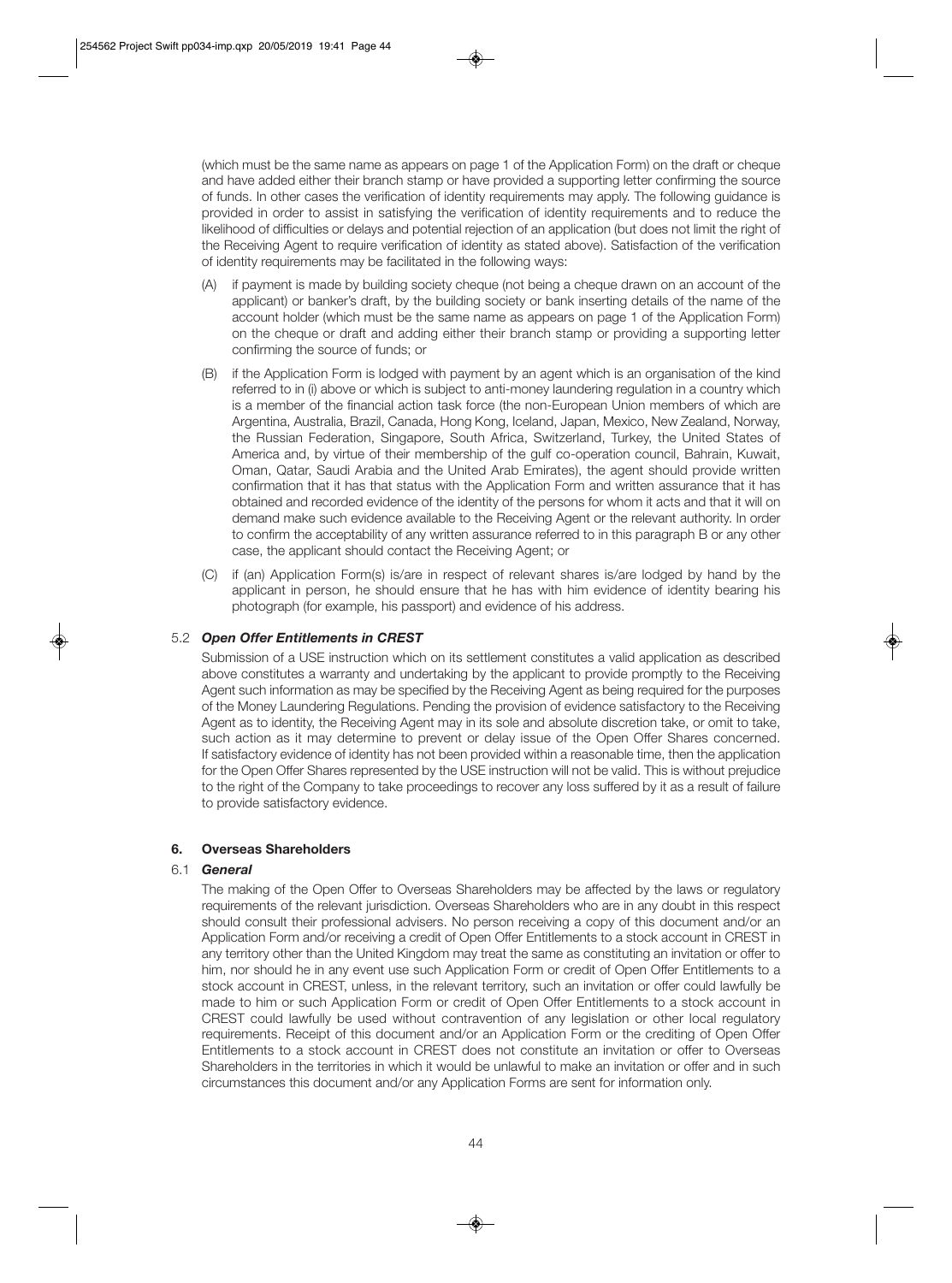(which must be the same name as appears on page 1 of the Application Form) on the draft or cheque and have added either their branch stamp or have provided a supporting letter confirming the source of funds. In other cases the verification of identity requirements may apply. The following guidance is provided in order to assist in satisfying the verification of identity requirements and to reduce the likelihood of difficulties or delays and potential rejection of an application (but does not limit the right of the Receiving Agent to require verification of identity as stated above). Satisfaction of the verification of identity requirements may be facilitated in the following ways:

(A) if payment is made by building society cheque (not being a cheque drawn on an account of the applicant) or banker's draft, by the building society or bank inserting details of the name of the account holder (which must be the same name as appears on page 1 of the Application Form) on the cheque or draft and adding either their branch stamp or providing a supporting letter confirming the source of funds; or

(B) if the Application Form is lodged with payment by an agent which is an organisation of the kind referred to in (i) above or which is subject to anti-money laundering regulation in a country which is a member of the financial action task force (the non-European Union members of which are Argentina, Australia, Brazil, Canada, Hong Kong, Iceland, Japan, Mexico, New Zealand, Norway, the Russian Federation, Singapore, South Africa, Switzerland, Turkey, the United States of America and, by virtue of their membership of the gulf co-operation council, Bahrain, Kuwait, Oman, Qatar, Saudi Arabia and the United Arab Emirates), the agent should provide written confirmation that it has that status with the Application Form and written assurance that it has obtained and recorded evidence of the identity of the persons for whom it acts and that it will on demand make such evidence available to the Receiving Agent or the relevant authority. In order to confirm the acceptability of any written assurance referred to in this paragraph B or any other case, the applicant should contact the Receiving Agent; or

(C) if (an) Application Form(s) is/are in respect of relevant shares is/are lodged by hand by the applicant in person, he should ensure that he has with him evidence of identity bearing his photograph (for example, his passport) and evidence of his address.

### 5.2 *Open Offer Entitlements in CREST*

Submission of a USE instruction which on its settlement constitutes a valid application as described above constitutes a warranty and undertaking by the applicant to provide promptly to the Receiving Agent such information as may be specified by the Receiving Agent as being required for the purposes of the Money Laundering Regulations. Pending the provision of evidence satisfactory to the Receiving Agent as to identity, the Receiving Agent may in its sole and absolute discretion take, or omit to take, such action as it may determine to prevent or delay issue of the Open Offer Shares concerned. If satisfactory evidence of identity has not been provided within a reasonable time, then the application for the Open Offer Shares represented by the USE instruction will not be valid. This is without prejudice to the right of the Company to take proceedings to recover any loss suffered by it as a result of failure to provide satisfactory evidence.

## 6. Overseas Shareholders

### 6.1 *General*

The making of the Open Offer to Overseas Shareholders may be affected by the laws or regulatory requirements of the relevant jurisdiction. Overseas Shareholders who are in any doubt in this respect should consult their professional advisers. No person receiving a copy of this document and/or an Application Form and/or receiving a credit of Open Offer Entitlements to a stock account in CREST in any territory other than the United Kingdom may treat the same as constituting an invitation or offer to him, nor should he in any event use such Application Form or credit of Open Offer Entitlements to a stock account in CREST, unless, in the relevant territory, such an invitation or offer could lawfully be made to him or such Application Form or credit of Open Offer Entitlements to a stock account in CREST could lawfully be used without contravention of any legislation or other local regulatory requirements. Receipt of this document and/or an Application Form or the crediting of Open Offer Entitlements to a stock account in CREST does not constitute an invitation or offer to Overseas Shareholders in the territories in which it would be unlawful to make an invitation or offer and in such circumstances this document and/or any Application Forms are sent for information only.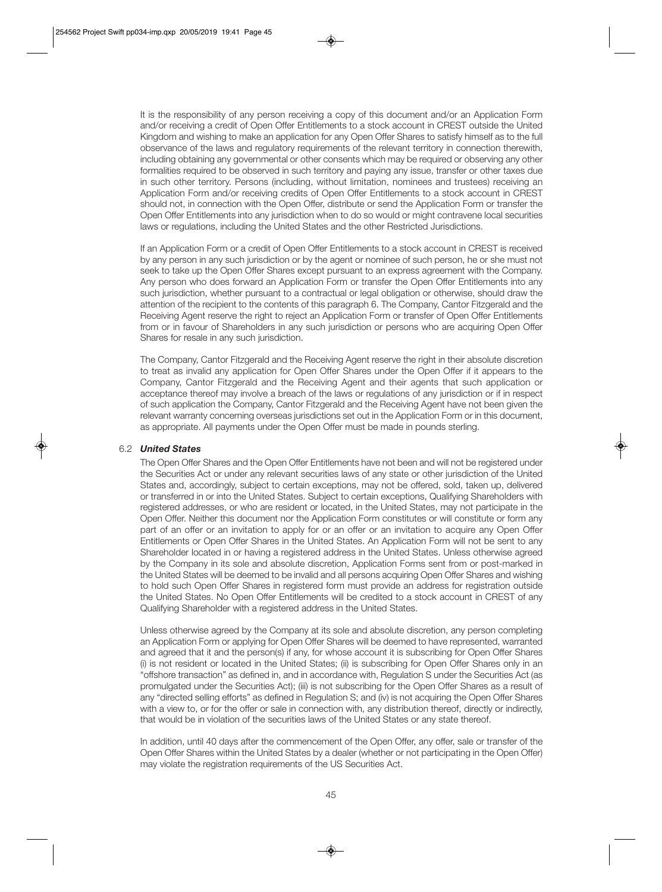It is the responsibility of any person receiving a copy of this document and/or an Application Form and/or receiving a credit of Open Offer Entitlements to a stock account in CREST outside the United Kingdom and wishing to make an application for any Open Offer Shares to satisfy himself as to the full observance of the laws and regulatory requirements of the relevant territory in connection therewith, including obtaining any governmental or other consents which may be required or observing any other formalities required to be observed in such territory and paying any issue, transfer or other taxes due in such other territory. Persons (including, without limitation, nominees and trustees) receiving an Application Form and/or receiving credits of Open Offer Entitlements to a stock account in CREST should not, in connection with the Open Offer, distribute or send the Application Form or transfer the Open Offer Entitlements into any jurisdiction when to do so would or might contravene local securities laws or regulations, including the United States and the other Restricted Jurisdictions.

If an Application Form or a credit of Open Offer Entitlements to a stock account in CREST is received by any person in any such jurisdiction or by the agent or nominee of such person, he or she must not seek to take up the Open Offer Shares except pursuant to an express agreement with the Company. Any person who does forward an Application Form or transfer the Open Offer Entitlements into any such jurisdiction, whether pursuant to a contractual or legal obligation or otherwise, should draw the attention of the recipient to the contents of this paragraph 6. The Company, Cantor Fitzgerald and the Receiving Agent reserve the right to reject an Application Form or transfer of Open Offer Entitlements from or in favour of Shareholders in any such jurisdiction or persons who are acquiring Open Offer Shares for resale in any such jurisdiction.

The Company, Cantor Fitzgerald and the Receiving Agent reserve the right in their absolute discretion to treat as invalid any application for Open Offer Shares under the Open Offer if it appears to the Company, Cantor Fitzgerald and the Receiving Agent and their agents that such application or acceptance thereof may involve a breach of the laws or regulations of any jurisdiction or if in respect of such application the Company, Cantor Fitzgerald and the Receiving Agent have not been given the relevant warranty concerning overseas jurisdictions set out in the Application Form or in this document, as appropriate. All payments under the Open Offer must be made in pounds sterling.

### 6.2 *United States*

The Open Offer Shares and the Open Offer Entitlements have not been and will not be registered under the Securities Act or under any relevant securities laws of any state or other jurisdiction of the United States and, accordingly, subject to certain exceptions, may not be offered, sold, taken up, delivered or transferred in or into the United States. Subject to certain exceptions, Qualifying Shareholders with registered addresses, or who are resident or located, in the United States, may not participate in the Open Offer. Neither this document nor the Application Form constitutes or will constitute or form any part of an offer or an invitation to apply for or an offer or an invitation to acquire any Open Offer Entitlements or Open Offer Shares in the United States. An Application Form will not be sent to any Shareholder located in or having a registered address in the United States. Unless otherwise agreed by the Company in its sole and absolute discretion, Application Forms sent from or post-marked in the United States will be deemed to be invalid and all persons acquiring Open Offer Shares and wishing to hold such Open Offer Shares in registered form must provide an address for registration outside the United States. No Open Offer Entitlements will be credited to a stock account in CREST of any Qualifying Shareholder with a registered address in the United States.

Unless otherwise agreed by the Company at its sole and absolute discretion, any person completing an Application Form or applying for Open Offer Shares will be deemed to have represented, warranted and agreed that it and the person(s) if any, for whose account it is subscribing for Open Offer Shares (i) is not resident or located in the United States; (ii) is subscribing for Open Offer Shares only in an "offshore transaction" as defined in, and in accordance with, Regulation S under the Securities Act (as promulgated under the Securities Act); (iii) is not subscribing for the Open Offer Shares as a result of any "directed selling efforts" as defined in Regulation S; and (iv) is not acquiring the Open Offer Shares with a view to, or for the offer or sale in connection with, any distribution thereof, directly or indirectly, that would be in violation of the securities laws of the United States or any state thereof.

In addition, until 40 days after the commencement of the Open Offer, any offer, sale or transfer of the Open Offer Shares within the United States by a dealer (whether or not participating in the Open Offer) may violate the registration requirements of the US Securities Act.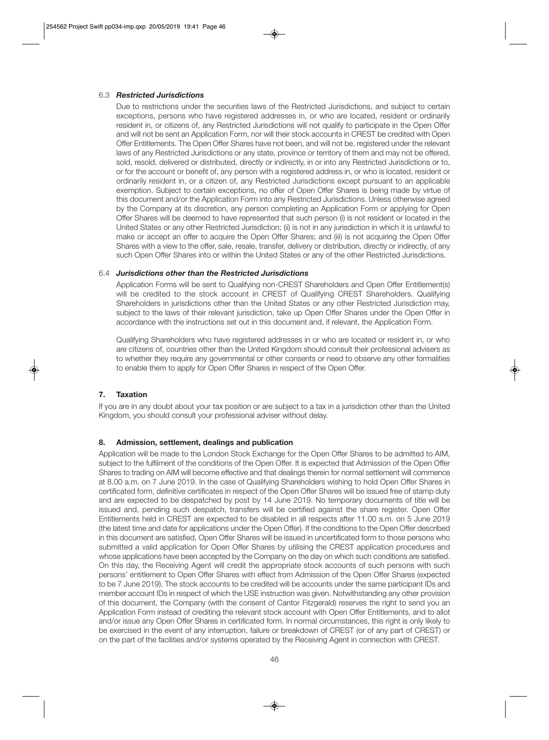### 6.3 *Restricted Jurisdictions*

Due to restrictions under the securities laws of the Restricted Jurisdictions, and subject to certain exceptions, persons who have registered addresses in, or who are located, resident or ordinarily resident in, or citizens of, any Restricted Jurisdictions will not qualify to participate in the Open Offer and will not be sent an Application Form, nor will their stock accounts in CREST be credited with Open Offer Entitlements. The Open Offer Shares have not been, and will not be, registered under the relevant laws of any Restricted Jurisdictions or any state, province or territory of them and may not be offered, sold, resold, delivered or distributed, directly or indirectly, in or into any Restricted Jurisdictions or to, or for the account or benefit of, any person with a registered address in, or who is located, resident or ordinarily resident in, or a citizen of, any Restricted Jurisdictions except pursuant to an applicable exemption. Subject to certain exceptions, no offer of Open Offer Shares is being made by virtue of this document and/or the Application Form into any Restricted Jurisdictions. Unless otherwise agreed by the Company at its discretion, any person completing an Application Form or applying for Open Offer Shares will be deemed to have represented that such person (i) is not resident or located in the United States or any other Restricted Jurisdiction; (ii) is not in any jurisdiction in which it is unlawful to make or accept an offer to acquire the Open Offer Shares; and (iii) is not acquiring the Open Offer Shares with a view to the offer, sale, resale, transfer, delivery or distribution, directly or indirectly, of any such Open Offer Shares into or within the United States or any of the other Restricted Jurisdictions.

### 6.4 *Jurisdictions other than the Restricted Jurisdictions*

Application Forms will be sent to Qualifying non-CREST Shareholders and Open Offer Entitlement(s) will be credited to the stock account in CREST of Qualifying CREST Shareholders. Qualifying Shareholders in jurisdictions other than the United States or any other Restricted Jurisdiction may, subject to the laws of their relevant jurisdiction, take up Open Offer Shares under the Open Offer in accordance with the instructions set out in this document and, if relevant, the Application Form.

Qualifying Shareholders who have registered addresses in or who are located or resident in, or who are citizens of, countries other than the United Kingdom should consult their professional advisers as to whether they require any governmental or other consents or need to observe any other formalities to enable them to apply for Open Offer Shares in respect of the Open Offer.

## 7. Taxation

If you are in any doubt about your tax position or are subject to a tax in a jurisdiction other than the United Kingdom, you should consult your professional adviser without delay.

## 8. Admission, settlement, dealings and publication

Application will be made to the London Stock Exchange for the Open Offer Shares to be admitted to AIM, subject to the fulfilment of the conditions of the Open Offer. It is expected that Admission of the Open Offer Shares to trading on AIM will become effective and that dealings therein for normal settlement will commence at 8.00 a.m. on 7 June 2019. In the case of Qualifying Shareholders wishing to hold Open Offer Shares in certificated form, definitive certificates in respect of the Open Offer Shares will be issued free of stamp duty and are expected to be despatched by post by 14 June 2019. No temporary documents of title will be issued and, pending such despatch, transfers will be certified against the share register. Open Offer Entitlements held in CREST are expected to be disabled in all respects after 11.00 a.m. on 5 June 2019 (the latest time and date for applications under the Open Offer). If the conditions to the Open Offer described in this document are satisfied, Open Offer Shares will be issued in uncertificated form to those persons who submitted a valid application for Open Offer Shares by utilising the CREST application procedures and whose applications have been accepted by the Company on the day on which such conditions are satisfied. On this day, the Receiving Agent will credit the appropriate stock accounts of such persons with such persons' entitlement to Open Offer Shares with effect from Admission of the Open Offer Shares (expected to be 7 June 2019). The stock accounts to be credited will be accounts under the same participant IDs and member account IDs in respect of which the USE instruction was given. Notwithstanding any other provision of this document, the Company (with the consent of Cantor Fitzgerald) reserves the right to send you an Application Form instead of crediting the relevant stock account with Open Offer Entitlements, and to allot and/or issue any Open Offer Shares in certificated form. In normal circumstances, this right is only likely to be exercised in the event of any interruption, failure or breakdown of CREST (or of any part of CREST) or on the part of the facilities and/or systems operated by the Receiving Agent in connection with CREST.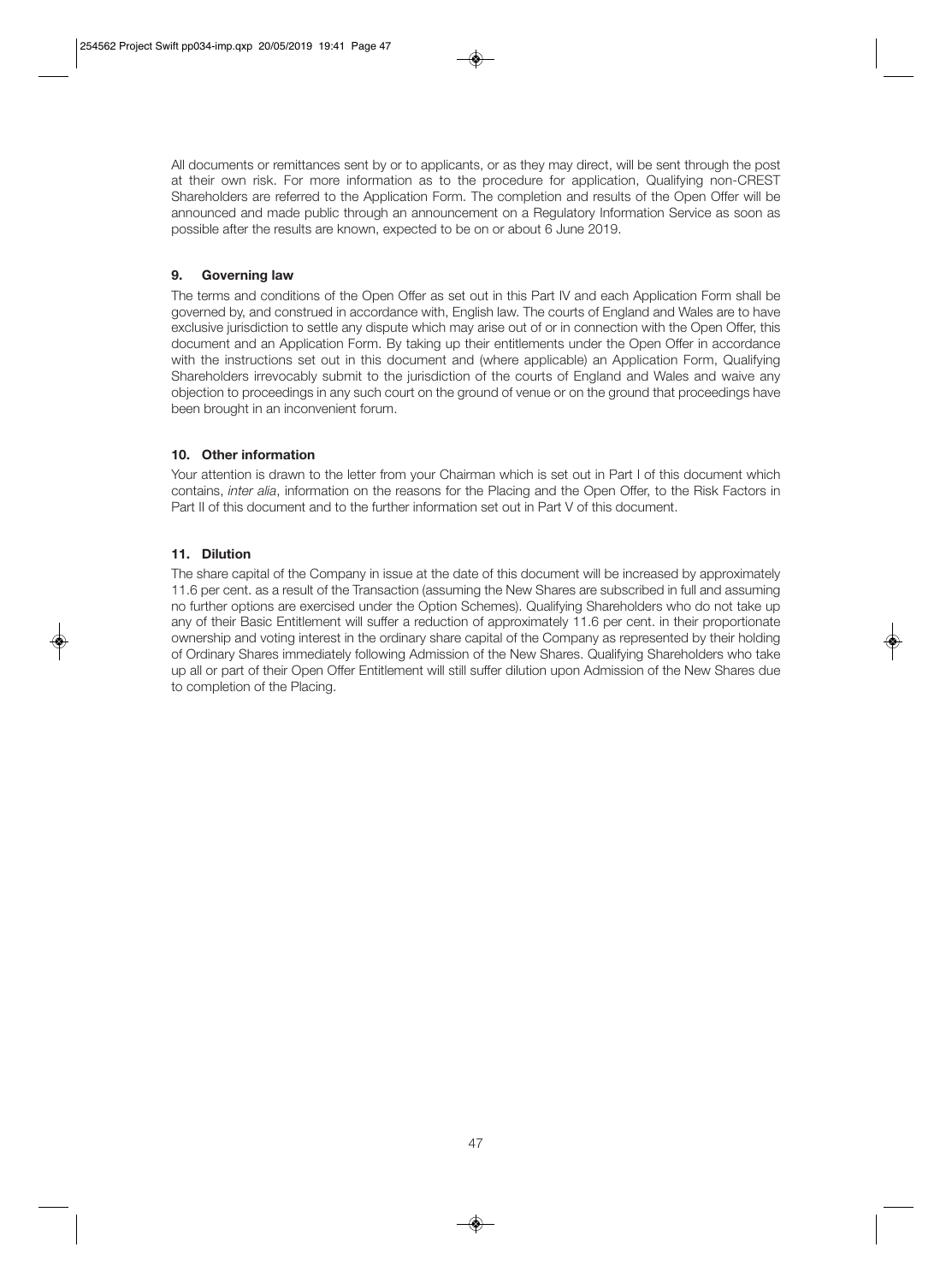All documents or remittances sent by or to applicants, or as they may direct, will be sent through the post at their own risk. For more information as to the procedure for application, Qualifying non-CREST Shareholders are referred to the Application Form. The completion and results of the Open Offer will be announced and made public through an announcement on a Regulatory Information Service as soon as possible after the results are known, expected to be on or about 6 June 2019.

### 9. Governing law

The terms and conditions of the Open Offer as set out in this Part IV and each Application Form shall be governed by, and construed in accordance with, English law. The courts of England and Wales are to have exclusive jurisdiction to settle any dispute which may arise out of or in connection with the Open Offer, this document and an Application Form. By taking up their entitlements under the Open Offer in accordance with the instructions set out in this document and (where applicable) an Application Form, Qualifying Shareholders irrevocably submit to the jurisdiction of the courts of England and Wales and waive any objection to proceedings in any such court on the ground of venue or on the ground that proceedings have been brought in an inconvenient forum.

### 10. Other information

Your attention is drawn to the letter from your Chairman which is set out in Part I of this document which contains, *inter alia*, information on the reasons for the Placing and the Open Offer, to the Risk Factors in Part II of this document and to the further information set out in Part V of this document.

### 11. Dilution

The share capital of the Company in issue at the date of this document will be increased by approximately 11.6 per cent. as a result of the Transaction (assuming the New Shares are subscribed in full and assuming no further options are exercised under the Option Schemes). Qualifying Shareholders who do not take up any of their Basic Entitlement will suffer a reduction of approximately 11.6 per cent. in their proportionate ownership and voting interest in the ordinary share capital of the Company as represented by their holding of Ordinary Shares immediately following Admission of the New Shares. Qualifying Shareholders who take up all or part of their Open Offer Entitlement will still suffer dilution upon Admission of the New Shares due to completion of the Placing.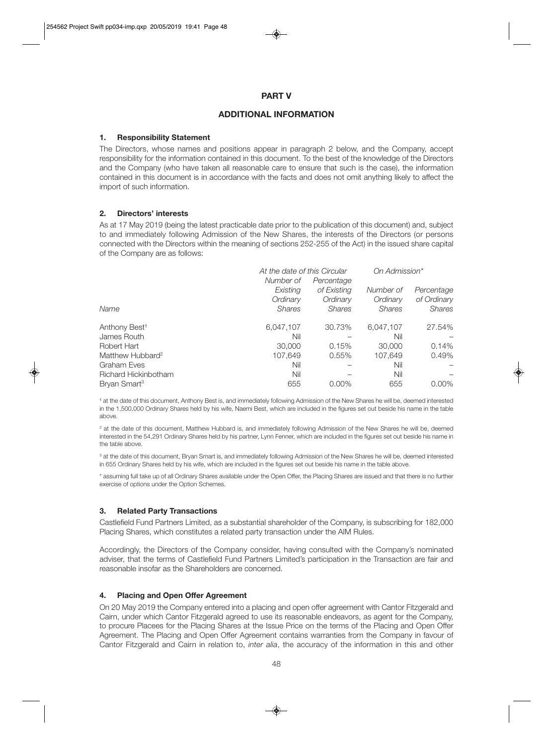## PART V

## ADDITIONAL INFORMATION

### 1. Responsibility Statement

The Directors, whose names and positions appear in paragraph 2 below, and the Company, accept responsibility for the information contained in this document. To the best of the knowledge of the Directors and the Company (who have taken all reasonable care to ensure that such is the case), the information contained in this document is in accordance with the facts and does not omit anything likely to affect the import of such information.

### 2. Directors' interests

As at 17 May 2019 (being the latest practicable date prior to the publication of this document) and, subject to and immediately following Admission of the New Shares, the interests of the Directors (or persons connected with the Directors within the meaning of sections 252-255 of the Act) in the issued share capital of the Company are as follows:

| | *At the date of this Circular* | | *On Admission\** | |
|---|---|---|---|---|
| *Name* | *Number of Existing Ordinary Shares* | *Percentage of Existing Ordinary Shares* | *Number of Ordinary Shares* | *Percentage of Ordinary Shares* |
| Anthony Best[1] | 6,047,107 | 30.73% | 6,047,107 | 27.54% |
| James Routh | Nil | – | Nil | – |
| Robert Hart | 30,000 | 0.15% | 30,000 | 0.14% |
| Matthew Hubbard[2] | 107,649 | 0.55% | 107,649 | 0.49% |
| Graham Eves | Nil | – | Nil | – |
| Richard Hickinbotham | Nil | – | Nil | – |
| Bryan Smart[3] | 655 | 0.00% | 655 | 0.00% |

[1] at the date of this document, Anthony Best is, and immediately following Admission of the New Shares he will be, deemed interested in the 1,500,000 Ordinary Shares held by his wife, Naemi Best, which are included in the figures set out beside his name in the table above.

[2] at the date of this document, Matthew Hubbard is, and immediately following Admission of the New Shares he will be, deemed interested in the 54,291 Ordinary Shares held by his partner, Lynn Fenner, which are included in the figures set out beside his name in the table above.

[3] at the date of this document, Bryan Smart is, and immediately following Admission of the New Shares he will be, deemed interested in 655 Ordinary Shares held by his wife, which are included in the figures set out beside his name in the table above.

\* assuming full take up of all Ordinary Shares available under the Open Offer, the Placing Shares are issued and that there is no further exercise of options under the Option Schemes.

### 3. Related Party Transactions

Castlefield Fund Partners Limited, as a substantial shareholder of the Company, is subscribing for 182,000 Placing Shares, which constitutes a related party transaction under the AIM Rules.

Accordingly, the Directors of the Company consider, having consulted with the Company's nominated adviser, that the terms of Castlefield Fund Partners Limited's participation in the Transaction are fair and reasonable insofar as the Shareholders are concerned.

### 4. Placing and Open Offer Agreement

On 20 May 2019 the Company entered into a placing and open offer agreement with Cantor Fitzgerald and Cairn, under which Cantor Fitzgerald agreed to use its reasonable endeavors, as agent for the Company, to procure Placees for the Placing Shares at the Issue Price on the terms of the Placing and Open Offer Agreement. The Placing and Open Offer Agreement contains warranties from the Company in favour of Cantor Fitzgerald and Cairn in relation to, *inter alia*, the accuracy of the information in this and other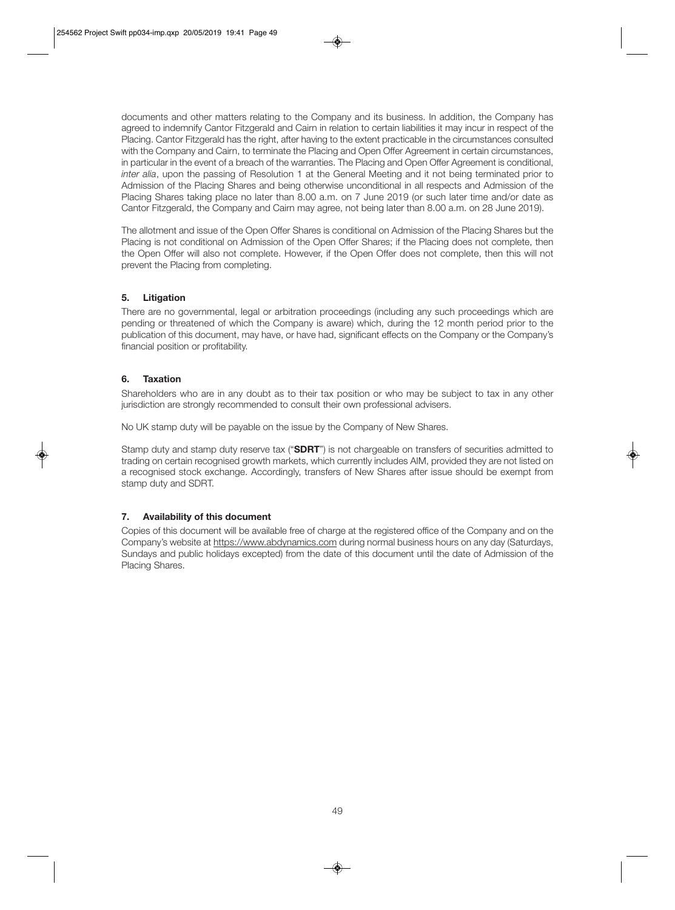documents and other matters relating to the Company and its business. In addition, the Company has agreed to indemnify Cantor Fitzgerald and Cairn in relation to certain liabilities it may incur in respect of the Placing. Cantor Fitzgerald has the right, after having to the extent practicable in the circumstances consulted with the Company and Cairn, to terminate the Placing and Open Offer Agreement in certain circumstances, in particular in the event of a breach of the warranties. The Placing and Open Offer Agreement is conditional, *inter alia*, upon the passing of Resolution 1 at the General Meeting and it not being terminated prior to Admission of the Placing Shares and being otherwise unconditional in all respects and Admission of the Placing Shares taking place no later than 8.00 a.m. on 7 June 2019 (or such later time and/or date as Cantor Fitzgerald, the Company and Cairn may agree, not being later than 8.00 a.m. on 28 June 2019).

The allotment and issue of the Open Offer Shares is conditional on Admission of the Placing Shares but the Placing is not conditional on Admission of the Open Offer Shares; if the Placing does not complete, then the Open Offer will also not complete. However, if the Open Offer does not complete, then this will not prevent the Placing from completing.

## 5. Litigation

There are no governmental, legal or arbitration proceedings (including any such proceedings which are pending or threatened of which the Company is aware) which, during the 12 month period prior to the publication of this document, may have, or have had, significant effects on the Company or the Company's financial position or profitability.

## 6. Taxation

Shareholders who are in any doubt as to their tax position or who may be subject to tax in any other jurisdiction are strongly recommended to consult their own professional advisers.

No UK stamp duty will be payable on the issue by the Company of New Shares.

Stamp duty and stamp duty reserve tax ("**SDRT**") is not chargeable on transfers of securities admitted to trading on certain recognised growth markets, which currently includes AIM, provided they are not listed on a recognised stock exchange. Accordingly, transfers of New Shares after issue should be exempt from stamp duty and SDRT.

## 7. Availability of this document

Copies of this document will be available free of charge at the registered office of the Company and on the Company's website at https://www.abdynamics.com during normal business hours on any day (Saturdays, Sundays and public holidays excepted) from the date of this document until the date of Admission of the Placing Shares.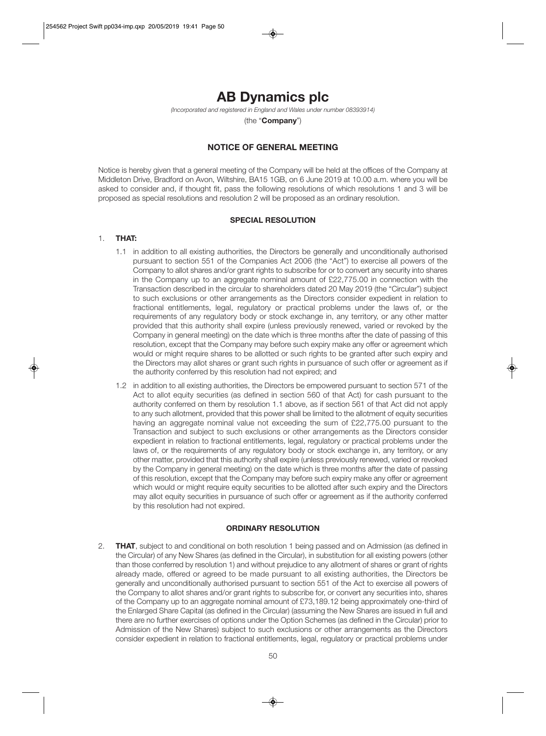# AB Dynamics plc

*(Incorporated and registered in England and Wales under number 08393914)*

(the "**Company**")

## NOTICE OF GENERAL MEETING

Notice is hereby given that a general meeting of the Company will be held at the offices of the Company at Middleton Drive, Bradford on Avon, Wiltshire, BA15 1GB, on 6 June 2019 at 10.00 a.m. where you will be asked to consider and, if thought fit, pass the following resolutions of which resolutions 1 and 3 will be proposed as special resolutions and resolution 2 will be proposed as an ordinary resolution.

### SPECIAL RESOLUTION

1. **THAT:**

   1.1 in addition to all existing authorities, the Directors be generally and unconditionally authorised pursuant to section 551 of the Companies Act 2006 (the "Act") to exercise all powers of the Company to allot shares and/or grant rights to subscribe for or to convert any security into shares in the Company up to an aggregate nominal amount of £22,775.00 in connection with the Transaction described in the circular to shareholders dated 20 May 2019 (the "Circular") subject to such exclusions or other arrangements as the Directors consider expedient in relation to fractional entitlements, legal, regulatory or practical problems under the laws of, or the requirements of any regulatory body or stock exchange in, any territory, or any other matter provided that this authority shall expire (unless previously renewed, varied or revoked by the Company in general meeting) on the date which is three months after the date of passing of this resolution, except that the Company may before such expiry make any offer or agreement which would or might require shares to be allotted or such rights to be granted after such expiry and the Directors may allot shares or grant such rights in pursuance of such offer or agreement as if the authority conferred by this resolution had not expired; and

   1.2 in addition to all existing authorities, the Directors be empowered pursuant to section 571 of the Act to allot equity securities (as defined in section 560 of that Act) for cash pursuant to the authority conferred on them by resolution 1.1 above, as if section 561 of that Act did not apply to any such allotment, provided that this power shall be limited to the allotment of equity securities having an aggregate nominal value not exceeding the sum of £22,775.00 pursuant to the Transaction and subject to such exclusions or other arrangements as the Directors consider expedient in relation to fractional entitlements, legal, regulatory or practical problems under the laws of, or the requirements of any regulatory body or stock exchange in, any territory, or any other matter, provided that this authority shall expire (unless previously renewed, varied or revoked by the Company in general meeting) on the date which is three months after the date of passing of this resolution, except that the Company may before such expiry make any offer or agreement which would or might require equity securities to be allotted after such expiry and the Directors may allot equity securities in pursuance of such offer or agreement as if the authority conferred by this resolution had not expired.

### ORDINARY RESOLUTION

2. **THAT**, subject to and conditional on both resolution 1 being passed and on Admission (as defined in the Circular) of any New Shares (as defined in the Circular), in substitution for all existing powers (other than those conferred by resolution 1) and without prejudice to any allotment of shares or grant of rights already made, offered or agreed to be made pursuant to all existing authorities, the Directors be generally and unconditionally authorised pursuant to section 551 of the Act to exercise all powers of the Company to allot shares and/or grant rights to subscribe for, or convert any securities into, shares of the Company up to an aggregate nominal amount of £73,189.12 being approximately one-third of the Enlarged Share Capital (as defined in the Circular) (assuming the New Shares are issued in full and there are no further exercises of options under the Option Schemes (as defined in the Circular) prior to Admission of the New Shares) subject to such exclusions or other arrangements as the Directors consider expedient in relation to fractional entitlements, legal, regulatory or practical problems under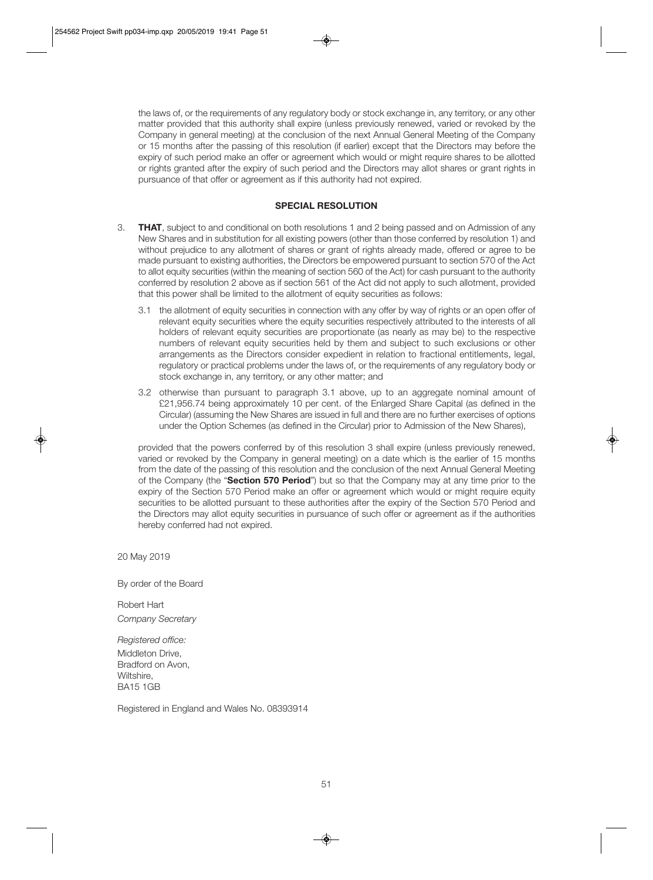the laws of, or the requirements of any regulatory body or stock exchange in, any territory, or any other matter provided that this authority shall expire (unless previously renewed, varied or revoked by the Company in general meeting) at the conclusion of the next Annual General Meeting of the Company or 15 months after the passing of this resolution (if earlier) except that the Directors may before the expiry of such period make an offer or agreement which would or might require shares to be allotted or rights granted after the expiry of such period and the Directors may allot shares or grant rights in pursuance of that offer or agreement as if this authority had not expired.

## SPECIAL RESOLUTION

3. **THAT**, subject to and conditional on both resolutions 1 and 2 being passed and on Admission of any New Shares and in substitution for all existing powers (other than those conferred by resolution 1) and without prejudice to any allotment of shares or grant of rights already made, offered or agree to be made pursuant to existing authorities, the Directors be empowered pursuant to section 570 of the Act to allot equity securities (within the meaning of section 560 of the Act) for cash pursuant to the authority conferred by resolution 2 above as if section 561 of the Act did not apply to such allotment, provided that this power shall be limited to the allotment of equity securities as follows:

   3.1 the allotment of equity securities in connection with any offer by way of rights or an open offer of relevant equity securities where the equity securities respectively attributed to the interests of all holders of relevant equity securities are proportionate (as nearly as may be) to the respective numbers of relevant equity securities held by them and subject to such exclusions or other arrangements as the Directors consider expedient in relation to fractional entitlements, legal, regulatory or practical problems under the laws of, or the requirements of any regulatory body or stock exchange in, any territory, or any other matter; and

   3.2 otherwise than pursuant to paragraph 3.1 above, up to an aggregate nominal amount of £21,956.74 being approximately 10 per cent. of the Enlarged Share Capital (as defined in the Circular) (assuming the New Shares are issued in full and there are no further exercises of options under the Option Schemes (as defined in the Circular) prior to Admission of the New Shares),

   provided that the powers conferred by of this resolution 3 shall expire (unless previously renewed, varied or revoked by the Company in general meeting) on a date which is the earlier of 15 months from the date of the passing of this resolution and the conclusion of the next Annual General Meeting of the Company (the "**Section 570 Period**") but so that the Company may at any time prior to the expiry of the Section 570 Period make an offer or agreement which would or might require equity securities to be allotted pursuant to these authorities after the expiry of the Section 570 Period and the Directors may allot equity securities in pursuance of such offer or agreement as if the authorities hereby conferred had not expired.

20 May 2019

By order of the Board

Robert Hart
*Company Secretary*

*Registered office:*
Middleton Drive,
Bradford on Avon,
Wiltshire,
BA15 1GB

Registered in England and Wales No. 08393914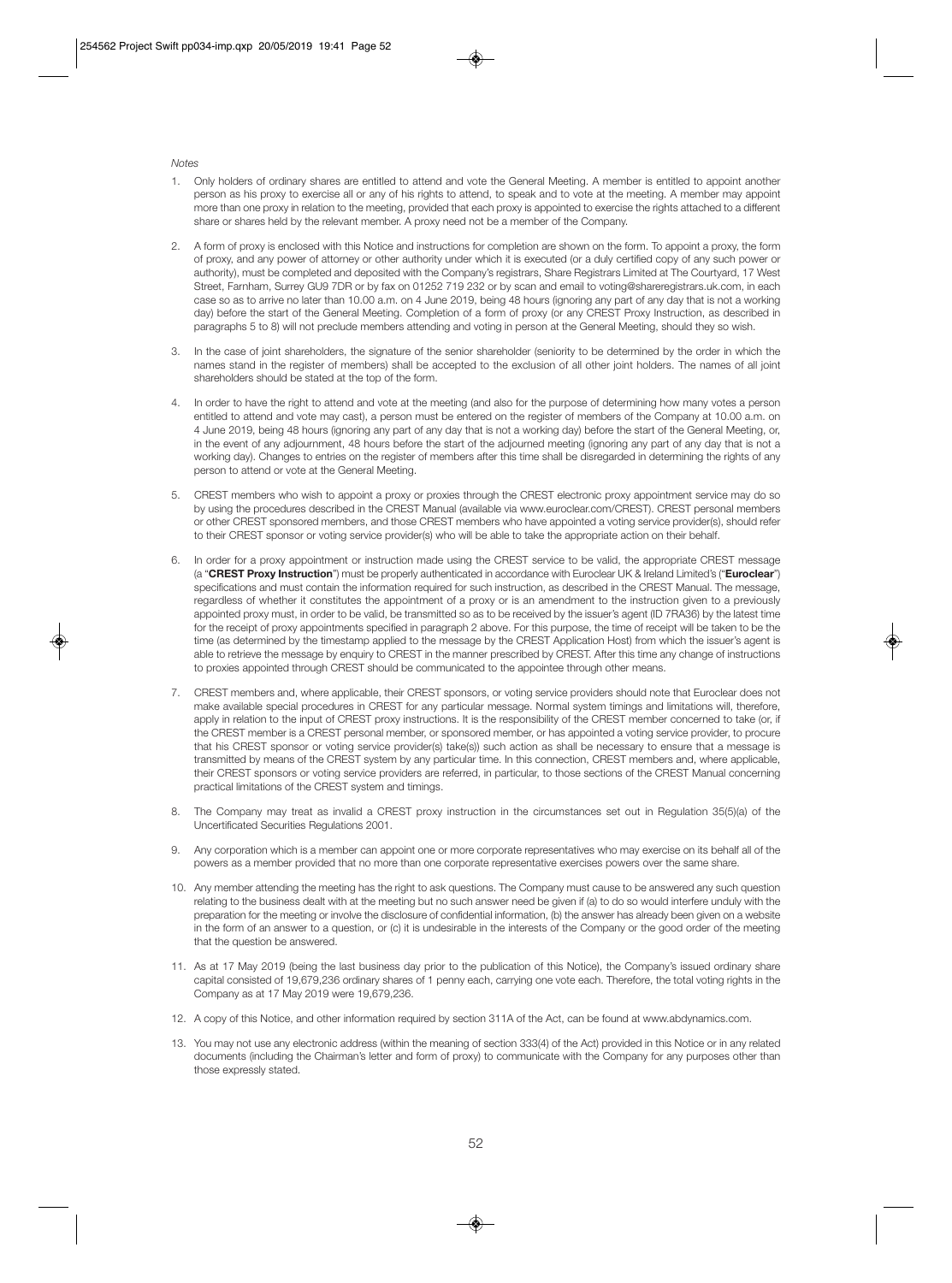*Notes*

1. Only holders of ordinary shares are entitled to attend and vote the General Meeting. A member is entitled to appoint another person as his proxy to exercise all or any of his rights to attend, to speak and to vote at the meeting. A member may appoint more than one proxy in relation to the meeting, provided that each proxy is appointed to exercise the rights attached to a different share or shares held by the relevant member. A proxy need not be a member of the Company.

2. A form of proxy is enclosed with this Notice and instructions for completion are shown on the form. To appoint a proxy, the form of proxy, and any power of attorney or other authority under which it is executed (or a duly certified copy of any such power or authority), must be completed and deposited with the Company's registrars, Share Registrars Limited at The Courtyard, 17 West Street, Farnham, Surrey GU9 7DR or by fax on 01252 719 232 or by scan and email to voting@shareregistrars.uk.com, in each case so as to arrive no later than 10.00 a.m. on 4 June 2019, being 48 hours (ignoring any part of any day that is not a working day) before the start of the General Meeting. Completion of a form of proxy (or any CREST Proxy Instruction, as described in paragraphs 5 to 8) will not preclude members attending and voting in person at the General Meeting, should they so wish.

3. In the case of joint shareholders, the signature of the senior shareholder (seniority to be determined by the order in which the names stand in the register of members) shall be accepted to the exclusion of all other joint holders. The names of all joint shareholders should be stated at the top of the form.

4. In order to have the right to attend and vote at the meeting (and also for the purpose of determining how many votes a person entitled to attend and vote may cast), a person must be entered on the register of members of the Company at 10.00 a.m. on 4 June 2019, being 48 hours (ignoring any part of any day that is not a working day) before the start of the General Meeting, or, in the event of any adjournment, 48 hours before the start of the adjourned meeting (ignoring any part of any day that is not a working day). Changes to entries on the register of members after this time shall be disregarded in determining the rights of any person to attend or vote at the General Meeting.

5. CREST members who wish to appoint a proxy or proxies through the CREST electronic proxy appointment service may do so by using the procedures described in the CREST Manual (available via www.euroclear.com/CREST). CREST personal members or other CREST sponsored members, and those CREST members who have appointed a voting service provider(s), should refer to their CREST sponsor or voting service provider(s) who will be able to take the appropriate action on their behalf.

6. In order for a proxy appointment or instruction made using the CREST service to be valid, the appropriate CREST message (a "**CREST Proxy Instruction**") must be properly authenticated in accordance with Euroclear UK & Ireland Limited's ("**Euroclear**") specifications and must contain the information required for such instruction, as described in the CREST Manual. The message, regardless of whether it constitutes the appointment of a proxy or is an amendment to the instruction given to a previously appointed proxy must, in order to be valid, be transmitted so as to be received by the issuer's agent (ID 7RA36) by the latest time for the receipt of proxy appointments specified in paragraph 2 above. For this purpose, the time of receipt will be taken to be the time (as determined by the timestamp applied to the message by the CREST Application Host) from which the issuer's agent is able to retrieve the message by enquiry to CREST in the manner prescribed by CREST. After this time any change of instructions to proxies appointed through CREST should be communicated to the appointee through other means.

7. CREST members and, where applicable, their CREST sponsors, or voting service providers should note that Euroclear does not make available special procedures in CREST for any particular message. Normal system timings and limitations will, therefore, apply in relation to the input of CREST proxy instructions. It is the responsibility of the CREST member concerned to take (or, if the CREST member is a CREST personal member, or sponsored member, or has appointed a voting service provider, to procure that his CREST sponsor or voting service provider(s) take(s)) such action as shall be necessary to ensure that a message is transmitted by means of the CREST system by any particular time. In this connection, CREST members and, where applicable, their CREST sponsors or voting service providers are referred, in particular, to those sections of the CREST Manual concerning practical limitations of the CREST system and timings.

8. The Company may treat as invalid a CREST proxy instruction in the circumstances set out in Regulation 35(5)(a) of the Uncertificated Securities Regulations 2001.

9. Any corporation which is a member can appoint one or more corporate representatives who may exercise on its behalf all of the powers as a member provided that no more than one corporate representative exercises powers over the same share.

10. Any member attending the meeting has the right to ask questions. The Company must cause to be answered any such question relating to the business dealt with at the meeting but no such answer need be given if (a) to do so would interfere unduly with the preparation for the meeting or involve the disclosure of confidential information, (b) the answer has already been given on a website in the form of an answer to a question, or (c) it is undesirable in the interests of the Company or the good order of the meeting that the question be answered.

11. As at 17 May 2019 (being the last business day prior to the publication of this Notice), the Company's issued ordinary share capital consisted of 19,679,236 ordinary shares of 1 penny each, carrying one vote each. Therefore, the total voting rights in the Company as at 17 May 2019 were 19,679,236.

12. A copy of this Notice, and other information required by section 311A of the Act, can be found at www.abdynamics.com.

13. You may not use any electronic address (within the meaning of section 333(4) of the Act) provided in this Notice or in any related documents (including the Chairman's letter and form of proxy) to communicate with the Company for any purposes other than those expressly stated.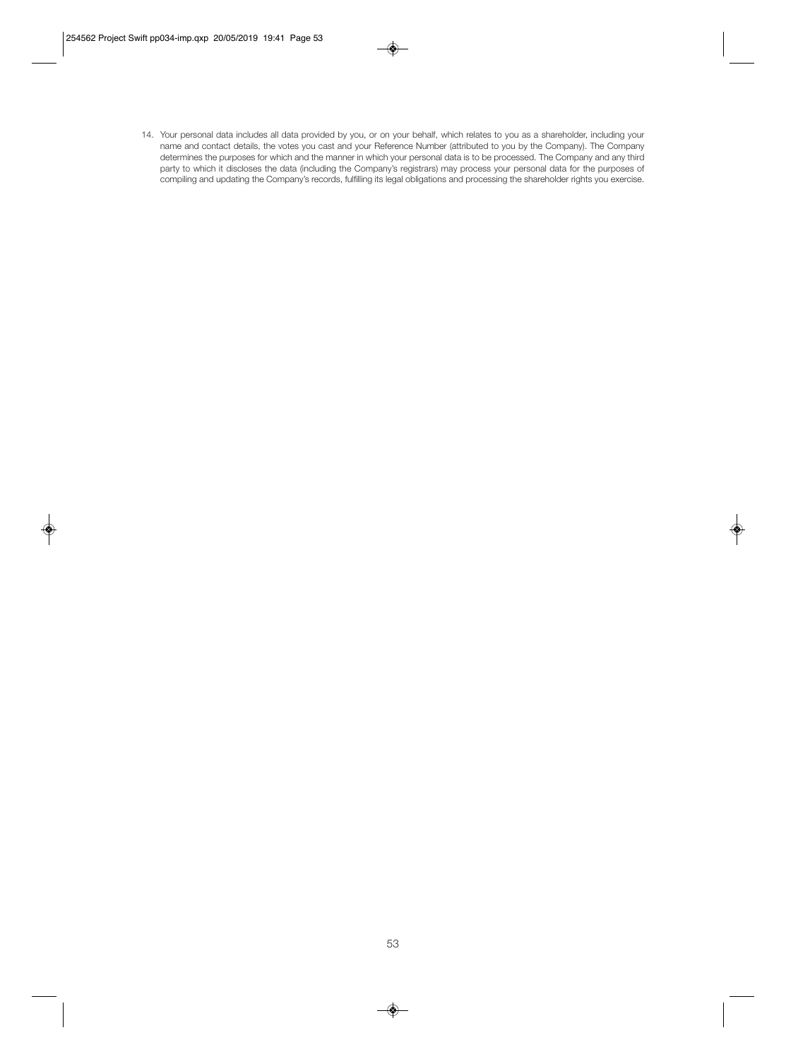14. Your personal data includes all data provided by you, or on your behalf, which relates to you as a shareholder, including your name and contact details, the votes you cast and your Reference Number (attributed to you by the Company). The Company determines the purposes for which and the manner in which your personal data is to be processed. The Company and any third party to which it discloses the data (including the Company's registrars) may process your personal data for the purposes of compiling and updating the Company's records, fulfilling its legal obligations and processing the shareholder rights you exercise.